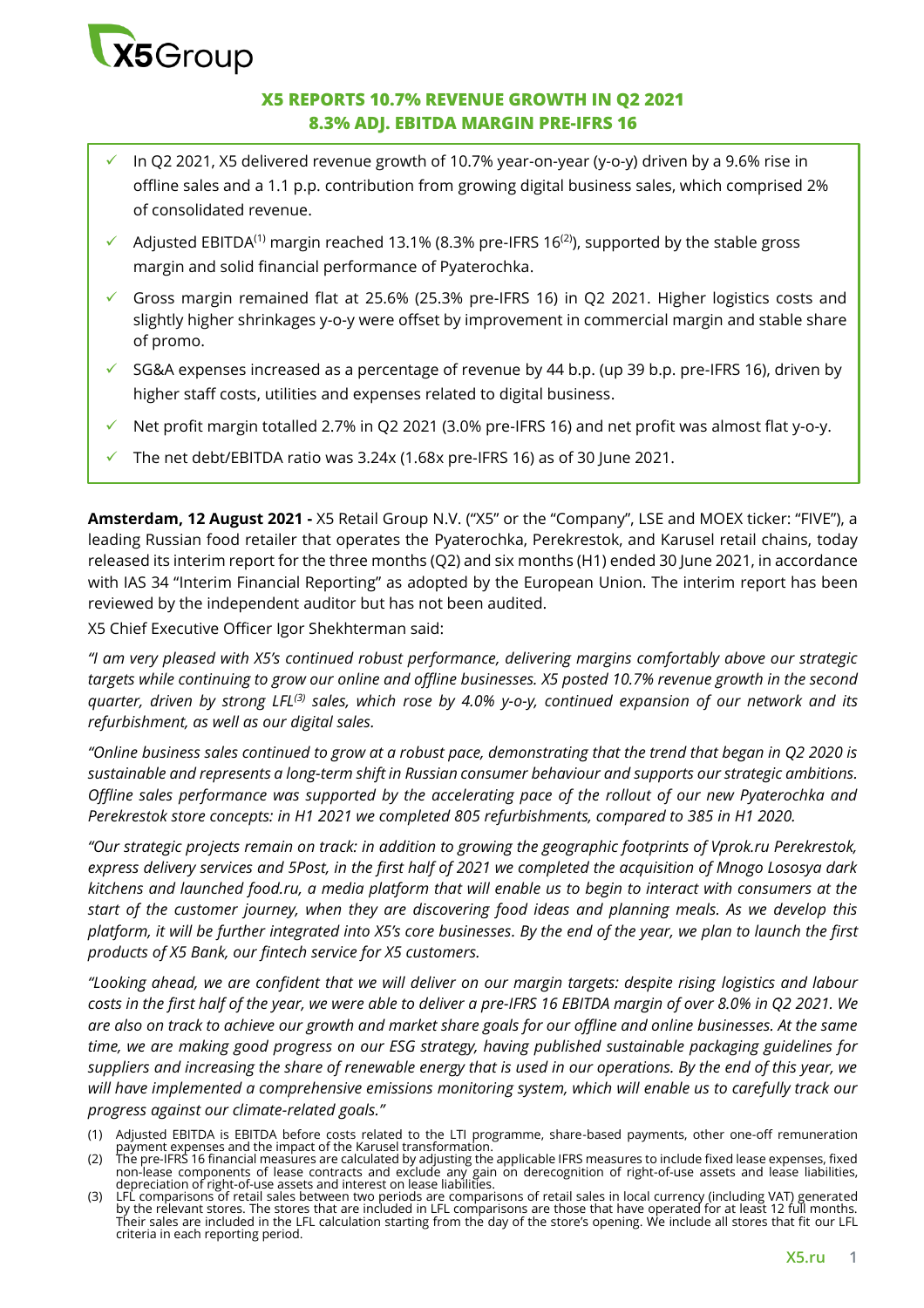# X5 REPORTS 10.7% REVENUE GROWTH IN Q2 2021
## 8.3% ADJ. EBITDA MARGIN PRE-IFRS 16

- ✓ In Q2 2021, X5 delivered revenue growth of 10.7% year-on-year (y-o-y) driven by a 9.6% rise in offline sales and a 1.1 p.p. contribution from growing digital business sales, which comprised 2% of consolidated revenue.
- ✓ Adjusted EBITDA[1] margin reached 13.1% (8.3% pre-IFRS 16[2]), supported by the stable gross margin and solid financial performance of Pyaterochka.
- ✓ Gross margin remained flat at 25.6% (25.3% pre-IFRS 16) in Q2 2021. Higher logistics costs and slightly higher shrinkages y-o-y were offset by improvement in commercial margin and stable share of promo.
- ✓ SG&A expenses increased as a percentage of revenue by 44 b.p. (up 39 b.p. pre-IFRS 16), driven by higher staff costs, utilities and expenses related to digital business.
- ✓ Net profit margin totalled 2.7% in Q2 2021 (3.0% pre-IFRS 16) and net profit was almost flat y-o-y.
- ✓ The net debt/EBITDA ratio was 3.24x (1.68x pre-IFRS 16) as of 30 June 2021.

**Amsterdam, 12 August 2021 -** X5 Retail Group N.V. ("X5" or the "Company", LSE and MOEX ticker: "FIVE"), a leading Russian food retailer that operates the Pyaterochka, Perekrestok, and Karusel retail chains, today released its interim report for the three months (Q2) and six months (H1) ended 30 June 2021, in accordance with IAS 34 "Interim Financial Reporting" as adopted by the European Union. The interim report has been reviewed by the independent auditor but has not been audited.

X5 Chief Executive Officer Igor Shekhterman said:

*"I am very pleased with X5's continued robust performance, delivering margins comfortably above our strategic targets while continuing to grow our online and offline businesses. X5 posted 10.7% revenue growth in the second quarter, driven by strong LFL[3] sales, which rose by 4.0% y-o-y, continued expansion of our network and its refurbishment, as well as our digital sales.*

*"Online business sales continued to grow at a robust pace, demonstrating that the trend that began in Q2 2020 is sustainable and represents a long-term shift in Russian consumer behaviour and supports our strategic ambitions. Offline sales performance was supported by the accelerating pace of the rollout of our new Pyaterochka and Perekrestok store concepts: in H1 2021 we completed 805 refurbishments, compared to 385 in H1 2020.*

*"Our strategic projects remain on track: in addition to growing the geographic footprints of Vprok.ru Perekrestok, express delivery services and 5Post, in the first half of 2021 we completed the acquisition of Mnogo Lososya dark kitchens and launched food.ru, a media platform that will enable us to begin to interact with consumers at the start of the customer journey, when they are discovering food ideas and planning meals. As we develop this platform, it will be further integrated into X5's core businesses. By the end of the year, we plan to launch the first products of X5 Bank, our fintech service for X5 customers.*

*"Looking ahead, we are confident that we will deliver on our margin targets: despite rising logistics and labour costs in the first half of the year, we were able to deliver a pre-IFRS 16 EBITDA margin of over 8.0% in Q2 2021. We are also on track to achieve our growth and market share goals for our offline and online businesses. At the same time, we are making good progress on our ESG strategy, having published sustainable packaging guidelines for suppliers and increasing the share of renewable energy that is used in our operations. By the end of this year, we will have implemented a comprehensive emissions monitoring system, which will enable us to carefully track our progress against our climate-related goals."*

(1) Adjusted EBITDA is EBITDA before costs related to the LTI programme, share-based payments, other one-off remuneration payment expenses and the impact of the Karusel transformation.
(2) The pre-IFRS 16 financial measures are calculated by adjusting the applicable IFRS measures to include fixed lease expenses, fixed non-lease components of lease contracts and exclude any gain on derecognition of right-of-use assets and lease liabilities, depreciation of right-of-use assets and interest on lease liabilities.
(3) LFL comparisons of retail sales between two periods are comparisons of retail sales in local currency (including VAT) generated by the relevant stores. The stores that are included in LFL comparisons are those that have operated for at least 12 full months. Their sales are included in the LFL calculation starting from the day of the store's opening. We include all stores that fit our LFL criteria in each reporting period.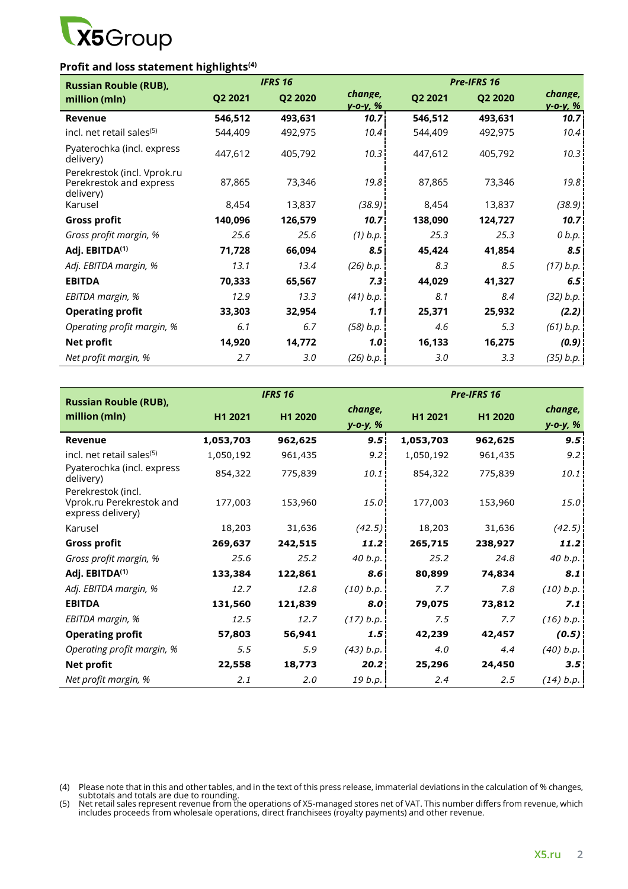### Profit and loss statement highlights[4]

| Russian Rouble (RUB), million (mln) | IFRS 16 | | | Pre-IFRS 16 | | |
|---|---|---|---|---|---|---|
| | Q2 2021 | Q2 2020 | *change, y-o-y, %* | Q2 2021 | Q2 2020 | *change, y-o-y, %* |
| **Revenue** | **546,512** | **493,631** | ***10.7*** | **546,512** | **493,631** | ***10.7*** |
| incl. net retail sales[5] | 544,409 | 492,975 | *10.4* | 544,409 | 492,975 | *10.4* |
| Pyaterochka (incl. express delivery) | 447,612 | 405,792 | *10.3* | 447,612 | 405,792 | *10.3* |
| Perekrestok (incl. Vprok.ru Perekrestok and express delivery) | 87,865 | 73,346 | *19.8* | 87,865 | 73,346 | *19.8* |
| Karusel | 8,454 | 13,837 | *(38.9)* | 8,454 | 13,837 | *(38.9)* |
| **Gross profit** | **140,096** | **126,579** | ***10.7*** | **138,090** | **124,727** | ***10.7*** |
| *Gross profit margin, %* | *25.6* | *25.6* | *(1) b.p.* | *25.3* | *25.3* | *0 b.p.* |
| **Adj. EBITDA[1]** | **71,728** | **66,094** | ***8.5*** | **45,424** | **41,854** | ***8.5*** |
| *Adj. EBITDA margin, %* | *13.1* | *13.4* | *(26) b.p.* | *8.3* | *8.5* | *(17) b.p.* |
| **EBITDA** | **70,333** | **65,567** | ***7.3*** | **44,029** | **41,327** | ***6.5*** |
| *EBITDA margin, %* | *12.9* | *13.3* | *(41) b.p.* | *8.1* | *8.4* | *(32) b.p.* |
| **Operating profit** | **33,303** | **32,954** | ***1.1*** | **25,371** | **25,932** | ***(2.2)*** |
| *Operating profit margin, %* | *6.1* | *6.7* | *(58) b.p.* | *4.6* | *5.3* | *(61) b.p.* |
| **Net profit** | **14,920** | **14,772** | ***1.0*** | **16,133** | **16,275** | ***(0.9)*** |
| *Net profit margin, %* | *2.7* | *3.0* | *(26) b.p.* | *3.0* | *3.3* | *(35) b.p.* |

| Russian Rouble (RUB), million (mln) | IFRS 16 | | | Pre-IFRS 16 | | |
|---|---|---|---|---|---|---|
| | H1 2021 | H1 2020 | *change, y-o-y, %* | H1 2021 | H1 2020 | *change, y-o-y, %* |
| **Revenue** | **1,053,703** | **962,625** | ***9.5*** | **1,053,703** | **962,625** | ***9.5*** |
| incl. net retail sales[5] | 1,050,192 | 961,435 | *9.2* | 1,050,192 | 961,435 | *9.2* |
| Pyaterochka (incl. express delivery) | 854,322 | 775,839 | *10.1* | 854,322 | 775,839 | *10.1* |
| Perekrestok (incl. Vprok.ru Perekrestok and express delivery) | 177,003 | 153,960 | *15.0* | 177,003 | 153,960 | *15.0* |
| Karusel | 18,203 | 31,636 | *(42.5)* | 18,203 | 31,636 | *(42.5)* |
| **Gross profit** | **269,637** | **242,515** | ***11.2*** | **265,715** | **238,927** | ***11.2*** |
| *Gross profit margin, %* | *25.6* | *25.2* | *40 b.p.* | *25.2* | *24.8* | *40 b.p.* |
| **Adj. EBITDA[1]** | **133,384** | **122,861** | ***8.6*** | **80,899** | **74,834** | ***8.1*** |
| *Adj. EBITDA margin, %* | *12.7* | *12.8* | *(10) b.p.* | *7.7* | *7.8* | *(10) b.p.* |
| **EBITDA** | **131,560** | **121,839** | ***8.0*** | **79,075** | **73,812** | ***7.1*** |
| *EBITDA margin, %* | *12.5* | *12.7* | *(17) b.p.* | *7.5* | *7.7* | *(16) b.p.* |
| **Operating profit** | **57,803** | **56,941** | ***1.5*** | **42,239** | **42,457** | ***(0.5)*** |
| *Operating profit margin, %* | *5.5* | *5.9* | *(43) b.p.* | *4.0* | *4.4* | *(40) b.p.* |
| **Net profit** | **22,558** | **18,773** | ***20.2*** | **25,296** | **24,450** | ***3.5*** |
| *Net profit margin, %* | *2.1* | *2.0* | *19 b.p.* | *2.4* | *2.5* | *(14) b.p.* |

(4) Please note that in this and other tables, and in the text of this press release, immaterial deviations in the calculation of % changes, subtotals and totals are due to rounding.
(5) Net retail sales represent revenue from the operations of X5-managed stores net of VAT. This number differs from revenue, which includes proceeds from wholesale operations, direct franchisees (royalty payments) and other revenue.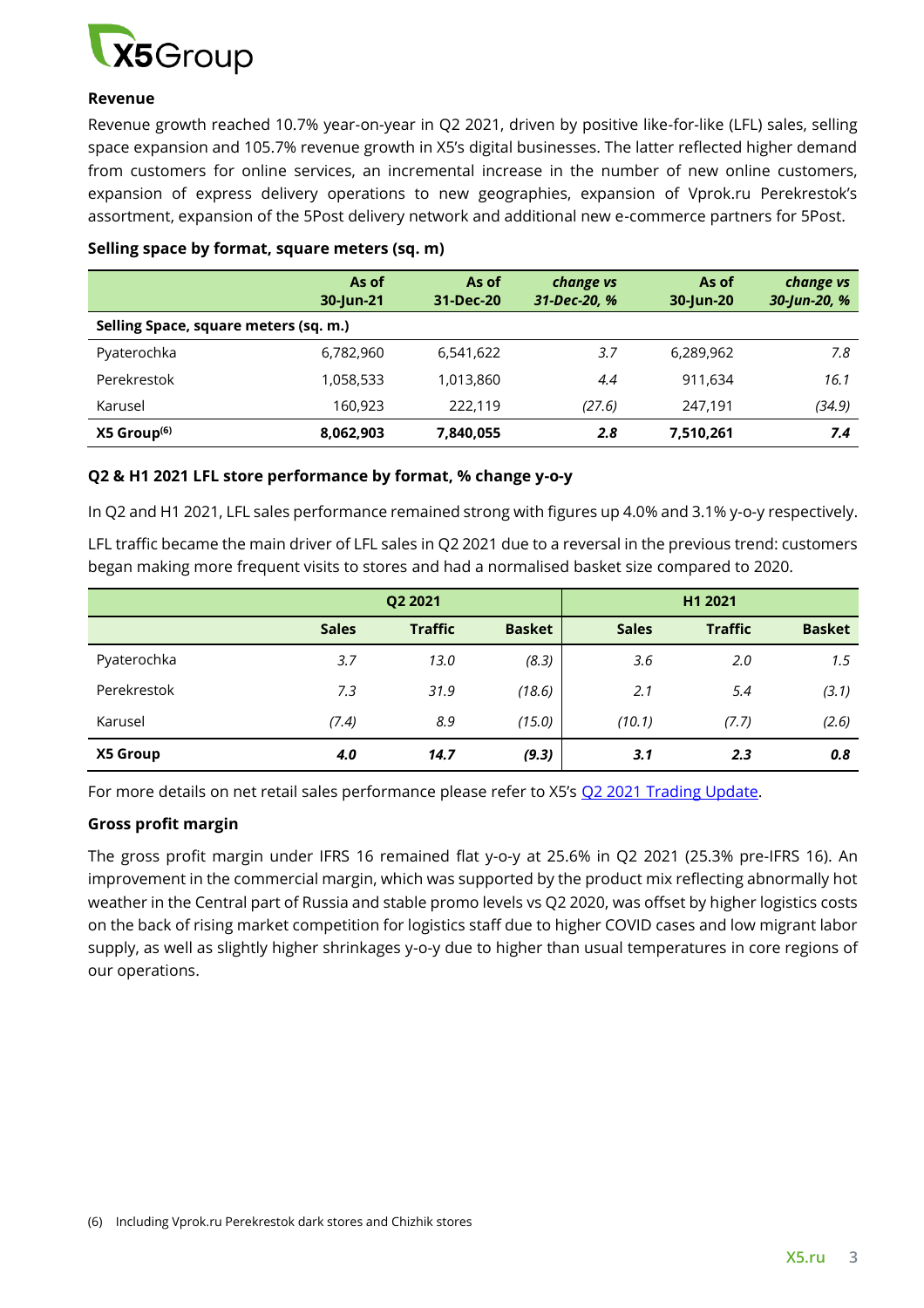**Revenue**

Revenue growth reached 10.7% year-on-year in Q2 2021, driven by positive like-for-like (LFL) sales, selling space expansion and 105.7% revenue growth in X5's digital businesses. The latter reflected higher demand from customers for online services, an incremental increase in the number of new online customers, expansion of express delivery operations to new geographies, expansion of Vprok.ru Perekrestok's assortment, expansion of the 5Post delivery network and additional new e-commerce partners for 5Post.

**Selling space by format, square meters (sq. m)**

| | As of 30-Jun-21 | As of 31-Dec-20 | *change vs 31-Dec-20, %* | As of 30-Jun-20 | *change vs 30-Jun-20, %* |
|---|---|---|---|---|---|
| **Selling Space, square meters (sq. m.)** | | | | | |
| Pyaterochka | 6,782,960 | 6,541,622 | *3.7* | 6,289,962 | *7.8* |
| Perekrestok | 1,058,533 | 1,013,860 | *4.4* | 911,634 | *16.1* |
| Karusel | 160,923 | 222,119 | *(27.6)* | 247,191 | *(34.9)* |
| **X5 Group[6]** | **8,062,903** | **7,840,055** | ***2.8*** | **7,510,261** | ***7.4*** |

**Q2 & H1 2021 LFL store performance by format, % change y-o-y**

In Q2 and H1 2021, LFL sales performance remained strong with figures up 4.0% and 3.1% y-o-y respectively.

LFL traffic became the main driver of LFL sales in Q2 2021 due to a reversal in the previous trend: customers began making more frequent visits to stores and had a normalised basket size compared to 2020.

| | Q2 2021 | | | H1 2021 | | |
|---|---|---|---|---|---|---|
| | **Sales** | **Traffic** | **Basket** | **Sales** | **Traffic** | **Basket** |
| Pyaterochka | *3.7* | *13.0* | *(8.3)* | *3.6* | *2.0* | *1.5* |
| Perekrestok | *7.3* | *31.9* | *(18.6)* | *2.1* | *5.4* | *(3.1)* |
| Karusel | *(7.4)* | *8.9* | *(15.0)* | *(10.1)* | *(7.7)* | *(2.6)* |
| **X5 Group** | ***4.0*** | ***14.7*** | ***(9.3)*** | ***3.1*** | ***2.3*** | ***0.8*** |

For more details on net retail sales performance please refer to X5's Q2 2021 Trading Update.

**Gross profit margin**

The gross profit margin under IFRS 16 remained flat y-o-y at 25.6% in Q2 2021 (25.3% pre-IFRS 16). An improvement in the commercial margin, which was supported by the product mix reflecting abnormally hot weather in the Central part of Russia and stable promo levels vs Q2 2020, was offset by higher logistics costs on the back of rising market competition for logistics staff due to higher COVID cases and low migrant labor supply, as well as slightly higher shrinkages y-o-y due to higher than usual temperatures in core regions of our operations.

(6) Including Vprok.ru Perekrestok dark stores and Chizhik stores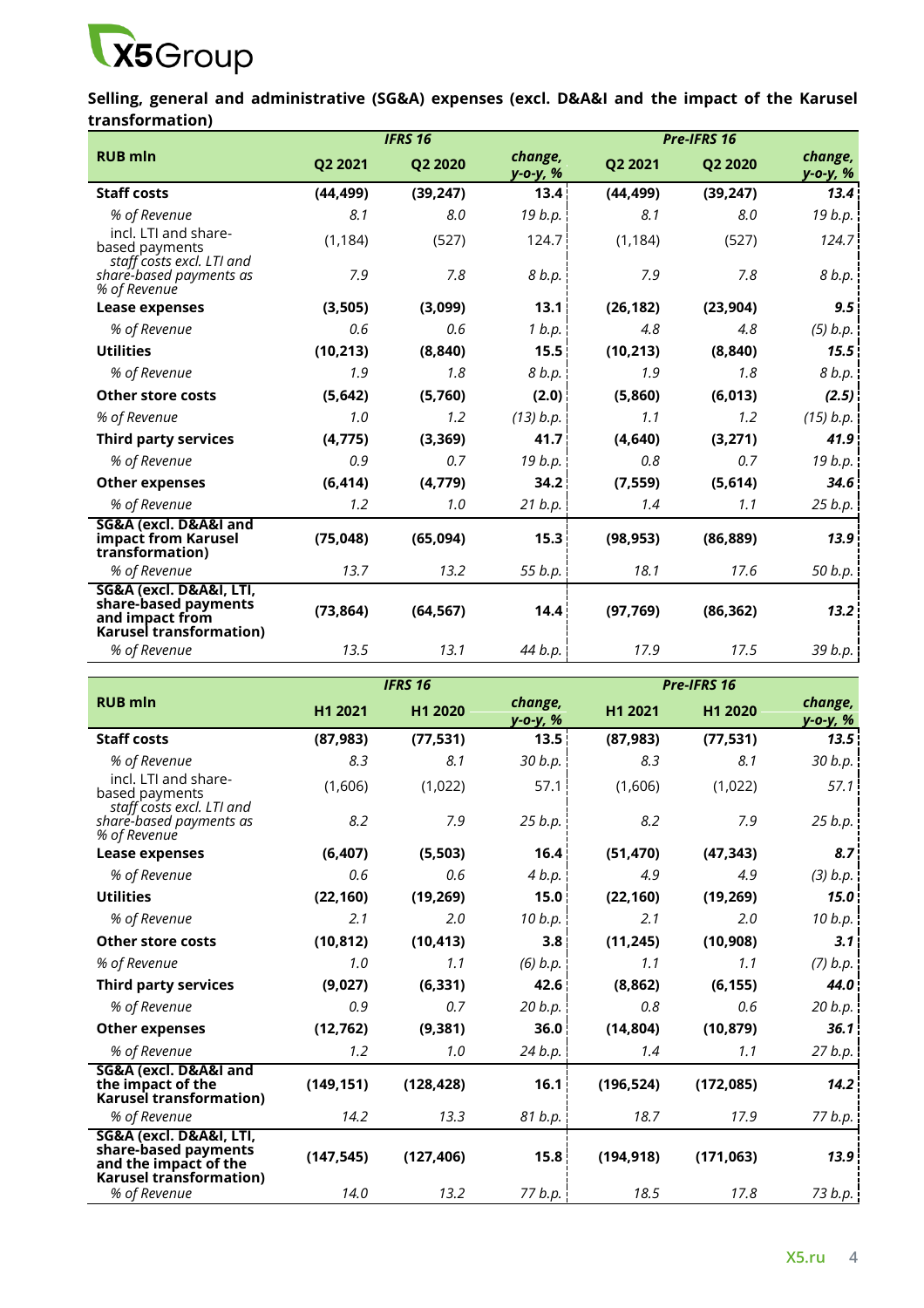**Selling, general and administrative (SG&A) expenses (excl. D&A&I and the impact of the Karusel transformation)**

| RUB mln | IFRS 16 | | | Pre-IFRS 16 | | |
|---|---|---|---|---|---|---|
| | Q2 2021 | Q2 2020 | change, y-o-y, % | Q2 2021 | Q2 2020 | change, y-o-y, % |
| **Staff costs** | **(44,499)** | **(39,247)** | **13.4** | **(44,499)** | **(39,247)** | ***13.4*** |
| *% of Revenue* | *8.1* | *8.0* | *19 b.p.* | *8.1* | *8.0* | *19 b.p.* |
| incl. LTI and share-based payments | (1,184) | (527) | 124.7 | (1,184) | (527) | *124.7* |
| *staff costs excl. LTI and share-based payments as % of Revenue* | *7.9* | *7.8* | *8 b.p.* | *7.9* | *7.8* | *8 b.p.* |
| **Lease expenses** | **(3,505)** | **(3,099)** | **13.1** | **(26,182)** | **(23,904)** | ***9.5*** |
| *% of Revenue* | *0.6* | *0.6* | *1 b.p.* | *4.8* | *4.8* | *(5) b.p.* |
| **Utilities** | **(10,213)** | **(8,840)** | **15.5** | **(10,213)** | **(8,840)** | ***15.5*** |
| *% of Revenue* | *1.9* | *1.8* | *8 b.p.* | *1.9* | *1.8* | *8 b.p.* |
| **Other store costs** | **(5,642)** | **(5,760)** | **(2.0)** | **(5,860)** | **(6,013)** | ***(2.5)*** |
| *% of Revenue* | *1.0* | *1.2* | *(13) b.p.* | *1.1* | *1.2* | *(15) b.p.* |
| **Third party services** | **(4,775)** | **(3,369)** | **41.7** | **(4,640)** | **(3,271)** | ***41.9*** |
| *% of Revenue* | *0.9* | *0.7* | *19 b.p.* | *0.8* | *0.7* | *19 b.p.* |
| **Other expenses** | **(6,414)** | **(4,779)** | **34.2** | **(7,559)** | **(5,614)** | ***34.6*** |
| *% of Revenue* | *1.2* | *1.0* | *21 b.p.* | *1.4* | *1.1* | *25 b.p.* |
| **SG&A (excl. D&A&I and impact from Karusel transformation)** | **(75,048)** | **(65,094)** | **15.3** | **(98,953)** | **(86,889)** | ***13.9*** |
| *% of Revenue* | *13.7* | *13.2* | *55 b.p.* | *18.1* | *17.6* | *50 b.p.* |
| **SG&A (excl. D&A&I, LTI, share-based payments and impact from Karusel transformation)** | **(73,864)** | **(64,567)** | **14.4** | **(97,769)** | **(86,362)** | ***13.2*** |
| *% of Revenue* | *13.5* | *13.1* | *44 b.p.* | *17.9* | *17.5* | *39 b.p.* |

| RUB mln | IFRS 16 | | | Pre-IFRS 16 | | |
|---|---|---|---|---|---|---|
| | H1 2021 | H1 2020 | change, y-o-y, % | H1 2021 | H1 2020 | change, y-o-y, % |
| **Staff costs** | **(87,983)** | **(77,531)** | **13.5** | **(87,983)** | **(77,531)** | ***13.5*** |
| *% of Revenue* | *8.3* | *8.1* | *30 b.p.* | *8.3* | *8.1* | *30 b.p.* |
| incl. LTI and share-based payments | (1,606) | (1,022) | 57.1 | (1,606) | (1,022) | *57.1* |
| *staff costs excl. LTI and share-based payments as % of Revenue* | *8.2* | *7.9* | *25 b.p.* | *8.2* | *7.9* | *25 b.p.* |
| **Lease expenses** | **(6,407)** | **(5,503)** | **16.4** | **(51,470)** | **(47,343)** | ***8.7*** |
| *% of Revenue* | *0.6* | *0.6* | *4 b.p.* | *4.9* | *4.9* | *(3) b.p.* |
| **Utilities** | **(22,160)** | **(19,269)** | **15.0** | **(22,160)** | **(19,269)** | ***15.0*** |
| *% of Revenue* | *2.1* | *2.0* | *10 b.p.* | *2.1* | *2.0* | *10 b.p.* |
| **Other store costs** | **(10,812)** | **(10,413)** | **3.8** | **(11,245)** | **(10,908)** | ***3.1*** |
| *% of Revenue* | *1.0* | *1.1* | *(6) b.p.* | *1.1* | *1.1* | *(7) b.p.* |
| **Third party services** | **(9,027)** | **(6,331)** | **42.6** | **(8,862)** | **(6,155)** | ***44.0*** |
| *% of Revenue* | *0.9* | *0.7* | *20 b.p.* | *0.8* | *0.6* | *20 b.p.* |
| **Other expenses** | **(12,762)** | **(9,381)** | **36.0** | **(14,804)** | **(10,879)** | ***36.1*** |
| *% of Revenue* | *1.2* | *1.0* | *24 b.p.* | *1.4* | *1.1* | *27 b.p.* |
| **SG&A (excl. D&A&I and the impact of the Karusel transformation)** | **(149,151)** | **(128,428)** | **16.1** | **(196,524)** | **(172,085)** | ***14.2*** |
| *% of Revenue* | *14.2* | *13.3* | *81 b.p.* | *18.7* | *17.9* | *77 b.p.* |
| **SG&A (excl. D&A&I, LTI, share-based payments and the impact of the Karusel transformation)** | **(147,545)** | **(127,406)** | **15.8** | **(194,918)** | **(171,063)** | ***13.9*** |
| *% of Revenue* | *14.0* | *13.2* | *77 b.p.* | *18.5* | *17.8* | *73 b.p.* |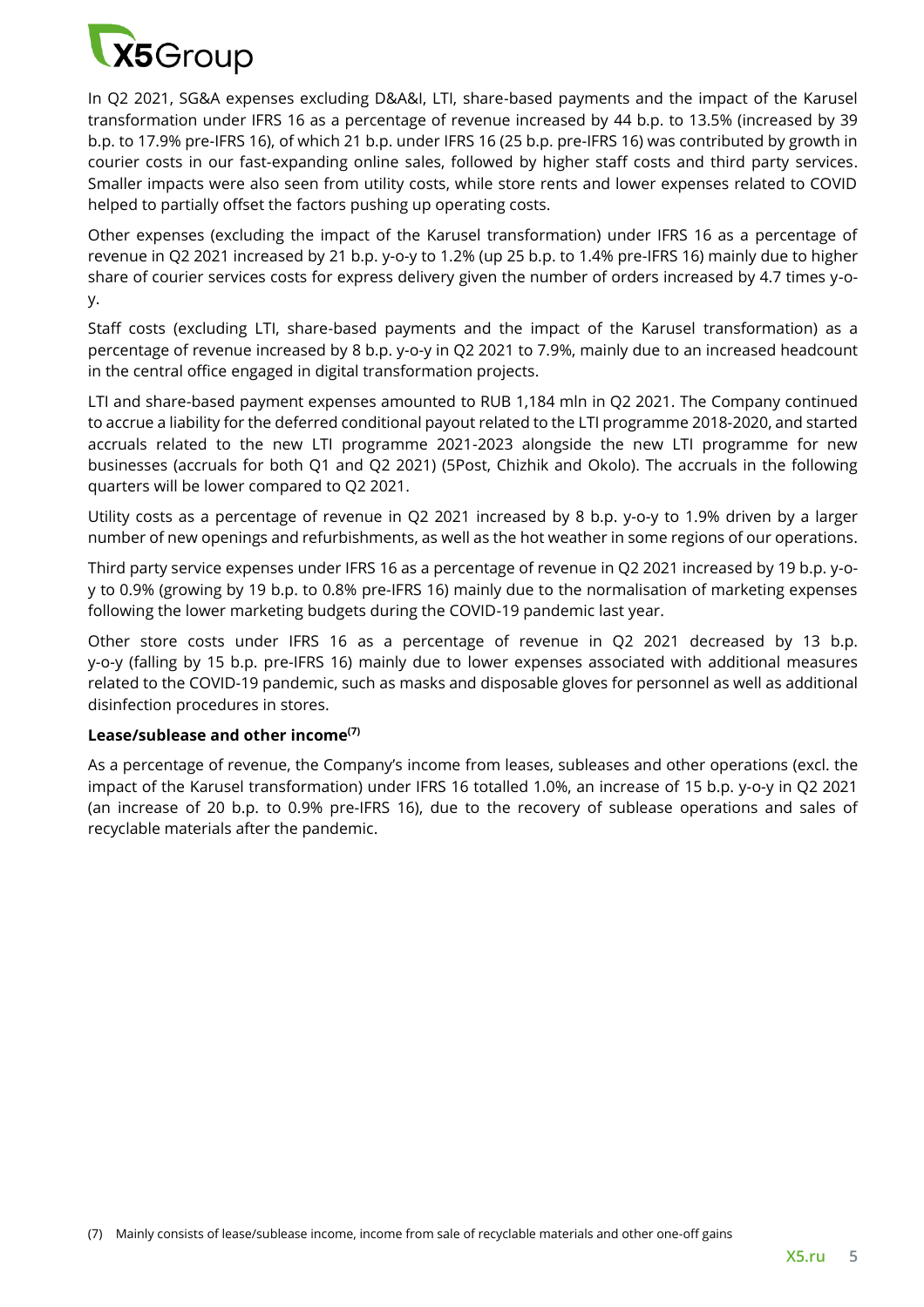In Q2 2021, SG&A expenses excluding D&A&I, LTI, share-based payments and the impact of the Karusel transformation under IFRS 16 as a percentage of revenue increased by 44 b.p. to 13.5% (increased by 39 b.p. to 17.9% pre-IFRS 16), of which 21 b.p. under IFRS 16 (25 b.p. pre-IFRS 16) was contributed by growth in courier costs in our fast-expanding online sales, followed by higher staff costs and third party services. Smaller impacts were also seen from utility costs, while store rents and lower expenses related to COVID helped to partially offset the factors pushing up operating costs.

Other expenses (excluding the impact of the Karusel transformation) under IFRS 16 as a percentage of revenue in Q2 2021 increased by 21 b.p. y-o-y to 1.2% (up 25 b.p. to 1.4% pre-IFRS 16) mainly due to higher share of courier services costs for express delivery given the number of orders increased by 4.7 times y-o-y.

Staff costs (excluding LTI, share-based payments and the impact of the Karusel transformation) as a percentage of revenue increased by 8 b.p. y-o-y in Q2 2021 to 7.9%, mainly due to an increased headcount in the central office engaged in digital transformation projects.

LTI and share-based payment expenses amounted to RUB 1,184 mln in Q2 2021. The Company continued to accrue a liability for the deferred conditional payout related to the LTI programme 2018-2020, and started accruals related to the new LTI programme 2021-2023 alongside the new LTI programme for new businesses (accruals for both Q1 and Q2 2021) (5Post, Chizhik and Okolo). The accruals in the following quarters will be lower compared to Q2 2021.

Utility costs as a percentage of revenue in Q2 2021 increased by 8 b.p. y-o-y to 1.9% driven by a larger number of new openings and refurbishments, as well as the hot weather in some regions of our operations.

Third party service expenses under IFRS 16 as a percentage of revenue in Q2 2021 increased by 19 b.p. y-o-y to 0.9% (growing by 19 b.p. to 0.8% pre-IFRS 16) mainly due to the normalisation of marketing expenses following the lower marketing budgets during the COVID-19 pandemic last year.

Other store costs under IFRS 16 as a percentage of revenue in Q2 2021 decreased by 13 b.p. y-o-y (falling by 15 b.p. pre-IFRS 16) mainly due to lower expenses associated with additional measures related to the COVID-19 pandemic, such as masks and disposable gloves for personnel as well as additional disinfection procedures in stores.

**Lease/sublease and other income[7]**

As a percentage of revenue, the Company's income from leases, subleases and other operations (excl. the impact of the Karusel transformation) under IFRS 16 totalled 1.0%, an increase of 15 b.p. y-o-y in Q2 2021 (an increase of 20 b.p. to 0.9% pre-IFRS 16), due to the recovery of sublease operations and sales of recyclable materials after the pandemic.

(7) Mainly consists of lease/sublease income, income from sale of recyclable materials and other one-off gains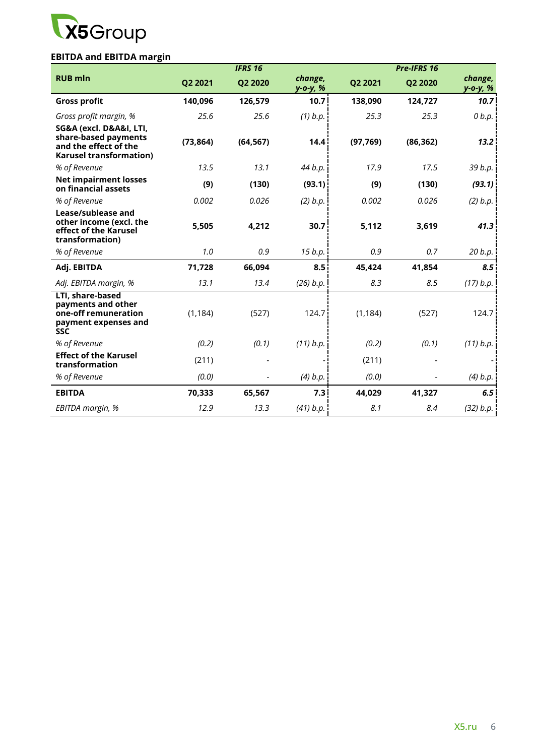### EBITDA and EBITDA margin

| RUB mln | IFRS 16 | | | Pre-IFRS 16 | | |
|---|---|---|---|---|---|---|
| | Q2 2021 | Q2 2020 | *change, y-o-y, %* | Q2 2021 | Q2 2020 | *change, y-o-y, %* |
| **Gross profit** | **140,096** | **126,579** | **10.7** | **138,090** | **124,727** | ***10.7*** |
| *Gross profit margin, %* | *25.6* | *25.6* | *(1) b.p.* | *25.3* | *25.3* | *0 b.p.* |
| **SG&A (excl. D&A&I, LTI, share-based payments and the effect of the Karusel transformation)** | **(73,864)** | **(64,567)** | **14.4** | **(97,769)** | **(86,362)** | ***13.2*** |
| *% of Revenue* | *13.5* | *13.1* | *44 b.p.* | *17.9* | *17.5* | *39 b.p.* |
| **Net impairment losses on financial assets** | **(9)** | **(130)** | **(93.1)** | **(9)** | **(130)** | ***(93.1)*** |
| *% of Revenue* | *0.002* | *0.026* | *(2) b.p.* | *0.002* | *0.026* | *(2) b.p.* |
| **Lease/sublease and other income (excl. the effect of the Karusel transformation)** | **5,505** | **4,212** | **30.7** | **5,112** | **3,619** | ***41.3*** |
| *% of Revenue* | *1.0* | *0.9* | *15 b.p.* | *0.9* | *0.7* | *20 b.p.* |
| **Adj. EBITDA** | **71,728** | **66,094** | **8.5** | **45,424** | **41,854** | ***8.5*** |
| *Adj. EBITDA margin, %* | *13.1* | *13.4* | *(26) b.p.* | *8.3* | *8.5* | *(17) b.p.* |
| **LTI, share-based payments and other one-off remuneration payment expenses and SSC** | (1,184) | (527) | 124.7 | (1,184) | (527) | 124.7 |
| *% of Revenue* | *(0.2)* | *(0.1)* | *(11) b.p.* | *(0.2)* | *(0.1)* | *(11) b.p.* |
| **Effect of the Karusel transformation** | (211) | - | - | (211) | - | - |
| *% of Revenue* | *(0.0)* | - | *(4) b.p.* | *(0.0)* | - | *(4) b.p.* |
| **EBITDA** | **70,333** | **65,567** | **7.3** | **44,029** | **41,327** | ***6.5*** |
| *EBITDA margin, %* | *12.9* | *13.3* | *(41) b.p.* | *8.1* | *8.4* | *(32) b.p.* |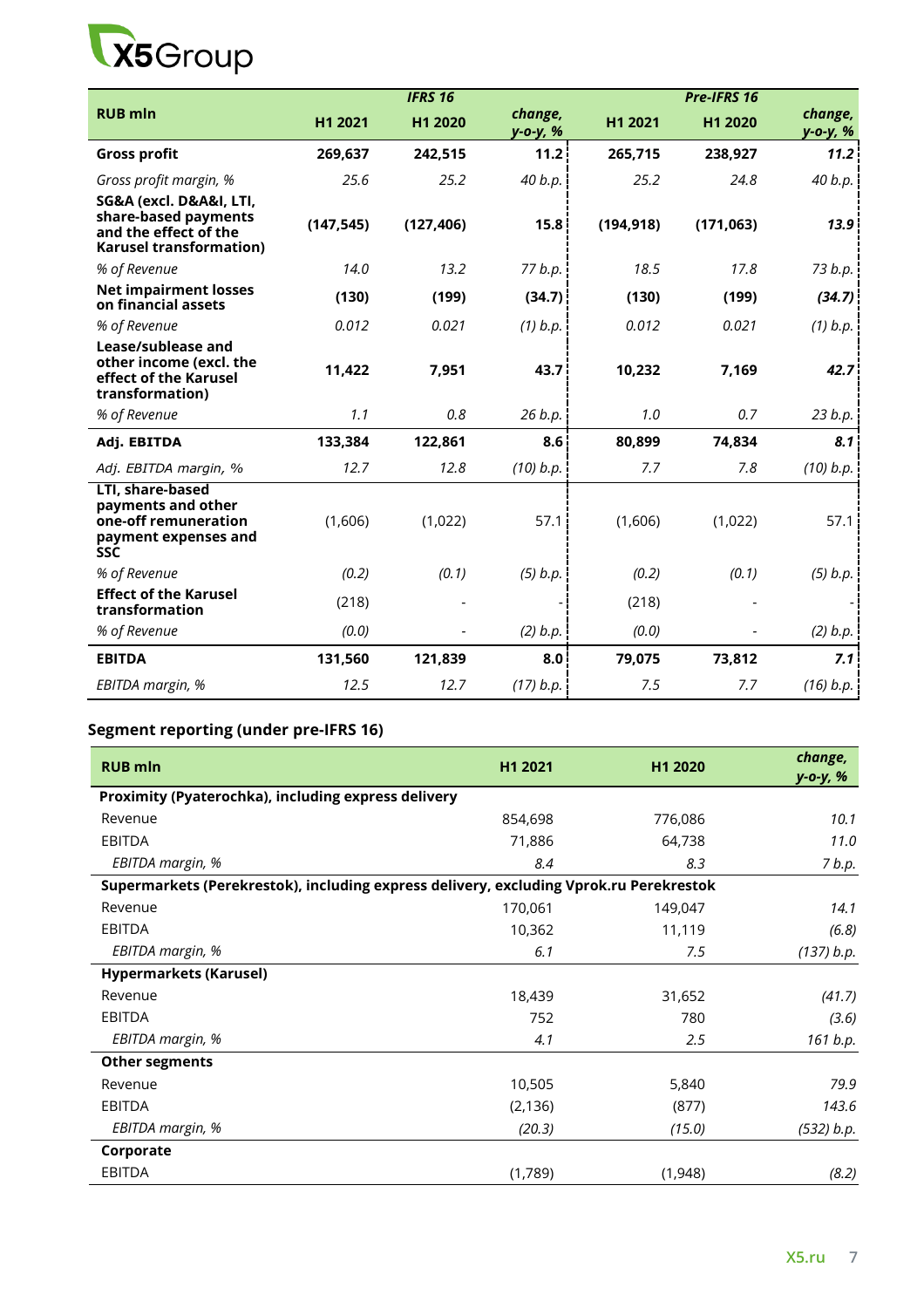| RUB mln | IFRS 16 | | | Pre-IFRS 16 | | |
|---|---|---|---|---|---|---|
| | H1 2021 | H1 2020 | *change, y-o-y, %* | H1 2021 | H1 2020 | *change, y-o-y, %* |
| **Gross profit** | **269,637** | **242,515** | **11.2** | **265,715** | **238,927** | ***11.2*** |
| *Gross profit margin, %* | *25.6* | *25.2* | *40 b.p.* | *25.2* | *24.8* | *40 b.p.* |
| **SG&A (excl. D&A&I, LTI, share-based payments and the effect of the Karusel transformation)** | **(147,545)** | **(127,406)** | **15.8** | **(194,918)** | **(171,063)** | ***13.9*** |
| *% of Revenue* | *14.0* | *13.2* | *77 b.p.* | *18.5* | *17.8* | *73 b.p.* |
| **Net impairment losses on financial assets** | **(130)** | **(199)** | **(34.7)** | **(130)** | **(199)** | ***(34.7)*** |
| *% of Revenue* | *0.012* | *0.021* | *(1) b.p.* | *0.012* | *0.021* | *(1) b.p.* |
| **Lease/sublease and other income (excl. the effect of the Karusel transformation)** | **11,422** | **7,951** | **43.7** | **10,232** | **7,169** | ***42.7*** |
| *% of Revenue* | *1.1* | *0.8* | *26 b.p.* | *1.0* | *0.7* | *23 b.p.* |
| **Adj. EBITDA** | **133,384** | **122,861** | **8.6** | **80,899** | **74,834** | ***8.1*** |
| *Adj. EBITDA margin, %* | *12.7* | *12.8* | *(10) b.p.* | *7.7* | *7.8* | *(10) b.p.* |
| **LTI, share-based payments and other one-off remuneration payment expenses and SSC** | (1,606) | (1,022) | 57.1 | (1,606) | (1,022) | 57.1 |
| *% of Revenue* | *(0.2)* | *(0.1)* | *(5) b.p.* | *(0.2)* | *(0.1)* | *(5) b.p.* |
| **Effect of the Karusel transformation** | (218) | - | - | (218) | - | - |
| *% of Revenue* | *(0.0)* | - | *(2) b.p.* | *(0.0)* | - | *(2) b.p.* |
| **EBITDA** | **131,560** | **121,839** | **8.0** | **79,075** | **73,812** | ***7.1*** |
| *EBITDA margin, %* | *12.5* | *12.7* | *(17) b.p.* | *7.5* | *7.7* | *(16) b.p.* |

## Segment reporting (under pre-IFRS 16)

| RUB mln | H1 2021 | H1 2020 | *change, y-o-y, %* |
|---|---|---|---|
| **Proximity (Pyaterochka), including express delivery** | | | |
| Revenue | 854,698 | 776,086 | *10.1* |
| EBITDA | 71,886 | 64,738 | *11.0* |
| *EBITDA margin, %* | *8.4* | *8.3* | *7 b.p.* |
| **Supermarkets (Perekrestok), including express delivery, excluding Vprok.ru Perekrestok** | | | |
| Revenue | 170,061 | 149,047 | *14.1* |
| EBITDA | 10,362 | 11,119 | *(6.8)* |
| *EBITDA margin, %* | *6.1* | *7.5* | *(137) b.p.* |
| **Hypermarkets (Karusel)** | | | |
| Revenue | 18,439 | 31,652 | *(41.7)* |
| EBITDA | 752 | 780 | *(3.6)* |
| *EBITDA margin, %* | *4.1* | *2.5* | *161 b.p.* |
| **Other segments** | | | |
| Revenue | 10,505 | 5,840 | *79.9* |
| EBITDA | (2,136) | (877) | *143.6* |
| *EBITDA margin, %* | *(20.3)* | *(15.0)* | *(532) b.p.* |
| **Corporate** | | | |
| EBITDA | (1,789) | (1,948) | *(8.2)* |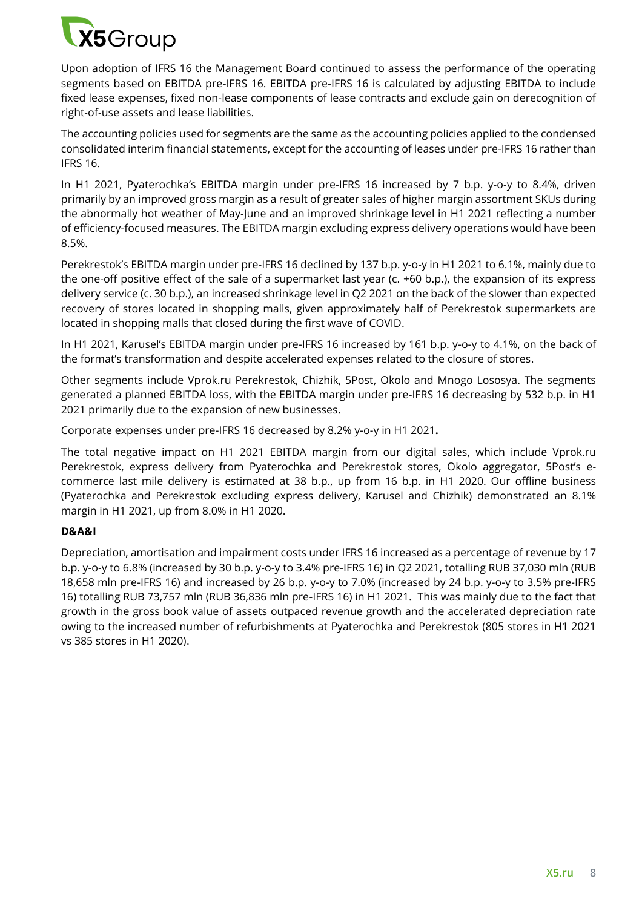Upon adoption of IFRS 16 the Management Board continued to assess the performance of the operating segments based on EBITDA pre-IFRS 16. EBITDA pre-IFRS 16 is calculated by adjusting EBITDA to include fixed lease expenses, fixed non-lease components of lease contracts and exclude gain on derecognition of right-of-use assets and lease liabilities.

The accounting policies used for segments are the same as the accounting policies applied to the condensed consolidated interim financial statements, except for the accounting of leases under pre-IFRS 16 rather than IFRS 16.

In H1 2021, Pyaterochka's EBITDA margin under pre-IFRS 16 increased by 7 b.p. y-o-y to 8.4%, driven primarily by an improved gross margin as a result of greater sales of higher margin assortment SKUs during the abnormally hot weather of May-June and an improved shrinkage level in H1 2021 reflecting a number of efficiency-focused measures. The EBITDA margin excluding express delivery operations would have been 8.5%.

Perekrestok's EBITDA margin under pre-IFRS 16 declined by 137 b.p. y-o-y in H1 2021 to 6.1%, mainly due to the one-off positive effect of the sale of a supermarket last year (c. +60 b.p.), the expansion of its express delivery service (c. 30 b.p.), an increased shrinkage level in Q2 2021 on the back of the slower than expected recovery of stores located in shopping malls, given approximately half of Perekrestok supermarkets are located in shopping malls that closed during the first wave of COVID.

In H1 2021, Karusel's EBITDA margin under pre-IFRS 16 increased by 161 b.p. y-o-y to 4.1%, on the back of the format's transformation and despite accelerated expenses related to the closure of stores.

Other segments include Vprok.ru Perekrestok, Chizhik, 5Post, Okolo and Mnogo Lososya. The segments generated a planned EBITDA loss, with the EBITDA margin under pre-IFRS 16 decreasing by 532 b.p. in H1 2021 primarily due to the expansion of new businesses.

Corporate expenses under pre-IFRS 16 decreased by 8.2% y-o-y in H1 2021**.**

The total negative impact on H1 2021 EBITDA margin from our digital sales, which include Vprok.ru Perekrestok, express delivery from Pyaterochka and Perekrestok stores, Okolo aggregator, 5Post's e-commerce last mile delivery is estimated at 38 b.p., up from 16 b.p. in H1 2020. Our offline business (Pyaterochka and Perekrestok excluding express delivery, Karusel and Chizhik) demonstrated an 8.1% margin in H1 2021, up from 8.0% in H1 2020.

**D&A&I**

Depreciation, amortisation and impairment costs under IFRS 16 increased as a percentage of revenue by 17 b.p. y-o-y to 6.8% (increased by 30 b.p. y-o-y to 3.4% pre-IFRS 16) in Q2 2021, totalling RUB 37,030 mln (RUB 18,658 mln pre-IFRS 16) and increased by 26 b.p. y-o-y to 7.0% (increased by 24 b.p. y-o-y to 3.5% pre-IFRS 16) totalling RUB 73,757 mln (RUB 36,836 mln pre-IFRS 16) in H1 2021. This was mainly due to the fact that growth in the gross book value of assets outpaced revenue growth and the accelerated depreciation rate owing to the increased number of refurbishments at Pyaterochka and Perekrestok (805 stores in H1 2021 vs 385 stores in H1 2020).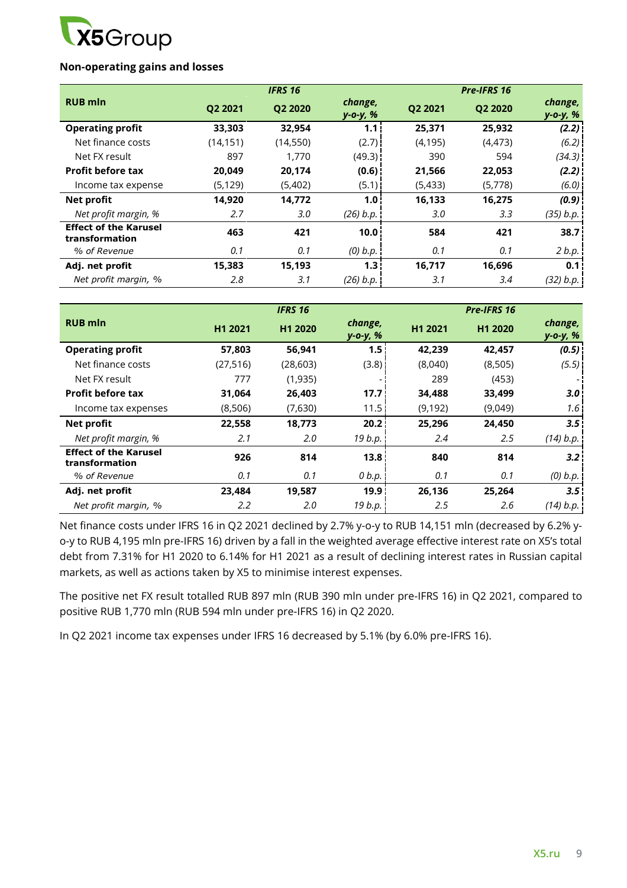**Non-operating gains and losses**

| RUB mln | IFRS 16 | | | Pre-IFRS 16 | | |
|---|---|---|---|---|---|---|
| | Q2 2021 | Q2 2020 | *change, y-o-y, %* | Q2 2021 | Q2 2020 | *change, y-o-y, %* |
| **Operating profit** | **33,303** | **32,954** | **1.1** | **25,371** | **25,932** | ***(2.2)*** |
| Net finance costs | (14,151) | (14,550) | (2.7) | (4,195) | (4,473) | *(6.2)* |
| Net FX result | 897 | 1,770 | (49.3) | 390 | 594 | *(34.3)* |
| **Profit before tax** | **20,049** | **20,174** | **(0.6)** | **21,566** | **22,053** | ***(2.2)*** |
| Income tax expense | (5,129) | (5,402) | (5.1) | (5,433) | (5,778) | *(6.0)* |
| **Net profit** | **14,920** | **14,772** | **1.0** | **16,133** | **16,275** | ***(0.9)*** |
| *Net profit margin, %* | *2.7* | *3.0* | *(26) b.p.* | *3.0* | *3.3* | *(35) b.p.* |
| **Effect of the Karusel transformation** | **463** | **421** | **10.0** | **584** | **421** | **38.7** |
| *% of Revenue* | *0.1* | *0.1* | *(0) b.p.* | *0.1* | *0.1* | *2 b.p.* |
| **Adj. net profit** | **15,383** | **15,193** | **1.3** | **16,717** | **16,696** | **0.1** |
| *Net profit margin, %* | *2.8* | *3.1* | *(26) b.p.* | *3.1* | *3.4* | *(32) b.p.* |

| RUB mln | IFRS 16 | | | Pre-IFRS 16 | | |
|---|---|---|---|---|---|---|
| | H1 2021 | H1 2020 | *change, y-o-y, %* | H1 2021 | H1 2020 | *change, y-o-y, %* |
| **Operating profit** | **57,803** | **56,941** | **1.5** | **42,239** | **42,457** | ***(0.5)*** |
| Net finance costs | (27,516) | (28,603) | (3.8) | (8,040) | (8,505) | *(5.5)* |
| Net FX result | 777 | (1,935) | - | 289 | (453) | - |
| **Profit before tax** | **31,064** | **26,403** | **17.7** | **34,488** | **33,499** | ***3.0*** |
| Income tax expenses | (8,506) | (7,630) | 11.5 | (9,192) | (9,049) | *1.6* |
| **Net profit** | **22,558** | **18,773** | **20.2** | **25,296** | **24,450** | ***3.5*** |
| *Net profit margin, %* | *2.1* | *2.0* | *19 b.p.* | *2.4* | *2.5* | *(14) b.p.* |
| **Effect of the Karusel transformation** | **926** | **814** | **13.8** | **840** | **814** | ***3.2*** |
| *% of Revenue* | *0.1* | *0.1* | *0 b.p.* | *0.1* | *0.1* | *(0) b.p.* |
| **Adj. net profit** | **23,484** | **19,587** | **19.9** | **26,136** | **25,264** | ***3.5*** |
| *Net profit margin, %* | *2.2* | *2.0* | *19 b.p.* | *2.5* | *2.6* | *(14) b.p.* |

Net finance costs under IFRS 16 in Q2 2021 declined by 2.7% y-o-y to RUB 14,151 mln (decreased by 6.2% y-o-y to RUB 4,195 mln pre-IFRS 16) driven by a fall in the weighted average effective interest rate on X5's total debt from 7.31% for H1 2020 to 6.14% for H1 2021 as a result of declining interest rates in Russian capital markets, as well as actions taken by X5 to minimise interest expenses.

The positive net FX result totalled RUB 897 mln (RUB 390 mln under pre-IFRS 16) in Q2 2021, compared to positive RUB 1,770 mln (RUB 594 mln under pre-IFRS 16) in Q2 2020.

In Q2 2021 income tax expenses under IFRS 16 decreased by 5.1% (by 6.0% pre-IFRS 16).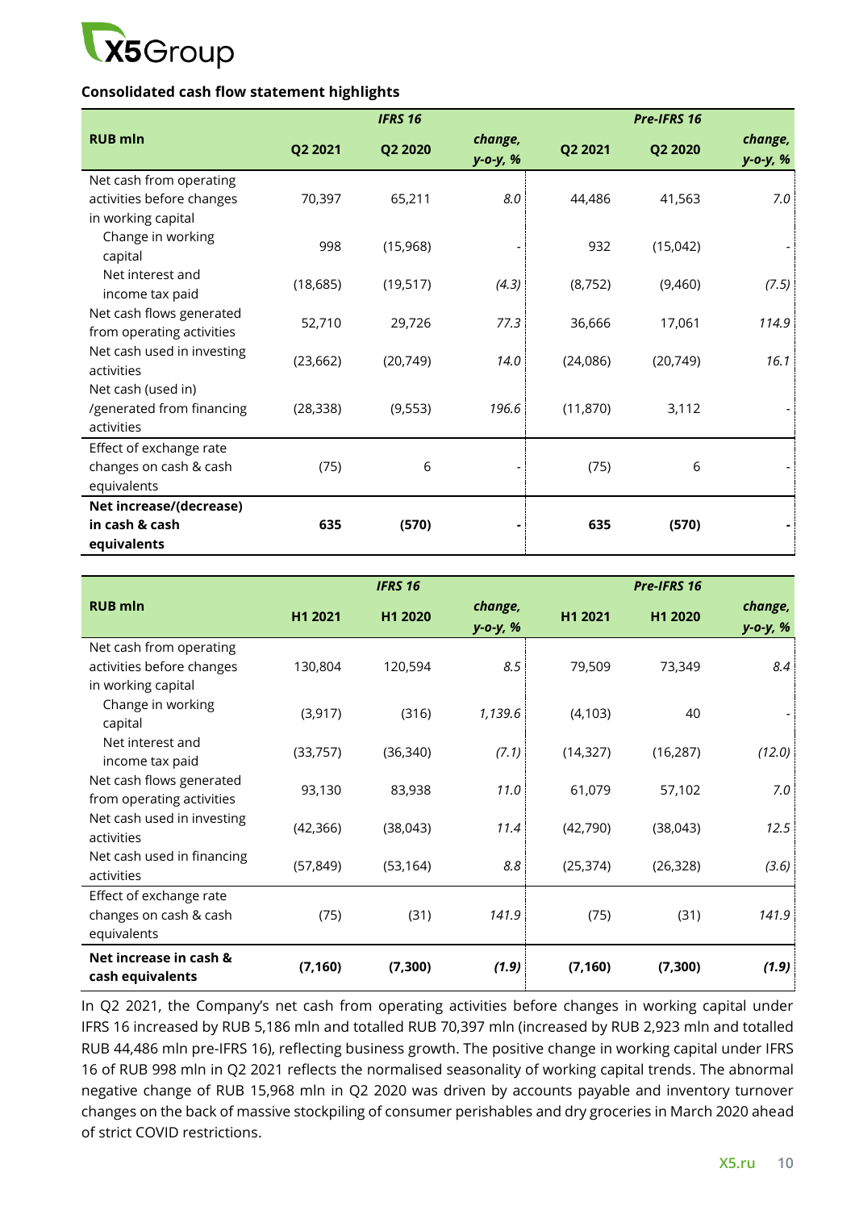**Consolidated cash flow statement highlights**

| RUB mln | IFRS 16 | | | Pre-IFRS 16 | | |
|---|---|---|---|---|---|---|
| | Q2 2021 | Q2 2020 | *change, y-o-y, %* | Q2 2021 | Q2 2020 | *change, y-o-y, %* |
| Net cash from operating activities before changes in working capital | 70,397 | 65,211 | *8.0* | 44,486 | 41,563 | *7.0* |
| Change in working capital | 998 | (15,968) | - | 932 | (15,042) | - |
| Net interest and income tax paid | (18,685) | (19,517) | *(4.3)* | (8,752) | (9,460) | *(7.5)* |
| Net cash flows generated from operating activities | 52,710 | 29,726 | *77.3* | 36,666 | 17,061 | *114.9* |
| Net cash used in investing activities | (23,662) | (20,749) | *14.0* | (24,086) | (20,749) | *16.1* |
| Net cash (used in) /generated from financing activities | (28,338) | (9,553) | *196.6* | (11,870) | 3,112 | - |
| Effect of exchange rate changes on cash & cash equivalents | (75) | 6 | - | (75) | 6 | - |
| **Net increase/(decrease) in cash & cash equivalents** | **635** | **(570)** | **-** | **635** | **(570)** | **-** |

| RUB mln | IFRS 16 | | | Pre-IFRS 16 | | |
|---|---|---|---|---|---|---|
| | H1 2021 | H1 2020 | *change, y-o-y, %* | H1 2021 | H1 2020 | *change, y-o-y, %* |
| Net cash from operating activities before changes in working capital | 130,804 | 120,594 | *8.5* | 79,509 | 73,349 | *8.4* |
| Change in working capital | (3,917) | (316) | *1,139.6* | (4,103) | 40 | - |
| Net interest and income tax paid | (33,757) | (36,340) | *(7.1)* | (14,327) | (16,287) | *(12.0)* |
| Net cash flows generated from operating activities | 93,130 | 83,938 | *11.0* | 61,079 | 57,102 | *7.0* |
| Net cash used in investing activities | (42,366) | (38,043) | *11.4* | (42,790) | (38,043) | *12.5* |
| Net cash used in financing activities | (57,849) | (53,164) | *8.8* | (25,374) | (26,328) | *(3.6)* |
| Effect of exchange rate changes on cash & cash equivalents | (75) | (31) | *141.9* | (75) | (31) | *141.9* |
| **Net increase in cash & cash equivalents** | **(7,160)** | **(7,300)** | ***(1.9)*** | **(7,160)** | **(7,300)** | ***(1.9)*** |

In Q2 2021, the Company's net cash from operating activities before changes in working capital under IFRS 16 increased by RUB 5,186 mln and totalled RUB 70,397 mln (increased by RUB 2,923 mln and totalled RUB 44,486 mln pre-IFRS 16), reflecting business growth. The positive change in working capital under IFRS 16 of RUB 998 mln in Q2 2021 reflects the normalised seasonality of working capital trends. The abnormal negative change of RUB 15,968 mln in Q2 2020 was driven by accounts payable and inventory turnover changes on the back of massive stockpiling of consumer perishables and dry groceries in March 2020 ahead of strict COVID restrictions.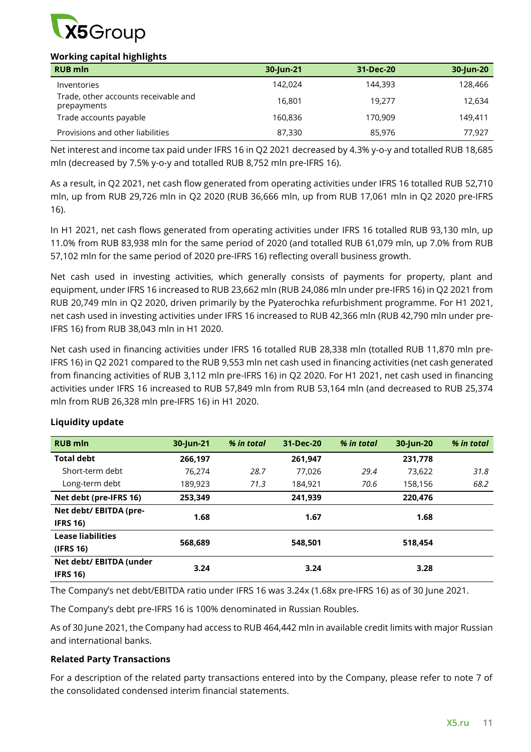**Working capital highlights**

| RUB mln | 30-Jun-21 | 31-Dec-20 | 30-Jun-20 |
|---|---|---|---|
| Inventories | 142,024 | 144,393 | 128,466 |
| Trade, other accounts receivable and prepayments | 16,801 | 19,277 | 12,634 |
| Trade accounts payable | 160,836 | 170,909 | 149,411 |
| Provisions and other liabilities | 87,330 | 85,976 | 77,927 |

Net interest and income tax paid under IFRS 16 in Q2 2021 decreased by 4.3% y-o-y and totalled RUB 18,685 mln (decreased by 7.5% y-o-y and totalled RUB 8,752 mln pre-IFRS 16).

As a result, in Q2 2021, net cash flow generated from operating activities under IFRS 16 totalled RUB 52,710 mln, up from RUB 29,726 mln in Q2 2020 (RUB 36,666 mln, up from RUB 17,061 mln in Q2 2020 pre-IFRS 16).

In H1 2021, net cash flows generated from operating activities under IFRS 16 totalled RUB 93,130 mln, up 11.0% from RUB 83,938 mln for the same period of 2020 (and totalled RUB 61,079 mln, up 7.0% from RUB 57,102 mln for the same period of 2020 pre-IFRS 16) reflecting overall business growth.

Net cash used in investing activities, which generally consists of payments for property, plant and equipment, under IFRS 16 increased to RUB 23,662 mln (RUB 24,086 mln under pre-IFRS 16) in Q2 2021 from RUB 20,749 mln in Q2 2020, driven primarily by the Pyaterochka refurbishment programme. For H1 2021, net cash used in investing activities under IFRS 16 increased to RUB 42,366 mln (RUB 42,790 mln under pre-IFRS 16) from RUB 38,043 mln in H1 2020.

Net cash used in financing activities under IFRS 16 totalled RUB 28,338 mln (totalled RUB 11,870 mln pre-IFRS 16) in Q2 2021 compared to the RUB 9,553 mln net cash used in financing activities (net cash generated from financing activities of RUB 3,112 mln pre-IFRS 16) in Q2 2020. For H1 2021, net cash used in financing activities under IFRS 16 increased to RUB 57,849 mln from RUB 53,164 mln (and decreased to RUB 25,374 mln from RUB 26,328 mln pre-IFRS 16) in H1 2020.

**Liquidity update**

| RUB mln | 30-Jun-21 | *% in total* | 31-Dec-20 | *% in total* | 30-Jun-20 | *% in total* |
|---|---|---|---|---|---|---|
| **Total debt** | **266,197** | | **261,947** | | **231,778** | |
| Short-term debt | 76,274 | *28.7* | 77,026 | *29.4* | 73,622 | *31.8* |
| Long-term debt | 189,923 | *71.3* | 184,921 | *70.6* | 158,156 | *68.2* |
| **Net debt (pre-IFRS 16)** | **253,349** | | **241,939** | | **220,476** | |
| **Net debt/ EBITDA (pre-IFRS 16)** | **1.68** | | **1.67** | | **1.68** | |
| **Lease liabilities (IFRS 16)** | **568,689** | | **548,501** | | **518,454** | |
| **Net debt/ EBITDA (under IFRS 16)** | **3.24** | | **3.24** | | **3.28** | |

The Company's net debt/EBITDA ratio under IFRS 16 was 3.24x (1.68x pre-IFRS 16) as of 30 June 2021.

The Company's debt pre-IFRS 16 is 100% denominated in Russian Roubles.

As of 30 June 2021, the Company had access to RUB 464,442 mln in available credit limits with major Russian and international banks.

**Related Party Transactions**

For a description of the related party transactions entered into by the Company, please refer to note 7 of the consolidated condensed interim financial statements.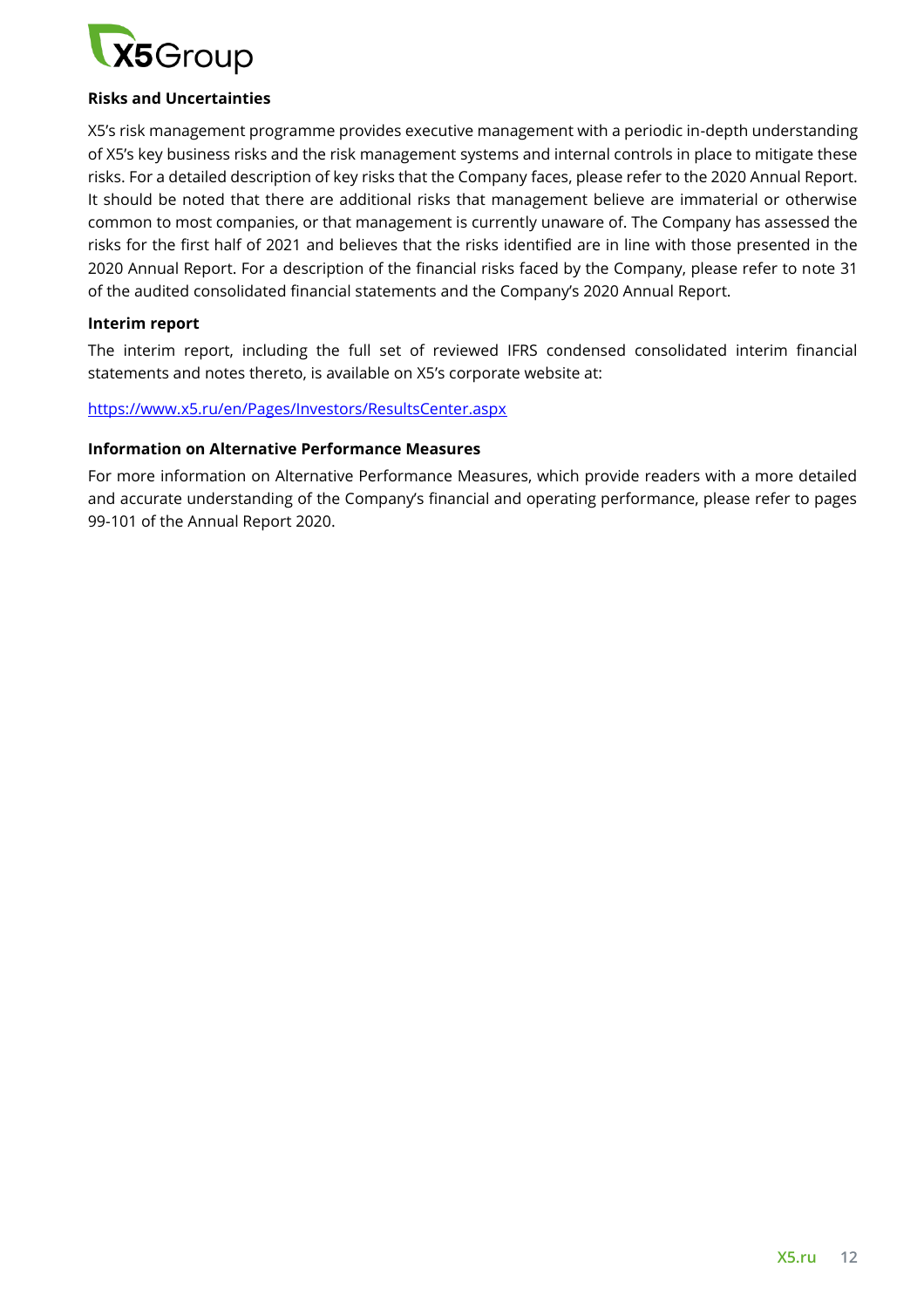**Risks and Uncertainties**

X5's risk management programme provides executive management with a periodic in-depth understanding of X5's key business risks and the risk management systems and internal controls in place to mitigate these risks. For a detailed description of key risks that the Company faces, please refer to the 2020 Annual Report. It should be noted that there are additional risks that management believe are immaterial or otherwise common to most companies, or that management is currently unaware of. The Company has assessed the risks for the first half of 2021 and believes that the risks identified are in line with those presented in the 2020 Annual Report. For a description of the financial risks faced by the Company, please refer to note 31 of the audited consolidated financial statements and the Company's 2020 Annual Report.

**Interim report**

The interim report, including the full set of reviewed IFRS condensed consolidated interim financial statements and notes thereto, is available on X5's corporate website at:

https://www.x5.ru/en/Pages/Investors/ResultsCenter.aspx

**Information on Alternative Performance Measures**

For more information on Alternative Performance Measures, which provide readers with a more detailed and accurate understanding of the Company's financial and operating performance, please refer to pages 99-101 of the Annual Report 2020.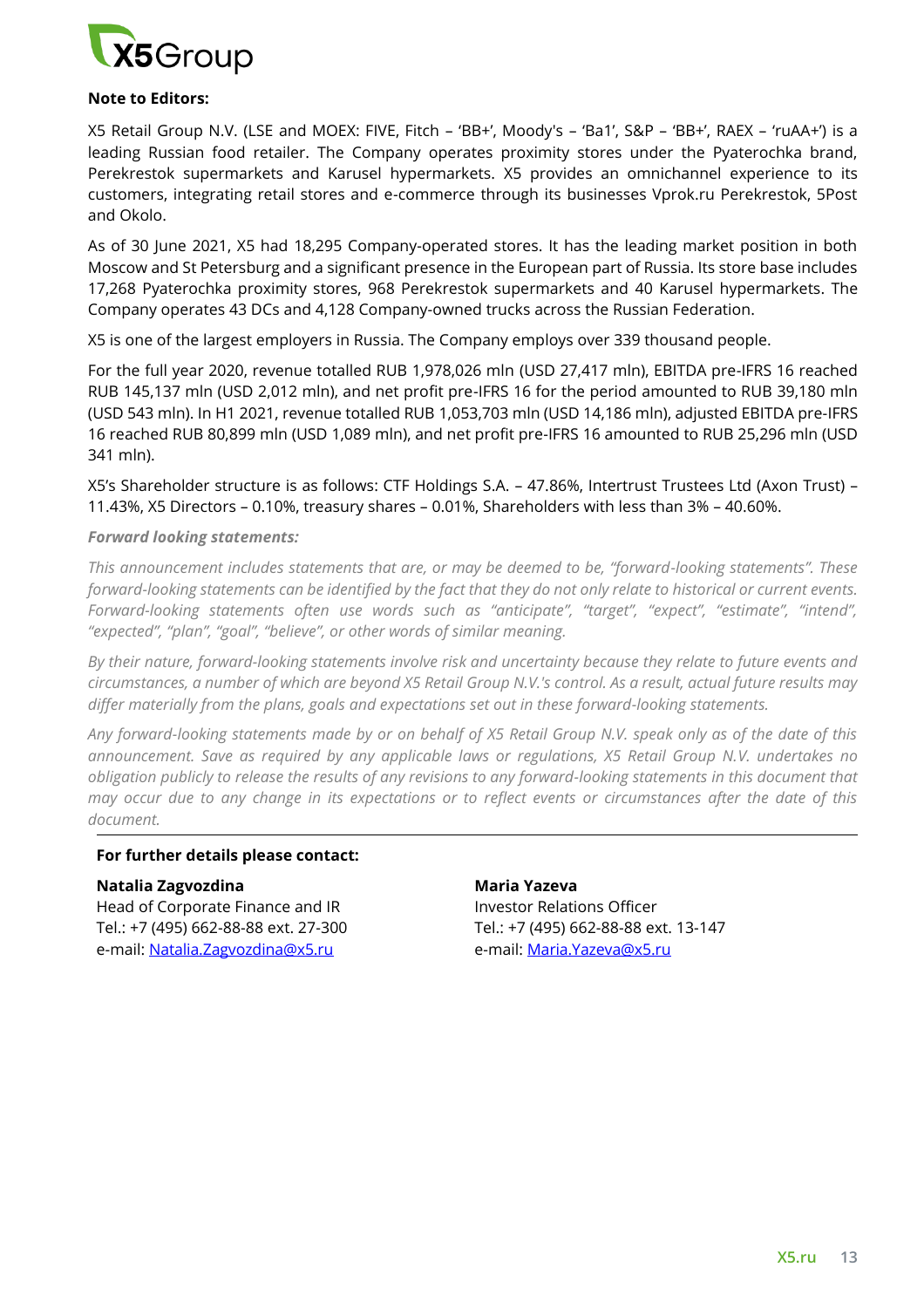**Note to Editors:**

X5 Retail Group N.V. (LSE and MOEX: FIVE, Fitch – 'BB+', Moody's – 'Ba1', S&P – 'BB+', RAEX – 'ruAA+') is a leading Russian food retailer. The Company operates proximity stores under the Pyaterochka brand, Perekrestok supermarkets and Karusel hypermarkets. X5 provides an omnichannel experience to its customers, integrating retail stores and e-commerce through its businesses Vprok.ru Perekrestok, 5Post and Okolo.

As of 30 June 2021, X5 had 18,295 Company-operated stores. It has the leading market position in both Moscow and St Petersburg and a significant presence in the European part of Russia. Its store base includes 17,268 Pyaterochka proximity stores, 968 Perekrestok supermarkets and 40 Karusel hypermarkets. The Company operates 43 DCs and 4,128 Company-owned trucks across the Russian Federation.

X5 is one of the largest employers in Russia. The Company employs over 339 thousand people.

For the full year 2020, revenue totalled RUB 1,978,026 mln (USD 27,417 mln), EBITDA pre-IFRS 16 reached RUB 145,137 mln (USD 2,012 mln), and net profit pre-IFRS 16 for the period amounted to RUB 39,180 mln (USD 543 mln). In H1 2021, revenue totalled RUB 1,053,703 mln (USD 14,186 mln), adjusted EBITDA pre-IFRS 16 reached RUB 80,899 mln (USD 1,089 mln), and net profit pre-IFRS 16 amounted to RUB 25,296 mln (USD 341 mln).

X5's Shareholder structure is as follows: CTF Holdings S.A. – 47.86%, Intertrust Trustees Ltd (Axon Trust) – 11.43%, X5 Directors – 0.10%, treasury shares – 0.01%, Shareholders with less than 3% – 40.60%.

***Forward looking statements:***

*This announcement includes statements that are, or may be deemed to be, "forward-looking statements". These forward-looking statements can be identified by the fact that they do not only relate to historical or current events. Forward-looking statements often use words such as "anticipate", "target", "expect", "estimate", "intend", "expected", "plan", "goal", "believe", or other words of similar meaning.*

*By their nature, forward-looking statements involve risk and uncertainty because they relate to future events and circumstances, a number of which are beyond X5 Retail Group N.V.'s control. As a result, actual future results may differ materially from the plans, goals and expectations set out in these forward-looking statements.*

*Any forward-looking statements made by or on behalf of X5 Retail Group N.V. speak only as of the date of this announcement. Save as required by any applicable laws or regulations, X5 Retail Group N.V. undertakes no obligation publicly to release the results of any revisions to any forward-looking statements in this document that may occur due to any change in its expectations or to reflect events or circumstances after the date of this document.*

---

**For further details please contact:**

**Natalia Zagvozdina**
Head of Corporate Finance and IR
Tel.: +7 (495) 662-88-88 ext. 27-300
e-mail: Natalia.Zagvozdina@x5.ru

**Maria Yazeva**
Investor Relations Officer
Tel.: +7 (495) 662-88-88 ext. 13-147
e-mail: Maria.Yazeva@x5.ru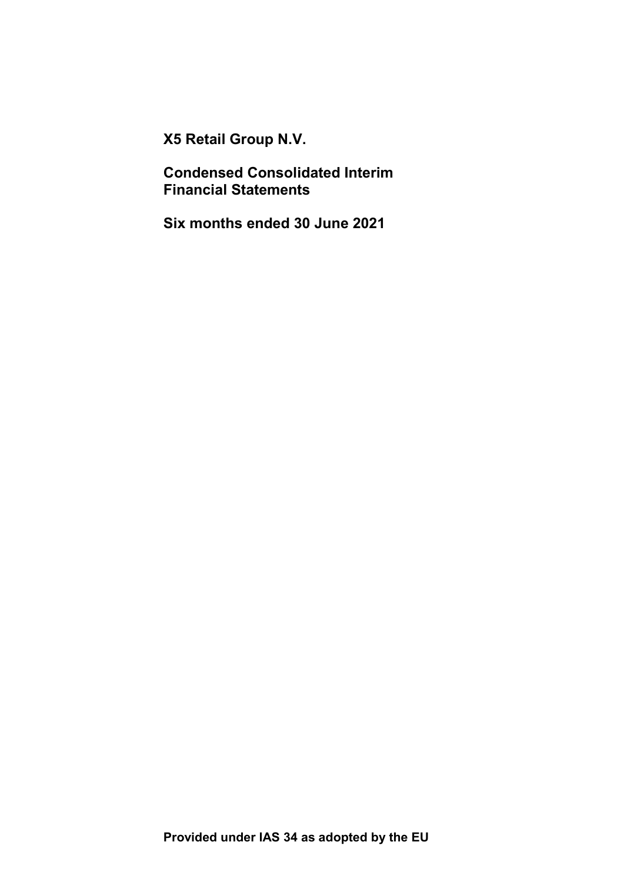**X5 Retail Group N.V.**

**Condensed Consolidated Interim Financial Statements**

**Six months ended 30 June 2021**

**Provided under IAS 34 as adopted by the EU**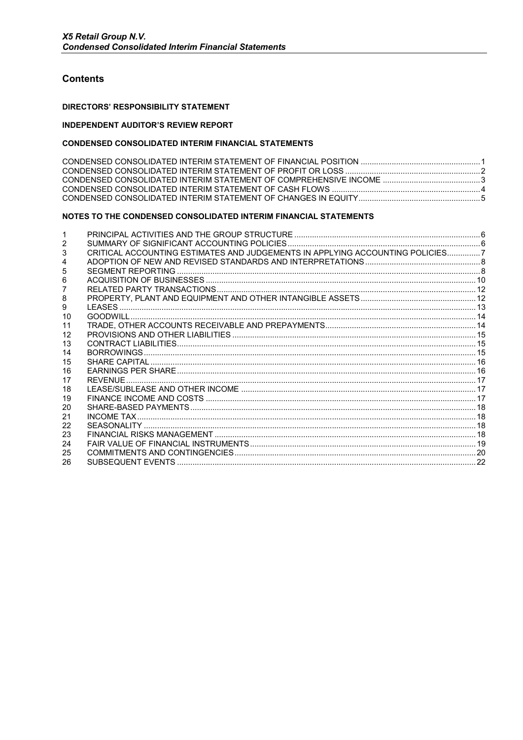## Contents

**DIRECTORS' RESPONSIBILITY STATEMENT**

**INDEPENDENT AUDITOR'S REVIEW REPORT**

**CONDENSED CONSOLIDATED INTERIM FINANCIAL STATEMENTS**

CONDENSED CONSOLIDATED INTERIM STATEMENT OF FINANCIAL POSITION ..... 1
CONDENSED CONSOLIDATED INTERIM STATEMENT OF PROFIT OR LOSS ..... 2
CONDENSED CONSOLIDATED INTERIM STATEMENT OF COMPREHENSIVE INCOME ..... 3
CONDENSED CONSOLIDATED INTERIM STATEMENT OF CASH FLOWS ..... 4
CONDENSED CONSOLIDATED INTERIM STATEMENT OF CHANGES IN EQUITY ..... 5

**NOTES TO THE CONDENSED CONSOLIDATED INTERIM FINANCIAL STATEMENTS**

| | | |
|---|---|---|
| 1 | PRINCIPAL ACTIVITIES AND THE GROUP STRUCTURE | 6 |
| 2 | SUMMARY OF SIGNIFICANT ACCOUNTING POLICIES | 6 |
| 3 | CRITICAL ACCOUNTING ESTIMATES AND JUDGEMENTS IN APPLYING ACCOUNTING POLICIES | 7 |
| 4 | ADOPTION OF NEW AND REVISED STANDARDS AND INTERPRETATIONS | 8 |
| 5 | SEGMENT REPORTING | 8 |
| 6 | ACQUISITION OF BUSINESSES | 10 |
| 7 | RELATED PARTY TRANSACTIONS | 12 |
| 8 | PROPERTY, PLANT AND EQUIPMENT AND OTHER INTANGIBLE ASSETS | 12 |
| 9 | LEASES | 13 |
| 10 | GOODWILL | 14 |
| 11 | TRADE, OTHER ACCOUNTS RECEIVABLE AND PREPAYMENTS | 14 |
| 12 | PROVISIONS AND OTHER LIABILITIES | 15 |
| 13 | CONTRACT LIABILITIES | 15 |
| 14 | BORROWINGS | 15 |
| 15 | SHARE CAPITAL | 16 |
| 16 | EARNINGS PER SHARE | 16 |
| 17 | REVENUE | 17 |
| 18 | LEASE/SUBLEASE AND OTHER INCOME | 17 |
| 19 | FINANCE INCOME AND COSTS | 17 |
| 20 | SHARE-BASED PAYMENTS | 18 |
| 21 | INCOME TAX | 18 |
| 22 | SEASONALITY | 18 |
| 23 | FINANCIAL RISKS MANAGEMENT | 18 |
| 24 | FAIR VALUE OF FINANCIAL INSTRUMENTS | 19 |
| 25 | COMMITMENTS AND CONTINGENCIES | 20 |
| 26 | SUBSEQUENT EVENTS | 22 |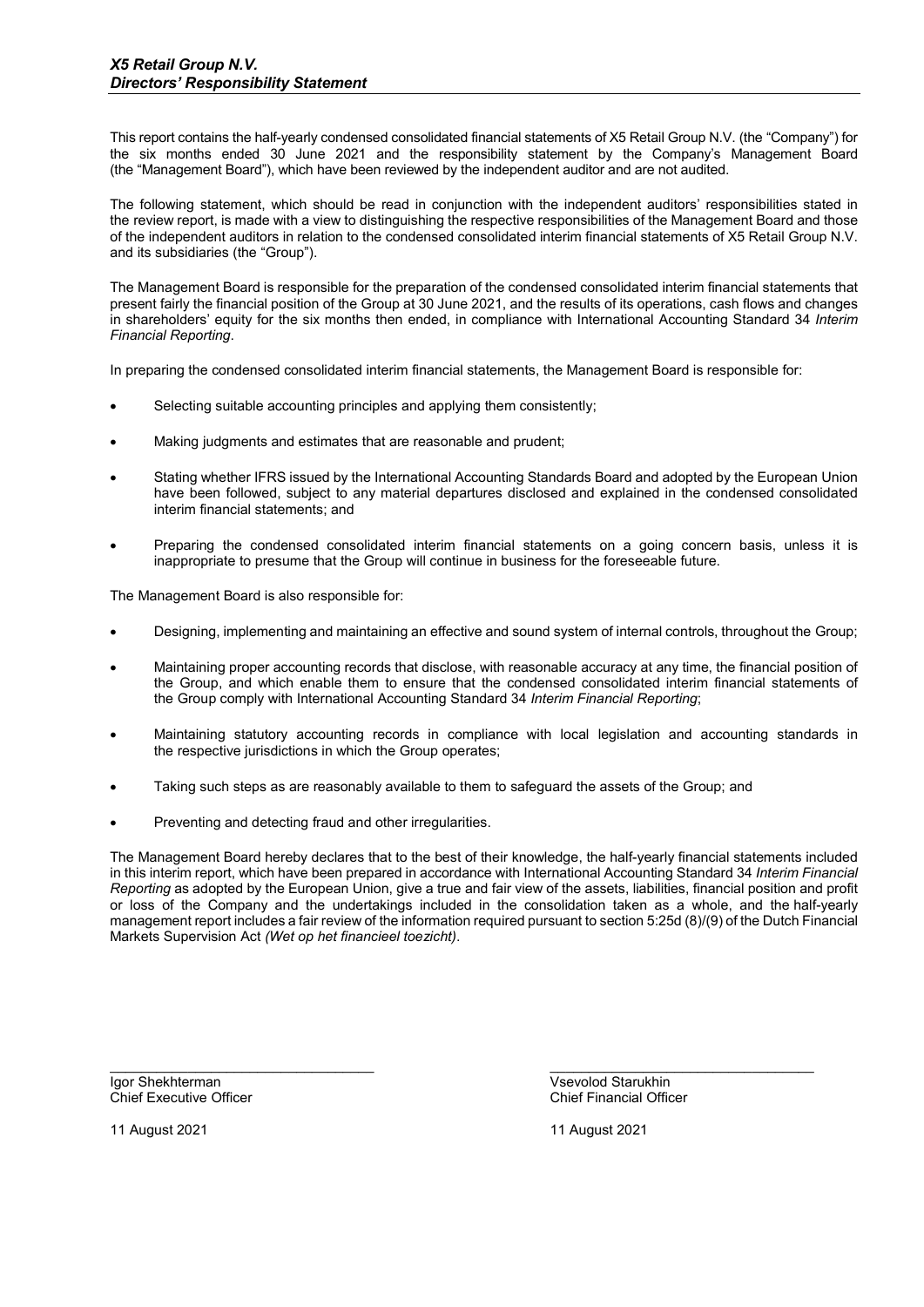*X5 Retail Group N.V.*
*Directors' Responsibility Statement*

This report contains the half-yearly condensed consolidated financial statements of X5 Retail Group N.V. (the "Company") for the six months ended 30 June 2021 and the responsibility statement by the Company's Management Board (the "Management Board"), which have been reviewed by the independent auditor and are not audited.

The following statement, which should be read in conjunction with the independent auditors' responsibilities stated in the review report, is made with a view to distinguishing the respective responsibilities of the Management Board and those of the independent auditors in relation to the condensed consolidated interim financial statements of X5 Retail Group N.V. and its subsidiaries (the "Group").

The Management Board is responsible for the preparation of the condensed consolidated interim financial statements that present fairly the financial position of the Group at 30 June 2021, and the results of its operations, cash flows and changes in shareholders' equity for the six months then ended, in compliance with International Accounting Standard 34 *Interim Financial Reporting*.

In preparing the condensed consolidated interim financial statements, the Management Board is responsible for:

- Selecting suitable accounting principles and applying them consistently;
- Making judgments and estimates that are reasonable and prudent;
- Stating whether IFRS issued by the International Accounting Standards Board and adopted by the European Union have been followed, subject to any material departures disclosed and explained in the condensed consolidated interim financial statements; and
- Preparing the condensed consolidated interim financial statements on a going concern basis, unless it is inappropriate to presume that the Group will continue in business for the foreseeable future.

The Management Board is also responsible for:

- Designing, implementing and maintaining an effective and sound system of internal controls, throughout the Group;
- Maintaining proper accounting records that disclose, with reasonable accuracy at any time, the financial position of the Group, and which enable them to ensure that the condensed consolidated interim financial statements of the Group comply with International Accounting Standard 34 *Interim Financial Reporting*;
- Maintaining statutory accounting records in compliance with local legislation and accounting standards in the respective jurisdictions in which the Group operates;
- Taking such steps as are reasonably available to them to safeguard the assets of the Group; and
- Preventing and detecting fraud and other irregularities.

The Management Board hereby declares that to the best of their knowledge, the half-yearly financial statements included in this interim report, which have been prepared in accordance with International Accounting Standard 34 *Interim Financial Reporting* as adopted by the European Union, give a true and fair view of the assets, liabilities, financial position and profit or loss of the Company and the undertakings included in the consolidation taken as a whole, and the half-yearly management report includes a fair review of the information required pursuant to section 5:25d (8)/(9) of the Dutch Financial Markets Supervision Act *(Wet op het financieel toezicht)*.

\_\_\_\_\_\_\_\_\_\_\_\_\_\_\_\_\_\_\_\_\_\_\_\_\_\_\_\_\_\_\_\_\_\_
Igor Shekhterman
Chief Executive Officer

11 August 2021

\_\_\_\_\_\_\_\_\_\_\_\_\_\_\_\_\_\_\_\_\_\_\_\_\_\_\_\_\_\_\_\_\_\_
Vsevolod Starukhin
Chief Financial Officer

11 August 2021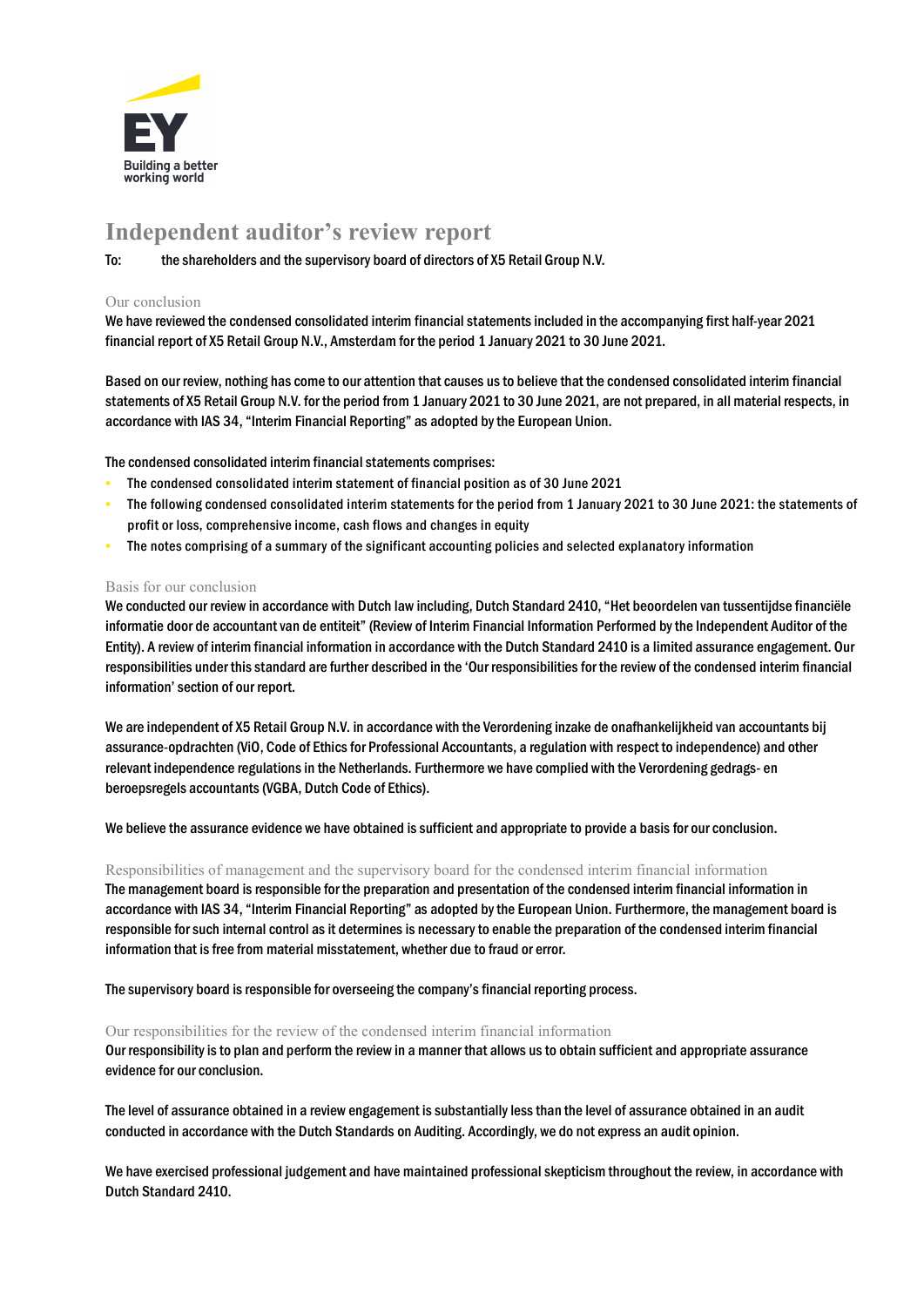# Independent auditor's review report

To: the shareholders and the supervisory board of directors of X5 Retail Group N.V.

## Our conclusion

We have reviewed the condensed consolidated interim financial statements included in the accompanying first half-year 2021 financial report of X5 Retail Group N.V., Amsterdam for the period 1 January 2021 to 30 June 2021.

Based on our review, nothing has come to our attention that causes us to believe that the condensed consolidated interim financial statements of X5 Retail Group N.V. for the period from 1 January 2021 to 30 June 2021, are not prepared, in all material respects, in accordance with IAS 34, "Interim Financial Reporting" as adopted by the European Union.

The condensed consolidated interim financial statements comprises:

- The condensed consolidated interim statement of financial position as of 30 June 2021
- The following condensed consolidated interim statements for the period from 1 January 2021 to 30 June 2021: the statements of profit or loss, comprehensive income, cash flows and changes in equity
- The notes comprising of a summary of the significant accounting policies and selected explanatory information

## Basis for our conclusion

We conducted our review in accordance with Dutch law including, Dutch Standard 2410, "Het beoordelen van tussentijdse financiële informatie door de accountant van de entiteit" (Review of Interim Financial Information Performed by the Independent Auditor of the Entity). A review of interim financial information in accordance with the Dutch Standard 2410 is a limited assurance engagement. Our responsibilities under this standard are further described in the 'Our responsibilities for the review of the condensed interim financial information' section of our report.

We are independent of X5 Retail Group N.V. in accordance with the Verordening inzake de onafhankelijkheid van accountants bij assurance-opdrachten (ViO, Code of Ethics for Professional Accountants, a regulation with respect to independence) and other relevant independence regulations in the Netherlands. Furthermore we have complied with the Verordening gedrags- en beroepsregels accountants (VGBA, Dutch Code of Ethics).

We believe the assurance evidence we have obtained is sufficient and appropriate to provide a basis for our conclusion.

## Responsibilities of management and the supervisory board for the condensed interim financial information

The management board is responsible for the preparation and presentation of the condensed interim financial information in accordance with IAS 34, "Interim Financial Reporting" as adopted by the European Union. Furthermore, the management board is responsible for such internal control as it determines is necessary to enable the preparation of the condensed interim financial information that is free from material misstatement, whether due to fraud or error.

The supervisory board is responsible for overseeing the company's financial reporting process.

## Our responsibilities for the review of the condensed interim financial information

Our responsibility is to plan and perform the review in a manner that allows us to obtain sufficient and appropriate assurance evidence for our conclusion.

The level of assurance obtained in a review engagement is substantially less than the level of assurance obtained in an audit conducted in accordance with the Dutch Standards on Auditing. Accordingly, we do not express an audit opinion.

We have exercised professional judgement and have maintained professional skepticism throughout the review, in accordance with Dutch Standard 2410.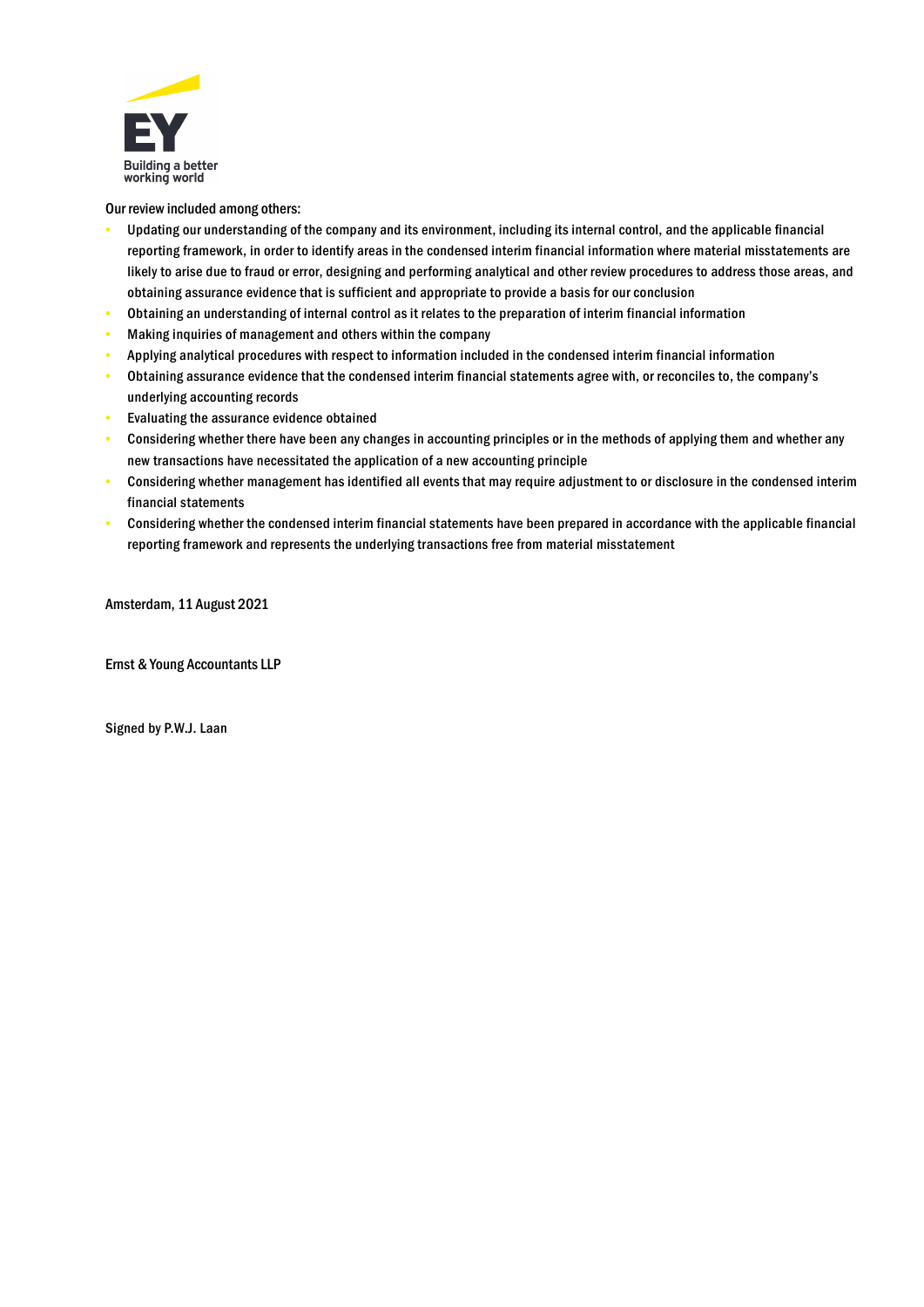Our review included among others:

- Updating our understanding of the company and its environment, including its internal control, and the applicable financial reporting framework, in order to identify areas in the condensed interim financial information where material misstatements are likely to arise due to fraud or error, designing and performing analytical and other review procedures to address those areas, and obtaining assurance evidence that is sufficient and appropriate to provide a basis for our conclusion
- Obtaining an understanding of internal control as it relates to the preparation of interim financial information
- Making inquiries of management and others within the company
- Applying analytical procedures with respect to information included in the condensed interim financial information
- Obtaining assurance evidence that the condensed interim financial statements agree with, or reconciles to, the company's underlying accounting records
- Evaluating the assurance evidence obtained
- Considering whether there have been any changes in accounting principles or in the methods of applying them and whether any new transactions have necessitated the application of a new accounting principle
- Considering whether management has identified all events that may require adjustment to or disclosure in the condensed interim financial statements
- Considering whether the condensed interim financial statements have been prepared in accordance with the applicable financial reporting framework and represents the underlying transactions free from material misstatement

Amsterdam, 11 August 2021

Ernst & Young Accountants LLP

Signed by P.W.J. Laan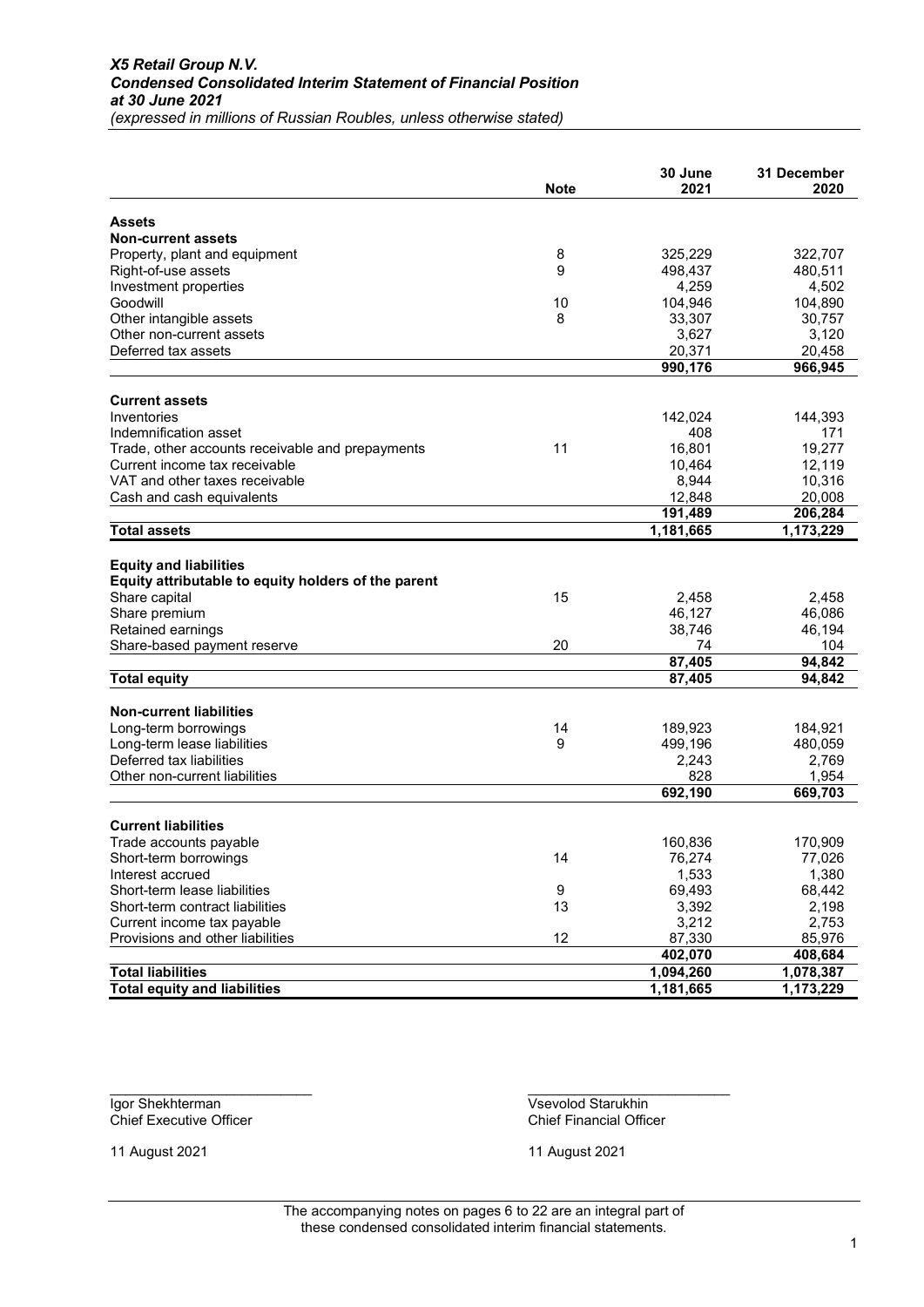# *X5 Retail Group N.V.*
## *Condensed Consolidated Interim Statement of Financial Position*
### *at 30 June 2021*
*(expressed in millions of Russian Roubles, unless otherwise stated)*

| | Note | 30 June 2021 | 31 December 2020 |
|---|---|---|---|
| **Assets** | | | |
| **Non-current assets** | | | |
| Property, plant and equipment | 8 | 325,229 | 322,707 |
| Right-of-use assets | 9 | 498,437 | 480,511 |
| Investment properties | | 4,259 | 4,502 |
| Goodwill | 10 | 104,946 | 104,890 |
| Other intangible assets | 8 | 33,307 | 30,757 |
| Other non-current assets | | 3,627 | 3,120 |
| Deferred tax assets | | 20,371 | 20,458 |
| | | **990,176** | **966,945** |
| **Current assets** | | | |
| Inventories | | 142,024 | 144,393 |
| Indemnification asset | | 408 | 171 |
| Trade, other accounts receivable and prepayments | 11 | 16,801 | 19,277 |
| Current income tax receivable | | 10,464 | 12,119 |
| VAT and other taxes receivable | | 8,944 | 10,316 |
| Cash and cash equivalents | | 12,848 | 20,008 |
| | | **191,489** | **206,284** |
| **Total assets** | | **1,181,665** | **1,173,229** |
| **Equity and liabilities** | | | |
| **Equity attributable to equity holders of the parent** | | | |
| Share capital | 15 | 2,458 | 2,458 |
| Share premium | | 46,127 | 46,086 |
| Retained earnings | | 38,746 | 46,194 |
| Share-based payment reserve | 20 | 74 | 104 |
| | | **87,405** | **94,842** |
| **Total equity** | | **87,405** | **94,842** |
| **Non-current liabilities** | | | |
| Long-term borrowings | 14 | 189,923 | 184,921 |
| Long-term lease liabilities | 9 | 499,196 | 480,059 |
| Deferred tax liabilities | | 2,243 | 2,769 |
| Other non-current liabilities | | 828 | 1,954 |
| | | **692,190** | **669,703** |
| **Current liabilities** | | | |
| Trade accounts payable | | 160,836 | 170,909 |
| Short-term borrowings | 14 | 76,274 | 77,026 |
| Interest accrued | | 1,533 | 1,380 |
| Short-term lease liabilities | 9 | 69,493 | 68,442 |
| Short-term contract liabilities | 13 | 3,392 | 2,198 |
| Current income tax payable | | 3,212 | 2,753 |
| Provisions and other liabilities | 12 | 87,330 | 85,976 |
| | | **402,070** | **408,684** |
| **Total liabilities** | | **1,094,260** | **1,078,387** |
| **Total equity and liabilities** | | **1,181,665** | **1,173,229** |

Igor Shekhterman
Chief Executive Officer

11 August 2021

Vsevolod Starukhin
Chief Financial Officer

11 August 2021

The accompanying notes on pages 6 to 22 are an integral part of these condensed consolidated interim financial statements.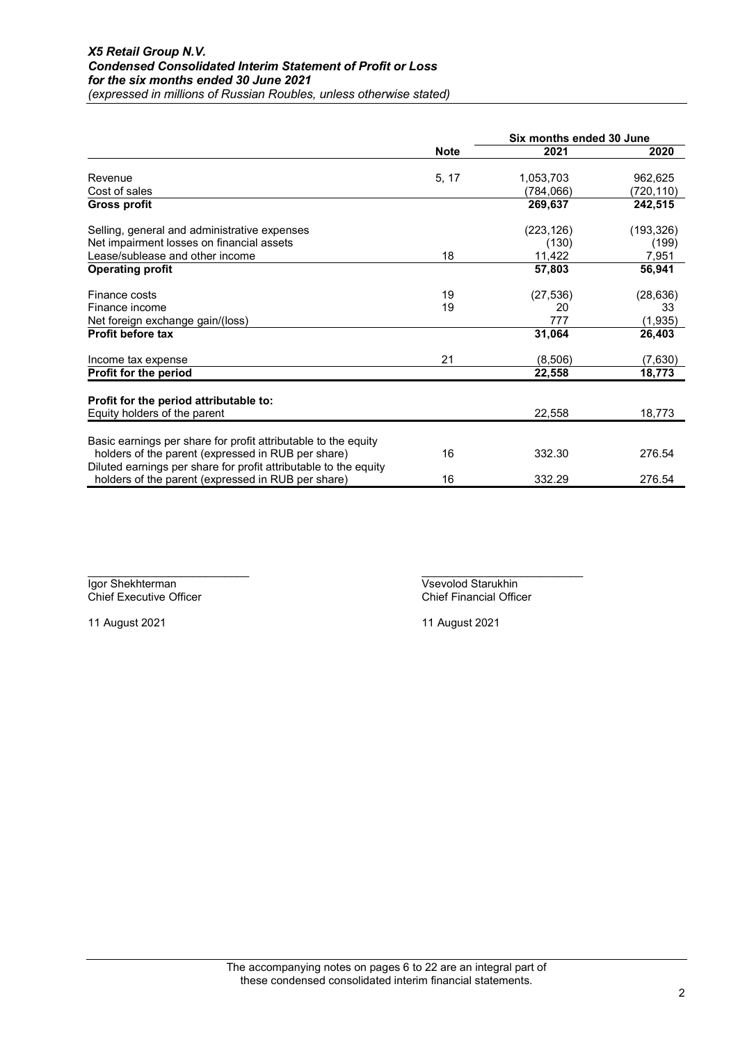***X5 Retail Group N.V.***
***Condensed Consolidated Interim Statement of Profit or Loss***
***for the six months ended 30 June 2021***
*(expressed in millions of Russian Roubles, unless otherwise stated)*

| | Note | Six months ended 30 June 2021 | 2020 |
|---|---|---|---|
| Revenue | 5, 17 | 1,053,703 | 962,625 |
| Cost of sales | | (784,066) | (720,110) |
| **Gross profit** | | **269,637** | **242,515** |
| Selling, general and administrative expenses | | (223,126) | (193,326) |
| Net impairment losses on financial assets | | (130) | (199) |
| Lease/sublease and other income | 18 | 11,422 | 7,951 |
| **Operating profit** | | **57,803** | **56,941** |
| Finance costs | 19 | (27,536) | (28,636) |
| Finance income | 19 | 20 | 33 |
| Net foreign exchange gain/(loss) | | 777 | (1,935) |
| **Profit before tax** | | **31,064** | **26,403** |
| Income tax expense | 21 | (8,506) | (7,630) |
| **Profit for the period** | | **22,558** | **18,773** |
| **Profit for the period attributable to:** | | | |
| Equity holders of the parent | | 22,558 | 18,773 |
| Basic earnings per share for profit attributable to the equity holders of the parent (expressed in RUB per share) | 16 | 332.30 | 276.54 |
| Diluted earnings per share for profit attributable to the equity holders of the parent (expressed in RUB per share) | 16 | 332.29 | 276.54 |

\_\_\_\_\_\_\_\_\_\_\_\_\_\_\_\_\_\_\_\_\_\_\_\_\_\_
Igor Shekhterman
Chief Executive Officer

11 August 2021

\_\_\_\_\_\_\_\_\_\_\_\_\_\_\_\_\_\_\_\_\_\_\_\_\_\_
Vsevolod Starukhin
Chief Financial Officer

11 August 2021

The accompanying notes on pages 6 to 22 are an integral part of these condensed consolidated interim financial statements.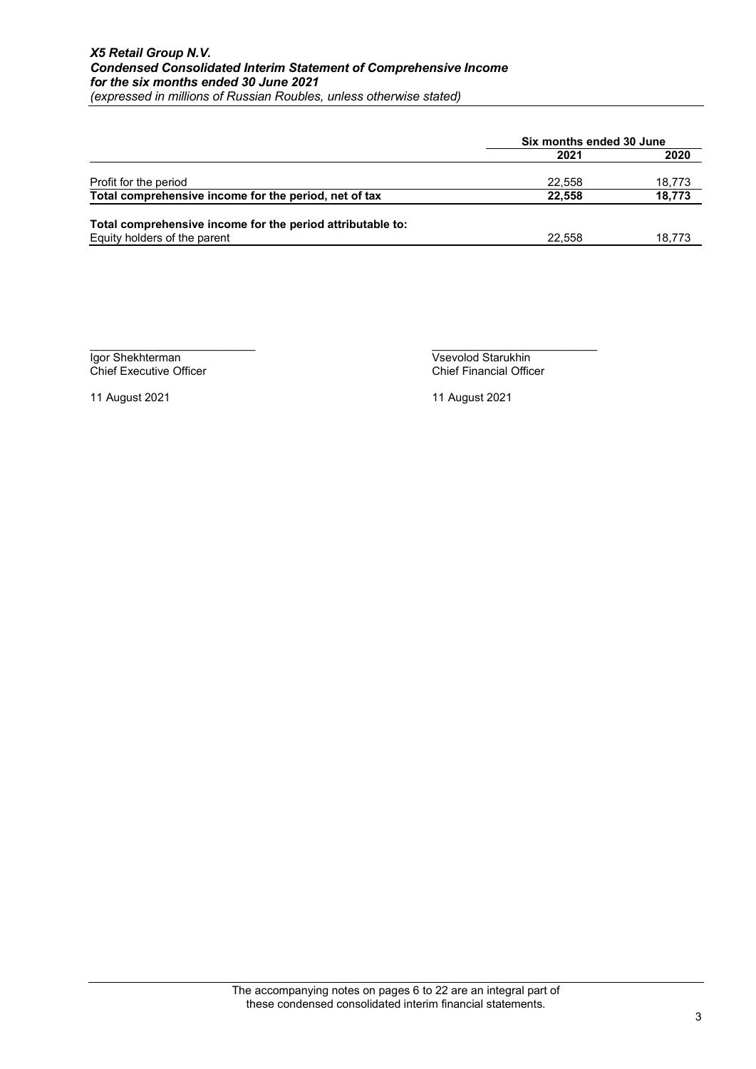*X5 Retail Group N.V.*
***Condensed Consolidated Interim Statement of Comprehensive Income***
***for the six months ended 30 June 2021***
*(expressed in millions of Russian Roubles, unless otherwise stated)*

| | Six months ended 30 June | |
|---|---|---|
| | **2021** | **2020** |
| Profit for the period | 22,558 | 18,773 |
| **Total comprehensive income for the period, net of tax** | **22,558** | **18,773** |
| **Total comprehensive income for the period attributable to:** | | |
| Equity holders of the parent | 22,558 | 18,773 |

Igor Shekhterman
Chief Executive Officer

11 August 2021

Vsevolod Starukhin
Chief Financial Officer

11 August 2021

The accompanying notes on pages 6 to 22 are an integral part of these condensed consolidated interim financial statements.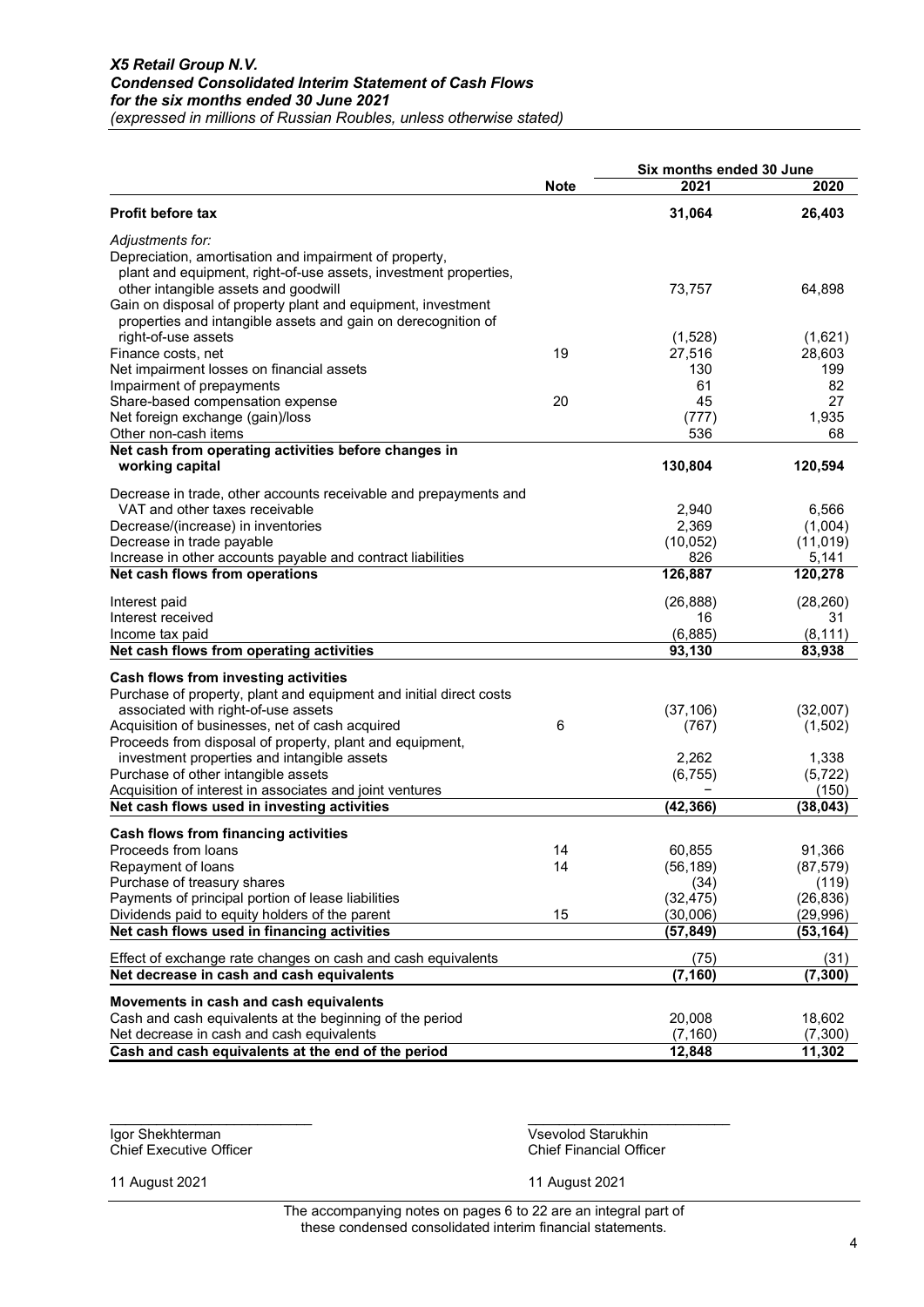***X5 Retail Group N.V.***
***Condensed Consolidated Interim Statement of Cash Flows***
***for the six months ended 30 June 2021***
*(expressed in millions of Russian Roubles, unless otherwise stated)*

| | Note | Six months ended 30 June | |
|---|---|---|---|
| | | **2021** | **2020** |
| **Profit before tax** | | **31,064** | **26,403** |
| *Adjustments for:* | | | |
| Depreciation, amortisation and impairment of property, plant and equipment, right-of-use assets, investment properties, other intangible assets and goodwill | | 73,757 | 64,898 |
| Gain on disposal of property plant and equipment, investment properties and intangible assets and gain on derecognition of right-of-use assets | | (1,528) | (1,621) |
| Finance costs, net | 19 | 27,516 | 28,603 |
| Net impairment losses on financial assets | | 130 | 199 |
| Impairment of prepayments | | 61 | 82 |
| Share-based compensation expense | 20 | 45 | 27 |
| Net foreign exchange (gain)/loss | | (777) | 1,935 |
| Other non-cash items | | 536 | 68 |
| **Net cash from operating activities before changes in working capital** | | **130,804** | **120,594** |
| Decrease in trade, other accounts receivable and prepayments and VAT and other taxes receivable | | 2,940 | 6,566 |
| Decrease/(increase) in inventories | | 2,369 | (1,004) |
| Decrease in trade payable | | (10,052) | (11,019) |
| Increase in other accounts payable and contract liabilities | | 826 | 5,141 |
| **Net cash flows from operations** | | **126,887** | **120,278** |
| Interest paid | | (26,888) | (28,260) |
| Interest received | | 16 | 31 |
| Income tax paid | | (6,885) | (8,111) |
| **Net cash flows from operating activities** | | **93,130** | **83,938** |
| **Cash flows from investing activities** | | | |
| Purchase of property, plant and equipment and initial direct costs associated with right-of-use assets | | (37,106) | (32,007) |
| Acquisition of businesses, net of cash acquired | 6 | (767) | (1,502) |
| Proceeds from disposal of property, plant and equipment, investment properties and intangible assets | | 2,262 | 1,338 |
| Purchase of other intangible assets | | (6,755) | (5,722) |
| Acquisition of interest in associates and joint ventures | | – | (150) |
| **Net cash flows used in investing activities** | | **(42,366)** | **(38,043)** |
| **Cash flows from financing activities** | | | |
| Proceeds from loans | 14 | 60,855 | 91,366 |
| Repayment of loans | 14 | (56,189) | (87,579) |
| Purchase of treasury shares | | (34) | (119) |
| Payments of principal portion of lease liabilities | | (32,475) | (26,836) |
| Dividends paid to equity holders of the parent | 15 | (30,006) | (29,996) |
| **Net cash flows used in financing activities** | | **(57,849)** | **(53,164)** |
| Effect of exchange rate changes on cash and cash equivalents | | (75) | (31) |
| **Net decrease in cash and cash equivalents** | | **(7,160)** | **(7,300)** |
| **Movements in cash and cash equivalents** | | | |
| Cash and cash equivalents at the beginning of the period | | 20,008 | 18,602 |
| Net decrease in cash and cash equivalents | | (7,160) | (7,300) |
| **Cash and cash equivalents at the end of the period** | | **12,848** | **11,302** |

Igor Shekhterman
Chief Executive Officer

11 August 2021

Vsevolod Starukhin
Chief Financial Officer

11 August 2021

The accompanying notes on pages 6 to 22 are an integral part of these condensed consolidated interim financial statements.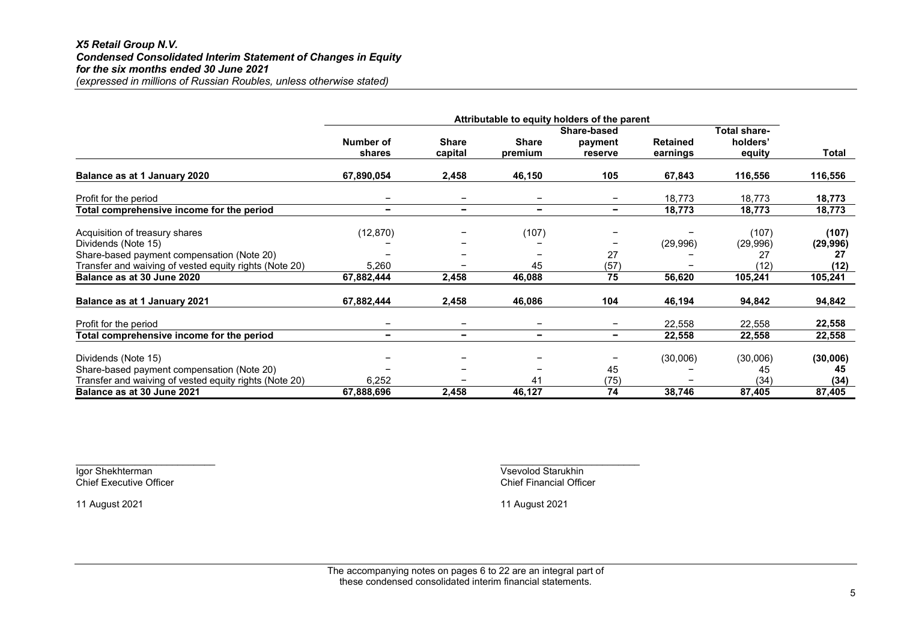***X5 Retail Group N.V.***
***Condensed Consolidated Interim Statement of Changes in Equity***
***for the six months ended 30 June 2021***
*(expressed in millions of Russian Roubles, unless otherwise stated)*

| | Attributable to equity holders of the parent | | | | | | |
|---|---|---|---|---|---|---|---|
| | **Number of shares** | **Share capital** | **Share premium** | **Share-based payment reserve** | **Retained earnings** | **Total share-holders' equity** | **Total** |
| **Balance as at 1 January 2020** | **67,890,054** | **2,458** | **46,150** | **105** | **67,843** | **116,556** | **116,556** |
| Profit for the period | – | – | – | – | 18,773 | 18,773 | **18,773** |
| **Total comprehensive income for the period** | **–** | **–** | **–** | **–** | **18,773** | **18,773** | **18,773** |
| Acquisition of treasury shares | (12,870) | – | (107) | – | – | (107) | **(107)** |
| Dividends (Note 15) | – | – | – | – | (29,996) | (29,996) | **(29,996)** |
| Share-based payment compensation (Note 20) | – | – | – | 27 | – | 27 | **27** |
| Transfer and waiving of vested equity rights (Note 20) | 5,260 | – | 45 | (57) | – | (12) | **(12)** |
| **Balance as at 30 June 2020** | **67,882,444** | **2,458** | **46,088** | **75** | **56,620** | **105,241** | **105,241** |
| **Balance as at 1 January 2021** | **67,882,444** | **2,458** | **46,086** | **104** | **46,194** | **94,842** | **94,842** |
| Profit for the period | – | – | – | – | 22,558 | 22,558 | **22,558** |
| **Total comprehensive income for the period** | **–** | **–** | **–** | **–** | **22,558** | **22,558** | **22,558** |
| Dividends (Note 15) | – | – | – | – | (30,006) | (30,006) | **(30,006)** |
| Share-based payment compensation (Note 20) | – | – | – | 45 | – | 45 | **45** |
| Transfer and waiving of vested equity rights (Note 20) | 6,252 | – | 41 | (75) | – | (34) | **(34)** |
| **Balance as at 30 June 2021** | **67,888,696** | **2,458** | **46,127** | **74** | **38,746** | **87,405** | **87,405** |

Igor Shekhterman
Chief Executive Officer

11 August 2021

Vsevolod Starukhin
Chief Financial Officer

11 August 2021

The accompanying notes on pages 6 to 22 are an integral part of these condensed consolidated interim financial statements.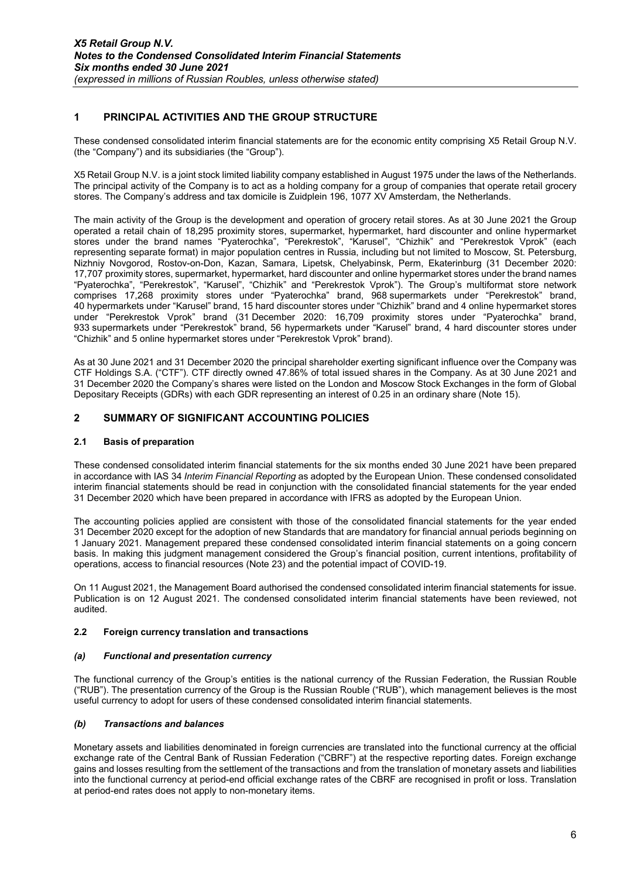## 1 PRINCIPAL ACTIVITIES AND THE GROUP STRUCTURE

These condensed consolidated interim financial statements are for the economic entity comprising X5 Retail Group N.V. (the "Company") and its subsidiaries (the "Group").

X5 Retail Group N.V. is a joint stock limited liability company established in August 1975 under the laws of the Netherlands. The principal activity of the Company is to act as a holding company for a group of companies that operate retail grocery stores. The Company's address and tax domicile is Zuidplein 196, 1077 XV Amsterdam, the Netherlands.

The main activity of the Group is the development and operation of grocery retail stores. As at 30 June 2021 the Group operated a retail chain of 18,295 proximity stores, supermarket, hypermarket, hard discounter and online hypermarket stores under the brand names "Pyaterochka", "Perekrestok", "Karusel", "Chizhik" and "Perekrestok Vprok" (each representing separate format) in major population centres in Russia, including but not limited to Moscow, St. Petersburg, Nizhniy Novgorod, Rostov-on-Don, Kazan, Samara, Lipetsk, Chelyabinsk, Perm, Ekaterinburg (31 December 2020: 17,707 proximity stores, supermarket, hypermarket, hard discounter and online hypermarket stores under the brand names "Pyaterochka", "Perekrestok", "Karusel", "Chizhik" and "Perekrestok Vprok"). The Group's multiformat store network comprises 17,268 proximity stores under "Pyaterochka" brand, 968 supermarkets under "Perekrestok" brand, 40 hypermarkets under "Karusel" brand, 15 hard discounter stores under "Chizhik" brand and 4 online hypermarket stores under "Perekrestok Vprok" brand (31 December 2020: 16,709 proximity stores under "Pyaterochka" brand, 933 supermarkets under "Perekrestok" brand, 56 hypermarkets under "Karusel" brand, 4 hard discounter stores under "Chizhik" and 5 online hypermarket stores under "Perekrestok Vprok" brand).

As at 30 June 2021 and 31 December 2020 the principal shareholder exerting significant influence over the Company was CTF Holdings S.A. ("CTF"). CTF directly owned 47.86% of total issued shares in the Company. As at 30 June 2021 and 31 December 2020 the Company's shares were listed on the London and Moscow Stock Exchanges in the form of Global Depositary Receipts (GDRs) with each GDR representing an interest of 0.25 in an ordinary share (Note 15).

## 2 SUMMARY OF SIGNIFICANT ACCOUNTING POLICIES

### 2.1 Basis of preparation

These condensed consolidated interim financial statements for the six months ended 30 June 2021 have been prepared in accordance with IAS 34 *Interim Financial Reporting* as adopted by the European Union. These condensed consolidated interim financial statements should be read in conjunction with the consolidated financial statements for the year ended 31 December 2020 which have been prepared in accordance with IFRS as adopted by the European Union.

The accounting policies applied are consistent with those of the consolidated financial statements for the year ended 31 December 2020 except for the adoption of new Standards that are mandatory for financial annual periods beginning on 1 January 2021. Management prepared these condensed consolidated interim financial statements on a going concern basis. In making this judgment management considered the Group's financial position, current intentions, profitability of operations, access to financial resources (Note 23) and the potential impact of COVID-19.

On 11 August 2021, the Management Board authorised the condensed consolidated interim financial statements for issue. Publication is on 12 August 2021. The condensed consolidated interim financial statements have been reviewed, not audited.

### 2.2 Foreign currency translation and transactions

#### *(a) Functional and presentation currency*

The functional currency of the Group's entities is the national currency of the Russian Federation, the Russian Rouble ("RUB"). The presentation currency of the Group is the Russian Rouble ("RUB"), which management believes is the most useful currency to adopt for users of these condensed consolidated interim financial statements.

#### *(b) Transactions and balances*

Monetary assets and liabilities denominated in foreign currencies are translated into the functional currency at the official exchange rate of the Central Bank of Russian Federation ("CBRF") at the respective reporting dates. Foreign exchange gains and losses resulting from the settlement of the transactions and from the translation of monetary assets and liabilities into the functional currency at period-end official exchange rates of the CBRF are recognised in profit or loss. Translation at period-end rates does not apply to non-monetary items.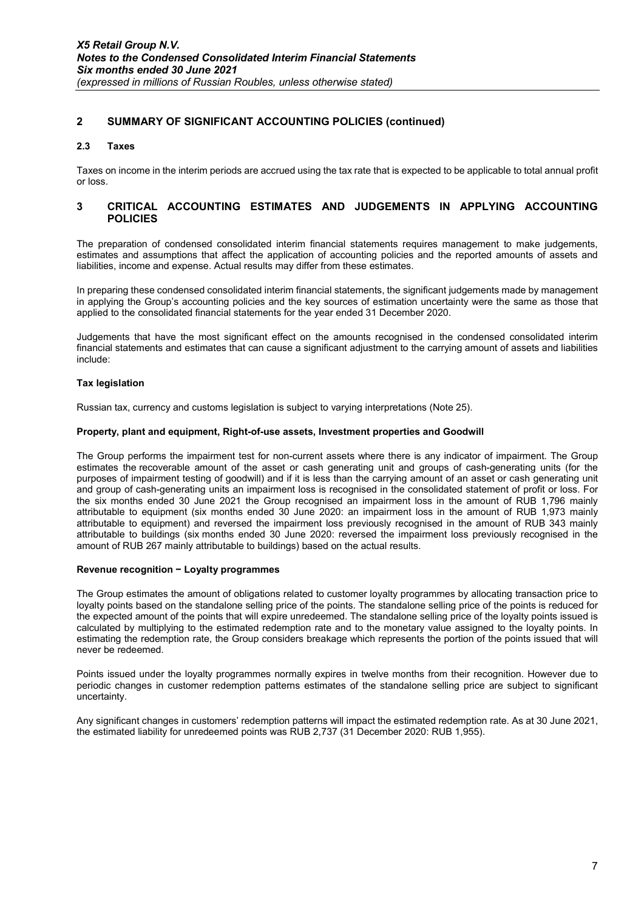## 2 SUMMARY OF SIGNIFICANT ACCOUNTING POLICIES (continued)

### 2.3 Taxes

Taxes on income in the interim periods are accrued using the tax rate that is expected to be applicable to total annual profit or loss.

## 3 CRITICAL ACCOUNTING ESTIMATES AND JUDGEMENTS IN APPLYING ACCOUNTING POLICIES

The preparation of condensed consolidated interim financial statements requires management to make judgements, estimates and assumptions that affect the application of accounting policies and the reported amounts of assets and liabilities, income and expense. Actual results may differ from these estimates.

In preparing these condensed consolidated interim financial statements, the significant judgements made by management in applying the Group's accounting policies and the key sources of estimation uncertainty were the same as those that applied to the consolidated financial statements for the year ended 31 December 2020.

Judgements that have the most significant effect on the amounts recognised in the condensed consolidated interim financial statements and estimates that can cause a significant adjustment to the carrying amount of assets and liabilities include:

**Tax legislation**

Russian tax, currency and customs legislation is subject to varying interpretations (Note 25).

**Property, plant and equipment, Right-of-use assets, Investment properties and Goodwill**

The Group performs the impairment test for non-current assets where there is any indicator of impairment. The Group estimates the recoverable amount of the asset or cash generating unit and groups of cash-generating units (for the purposes of impairment testing of goodwill) and if it is less than the carrying amount of an asset or cash generating unit and group of cash-generating units an impairment loss is recognised in the consolidated statement of profit or loss. For the six months ended 30 June 2021 the Group recognised an impairment loss in the amount of RUB 1,796 mainly attributable to equipment (six months ended 30 June 2020: an impairment loss in the amount of RUB 1,973 mainly attributable to equipment) and reversed the impairment loss previously recognised in the amount of RUB 343 mainly attributable to buildings (six months ended 30 June 2020: reversed the impairment loss previously recognised in the amount of RUB 267 mainly attributable to buildings) based on the actual results.

**Revenue recognition − Loyalty programmes**

The Group estimates the amount of obligations related to customer loyalty programmes by allocating transaction price to loyalty points based on the standalone selling price of the points. The standalone selling price of the points is reduced for the expected amount of the points that will expire unredeemed. The standalone selling price of the loyalty points issued is calculated by multiplying to the estimated redemption rate and to the monetary value assigned to the loyalty points. In estimating the redemption rate, the Group considers breakage which represents the portion of the points issued that will never be redeemed.

Points issued under the loyalty programmes normally expires in twelve months from their recognition. However due to periodic changes in customer redemption patterns estimates of the standalone selling price are subject to significant uncertainty.

Any significant changes in customers' redemption patterns will impact the estimated redemption rate. As at 30 June 2021, the estimated liability for unredeemed points was RUB 2,737 (31 December 2020: RUB 1,955).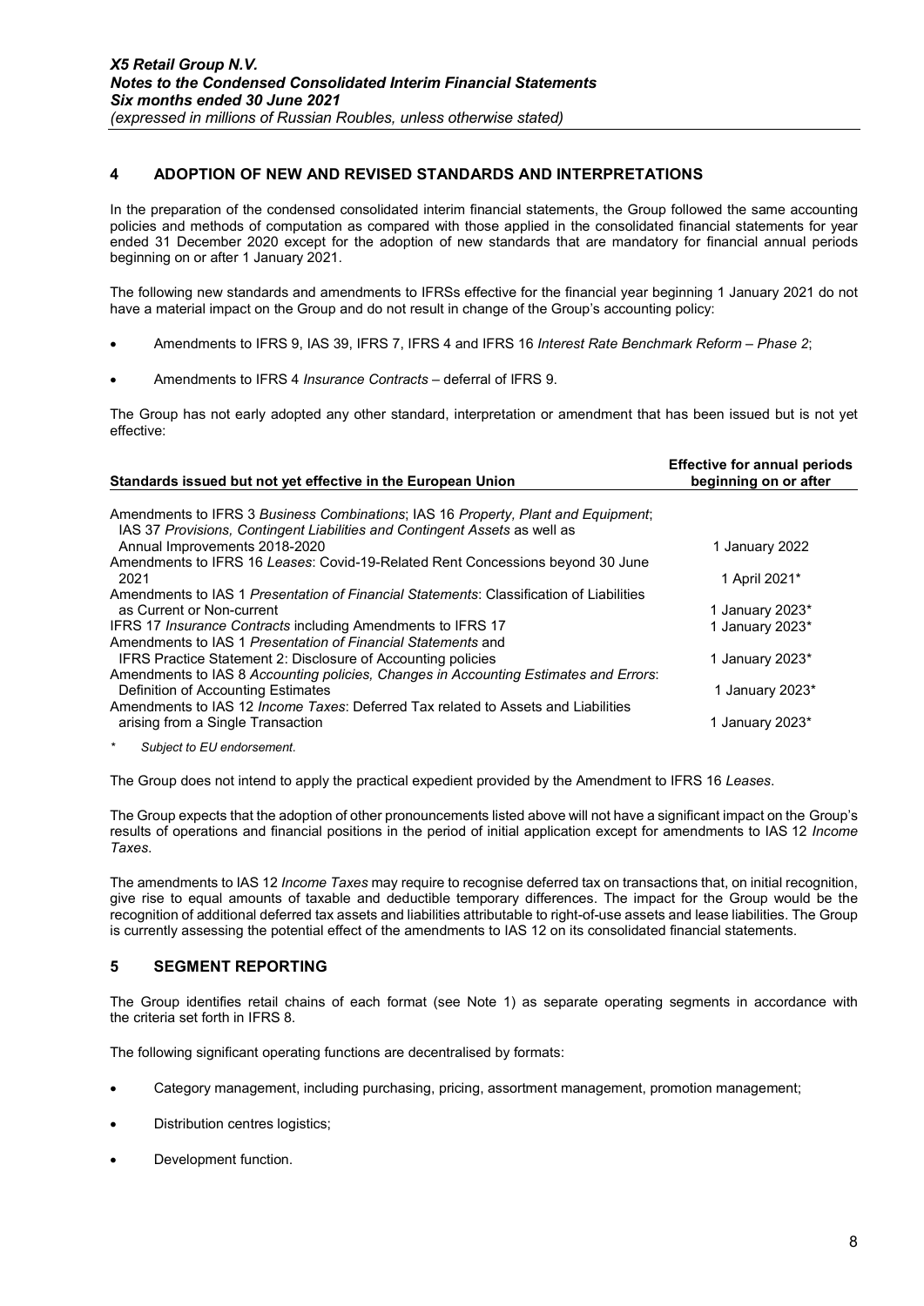## 4 ADOPTION OF NEW AND REVISED STANDARDS AND INTERPRETATIONS

In the preparation of the condensed consolidated interim financial statements, the Group followed the same accounting policies and methods of computation as compared with those applied in the consolidated financial statements for year ended 31 December 2020 except for the adoption of new standards that are mandatory for financial annual periods beginning on or after 1 January 2021.

The following new standards and amendments to IFRSs effective for the financial year beginning 1 January 2021 do not have a material impact on the Group and do not result in change of the Group's accounting policy:

- Amendments to IFRS 9, IAS 39, IFRS 7, IFRS 4 and IFRS 16 *Interest Rate Benchmark Reform – Phase 2*;
- Amendments to IFRS 4 *Insurance Contracts* – deferral of IFRS 9.

The Group has not early adopted any other standard, interpretation or amendment that has been issued but is not yet effective:

| Standards issued but not yet effective in the European Union | Effective for annual periods beginning on or after |
|---|---|
| Amendments to IFRS 3 *Business Combinations*; IAS 16 *Property, Plant and Equipment*; IAS 37 *Provisions, Contingent Liabilities and Contingent Assets* as well as Annual Improvements 2018-2020 | 1 January 2022 |
| Amendments to IFRS 16 *Leases*: Covid-19-Related Rent Concessions beyond 30 June 2021 | 1 April 2021* |
| Amendments to IAS 1 *Presentation of Financial Statements*: Classification of Liabilities as Current or Non-current | 1 January 2023* |
| IFRS 17 *Insurance Contracts* including Amendments to IFRS 17 | 1 January 2023* |
| Amendments to IAS 1 *Presentation of Financial Statements* and IFRS Practice Statement 2: Disclosure of Accounting policies | 1 January 2023* |
| Amendments to IAS 8 *Accounting policies, Changes in Accounting Estimates and Errors*: Definition of Accounting Estimates | 1 January 2023* |
| Amendments to IAS 12 *Income Taxes*: Deferred Tax related to Assets and Liabilities arising from a Single Transaction | 1 January 2023* |

\* *Subject to EU endorsement.*

The Group does not intend to apply the practical expedient provided by the Amendment to IFRS 16 *Leases*.

The Group expects that the adoption of other pronouncements listed above will not have a significant impact on the Group's results of operations and financial positions in the period of initial application except for amendments to IAS 12 *Income Taxes*.

The amendments to IAS 12 *Income Taxes* may require to recognise deferred tax on transactions that, on initial recognition, give rise to equal amounts of taxable and deductible temporary differences. The impact for the Group would be the recognition of additional deferred tax assets and liabilities attributable to right-of-use assets and lease liabilities. The Group is currently assessing the potential effect of the amendments to IAS 12 on its consolidated financial statements.

## 5 SEGMENT REPORTING

The Group identifies retail chains of each format (see Note 1) as separate operating segments in accordance with the criteria set forth in IFRS 8.

The following significant operating functions are decentralised by formats:

- Category management, including purchasing, pricing, assortment management, promotion management;
- Distribution centres logistics;
- Development function.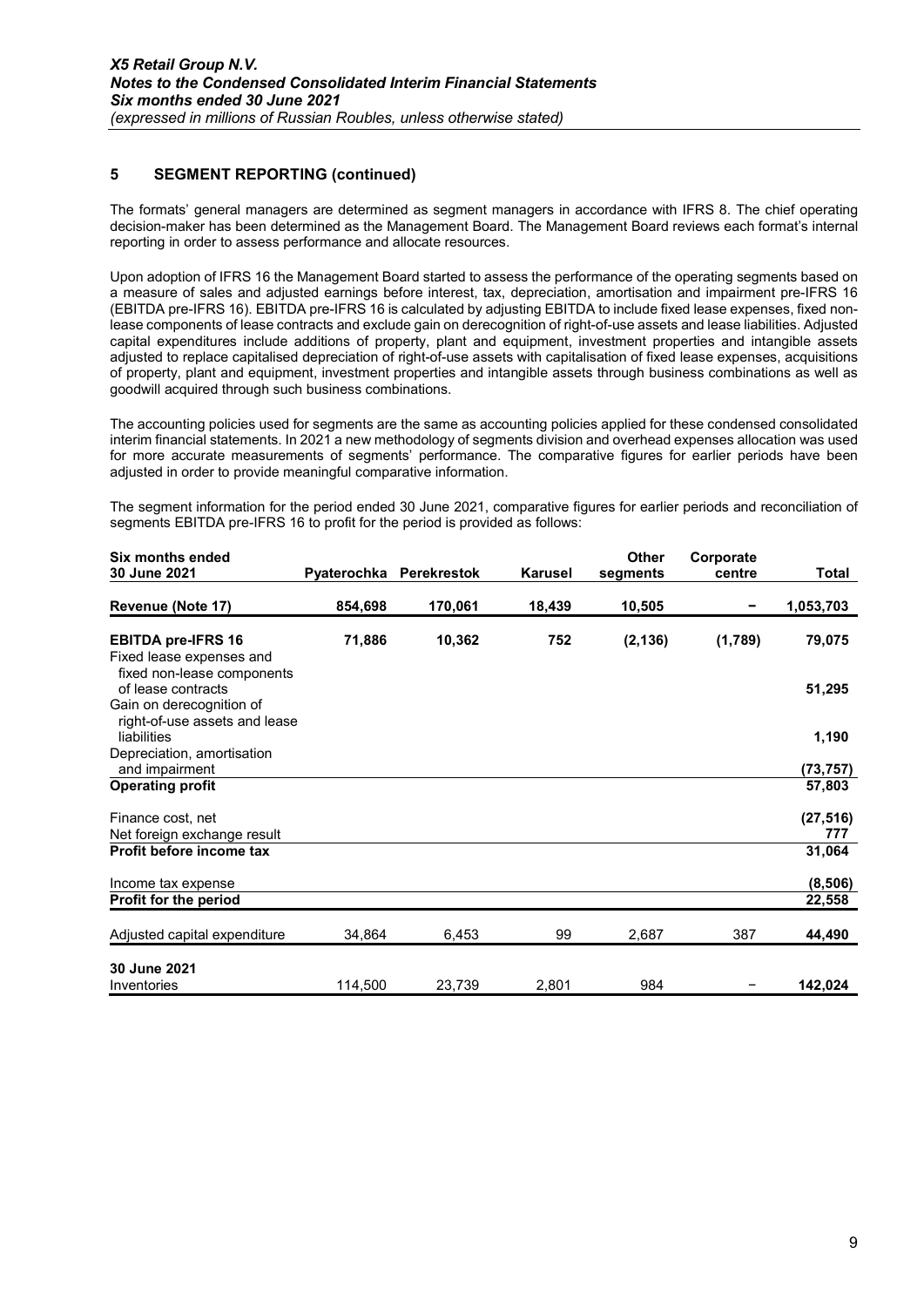## 5 SEGMENT REPORTING (continued)

The formats' general managers are determined as segment managers in accordance with IFRS 8. The chief operating decision-maker has been determined as the Management Board. The Management Board reviews each format's internal reporting in order to assess performance and allocate resources.

Upon adoption of IFRS 16 the Management Board started to assess the performance of the operating segments based on a measure of sales and adjusted earnings before interest, tax, depreciation, amortisation and impairment pre-IFRS 16 (EBITDA pre-IFRS 16). EBITDA pre-IFRS 16 is calculated by adjusting EBITDA to include fixed lease expenses, fixed non-lease components of lease contracts and exclude gain on derecognition of right-of-use assets and lease liabilities. Adjusted capital expenditures include additions of property, plant and equipment, investment properties and intangible assets adjusted to replace capitalised depreciation of right-of-use assets with capitalisation of fixed lease expenses, acquisitions of property, plant and equipment, investment properties and intangible assets through business combinations as well as goodwill acquired through such business combinations.

The accounting policies used for segments are the same as accounting policies applied for these condensed consolidated interim financial statements. In 2021 a new methodology of segments division and overhead expenses allocation was used for more accurate measurements of segments' performance. The comparative figures for earlier periods have been adjusted in order to provide meaningful comparative information.

The segment information for the period ended 30 June 2021, comparative figures for earlier periods and reconciliation of segments EBITDA pre-IFRS 16 to profit for the period is provided as follows:

| Six months ended 30 June 2021 | Pyaterochka | Perekrestok | Karusel | Other segments | Corporate centre | Total |
|---|---|---|---|---|---|---|
| **Revenue (Note 17)** | **854,698** | **170,061** | **18,439** | **10,505** | **–** | **1,053,703** |
| **EBITDA pre-IFRS 16** | **71,886** | **10,362** | **752** | **(2,136)** | **(1,789)** | **79,075** |
| Fixed lease expenses and fixed non-lease components of lease contracts | | | | | | **51,295** |
| Gain on derecognition of right-of-use assets and lease liabilities | | | | | | **1,190** |
| Depreciation, amortisation and impairment | | | | | | **(73,757)** |
| **Operating profit** | | | | | | **57,803** |
| Finance cost, net | | | | | | **(27,516)** |
| Net foreign exchange result | | | | | | **777** |
| **Profit before income tax** | | | | | | **31,064** |
| Income tax expense | | | | | | **(8,506)** |
| **Profit for the period** | | | | | | **22,558** |
| Adjusted capital expenditure | 34,864 | 6,453 | 99 | 2,687 | 387 | **44,490** |
| **30 June 2021** | | | | | | |
| Inventories | 114,500 | 23,739 | 2,801 | 984 | – | **142,024** |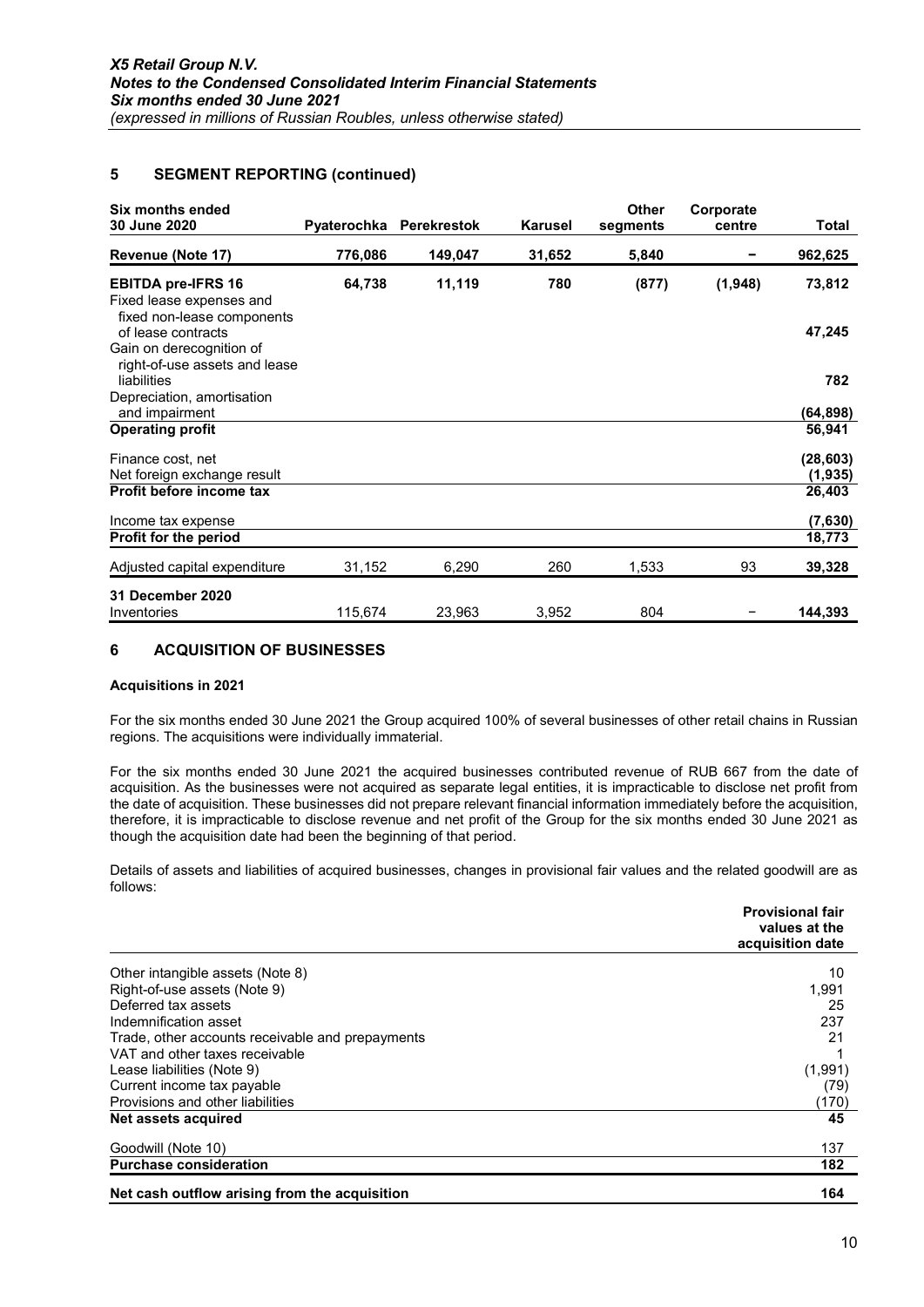## 5 SEGMENT REPORTING (continued)

| Six months ended 30 June 2020 | Pyaterochka | Perekrestok | Karusel | Other segments | Corporate centre | Total |
|---|---|---|---|---|---|---|
| **Revenue (Note 17)** | **776,086** | **149,047** | **31,652** | **5,840** | **–** | **962,625** |
| **EBITDA pre-IFRS 16** | **64,738** | **11,119** | **780** | **(877)** | **(1,948)** | **73,812** |
| Fixed lease expenses and fixed non-lease components of lease contracts | | | | | | **47,245** |
| Gain on derecognition of right-of-use assets and lease liabilities | | | | | | **782** |
| Depreciation, amortisation and impairment | | | | | | **(64,898)** |
| **Operating profit** | | | | | | **56,941** |
| Finance cost, net | | | | | | **(28,603)** |
| Net foreign exchange result | | | | | | **(1,935)** |
| **Profit before income tax** | | | | | | **26,403** |
| Income tax expense | | | | | | **(7,630)** |
| **Profit for the period** | | | | | | **18,773** |
| Adjusted capital expenditure | 31,152 | 6,290 | 260 | 1,533 | 93 | **39,328** |
| **31 December 2020** | | | | | | |
| Inventories | 115,674 | 23,963 | 3,952 | 804 | – | **144,393** |

## 6 ACQUISITION OF BUSINESSES

### Acquisitions in 2021

For the six months ended 30 June 2021 the Group acquired 100% of several businesses of other retail chains in Russian regions. The acquisitions were individually immaterial.

For the six months ended 30 June 2021 the acquired businesses contributed revenue of RUB 667 from the date of acquisition. As the businesses were not acquired as separate legal entities, it is impracticable to disclose net profit from the date of acquisition. These businesses did not prepare relevant financial information immediately before the acquisition, therefore, it is impracticable to disclose revenue and net profit of the Group for the six months ended 30 June 2021 as though the acquisition date had been the beginning of that period.

Details of assets and liabilities of acquired businesses, changes in provisional fair values and the related goodwill are as follows:

| | Provisional fair values at the acquisition date |
|---|---|
| Other intangible assets (Note 8) | 10 |
| Right-of-use assets (Note 9) | 1,991 |
| Deferred tax assets | 25 |
| Indemnification asset | 237 |
| Trade, other accounts receivable and prepayments | 21 |
| VAT and other taxes receivable | 1 |
| Lease liabilities (Note 9) | (1,991) |
| Current income tax payable | (79) |
| Provisions and other liabilities | (170) |
| **Net assets acquired** | **45** |
| Goodwill (Note 10) | 137 |
| **Purchase consideration** | **182** |
| **Net cash outflow arising from the acquisition** | **164** |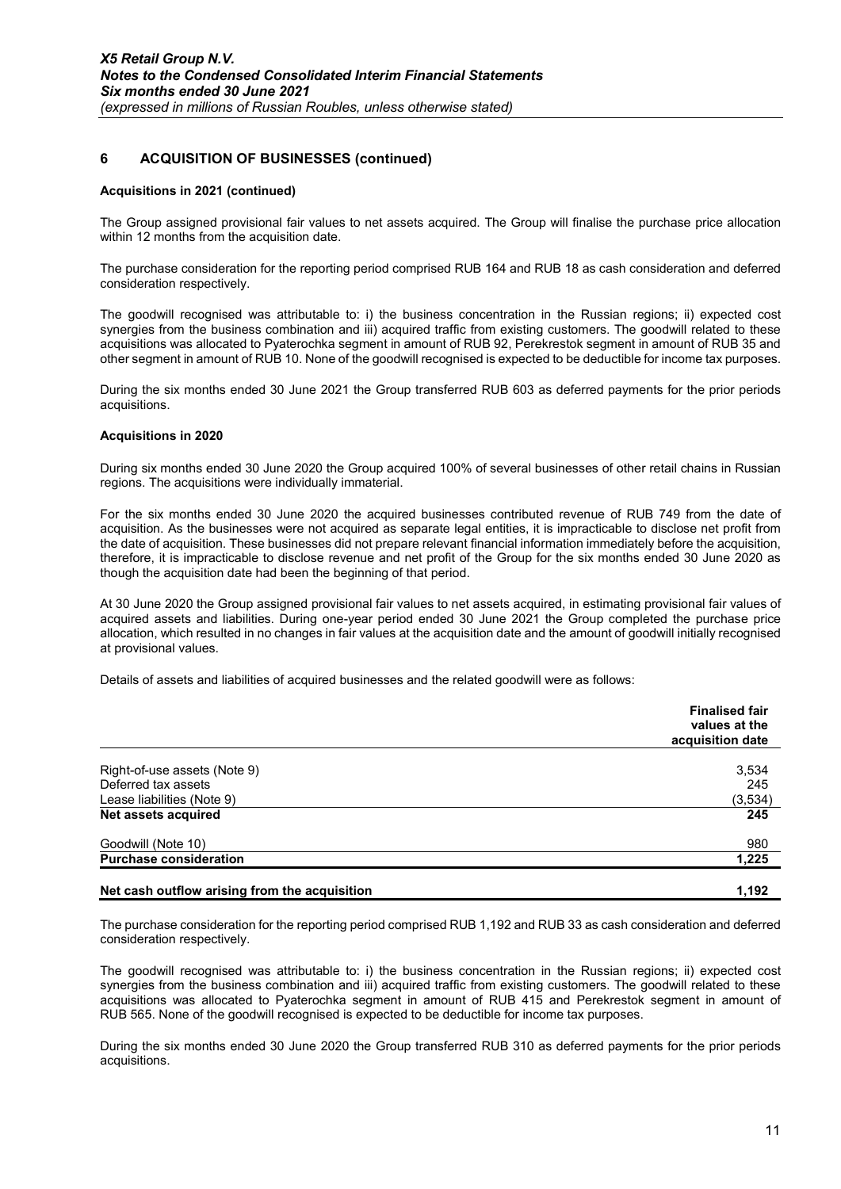## 6 ACQUISITION OF BUSINESSES (continued)

**Acquisitions in 2021 (continued)**

The Group assigned provisional fair values to net assets acquired. The Group will finalise the purchase price allocation within 12 months from the acquisition date.

The purchase consideration for the reporting period comprised RUB 164 and RUB 18 as cash consideration and deferred consideration respectively.

The goodwill recognised was attributable to: i) the business concentration in the Russian regions; ii) expected cost synergies from the business combination and iii) acquired traffic from existing customers. The goodwill related to these acquisitions was allocated to Pyaterochka segment in amount of RUB 92, Perekrestok segment in amount of RUB 35 and other segment in amount of RUB 10. None of the goodwill recognised is expected to be deductible for income tax purposes.

During the six months ended 30 June 2021 the Group transferred RUB 603 as deferred payments for the prior periods acquisitions.

**Acquisitions in 2020**

During six months ended 30 June 2020 the Group acquired 100% of several businesses of other retail chains in Russian regions. The acquisitions were individually immaterial.

For the six months ended 30 June 2020 the acquired businesses contributed revenue of RUB 749 from the date of acquisition. As the businesses were not acquired as separate legal entities, it is impracticable to disclose net profit from the date of acquisition. These businesses did not prepare relevant financial information immediately before the acquisition, therefore, it is impracticable to disclose revenue and net profit of the Group for the six months ended 30 June 2020 as though the acquisition date had been the beginning of that period.

At 30 June 2020 the Group assigned provisional fair values to net assets acquired, in estimating provisional fair values of acquired assets and liabilities. During one-year period ended 30 June 2021 the Group completed the purchase price allocation, which resulted in no changes in fair values at the acquisition date and the amount of goodwill initially recognised at provisional values.

Details of assets and liabilities of acquired businesses and the related goodwill were as follows:

| | Finalised fair values at the acquisition date |
|---|---|
| Right-of-use assets (Note 9) | 3,534 |
| Deferred tax assets | 245 |
| Lease liabilities (Note 9) | (3,534) |
| **Net assets acquired** | **245** |
| Goodwill (Note 10) | 980 |
| **Purchase consideration** | **1,225** |
| **Net cash outflow arising from the acquisition** | **1,192** |

The purchase consideration for the reporting period comprised RUB 1,192 and RUB 33 as cash consideration and deferred consideration respectively.

The goodwill recognised was attributable to: i) the business concentration in the Russian regions; ii) expected cost synergies from the business combination and iii) acquired traffic from existing customers. The goodwill related to these acquisitions was allocated to Pyaterochka segment in amount of RUB 415 and Perekrestok segment in amount of RUB 565. None of the goodwill recognised is expected to be deductible for income tax purposes.

During the six months ended 30 June 2020 the Group transferred RUB 310 as deferred payments for the prior periods acquisitions.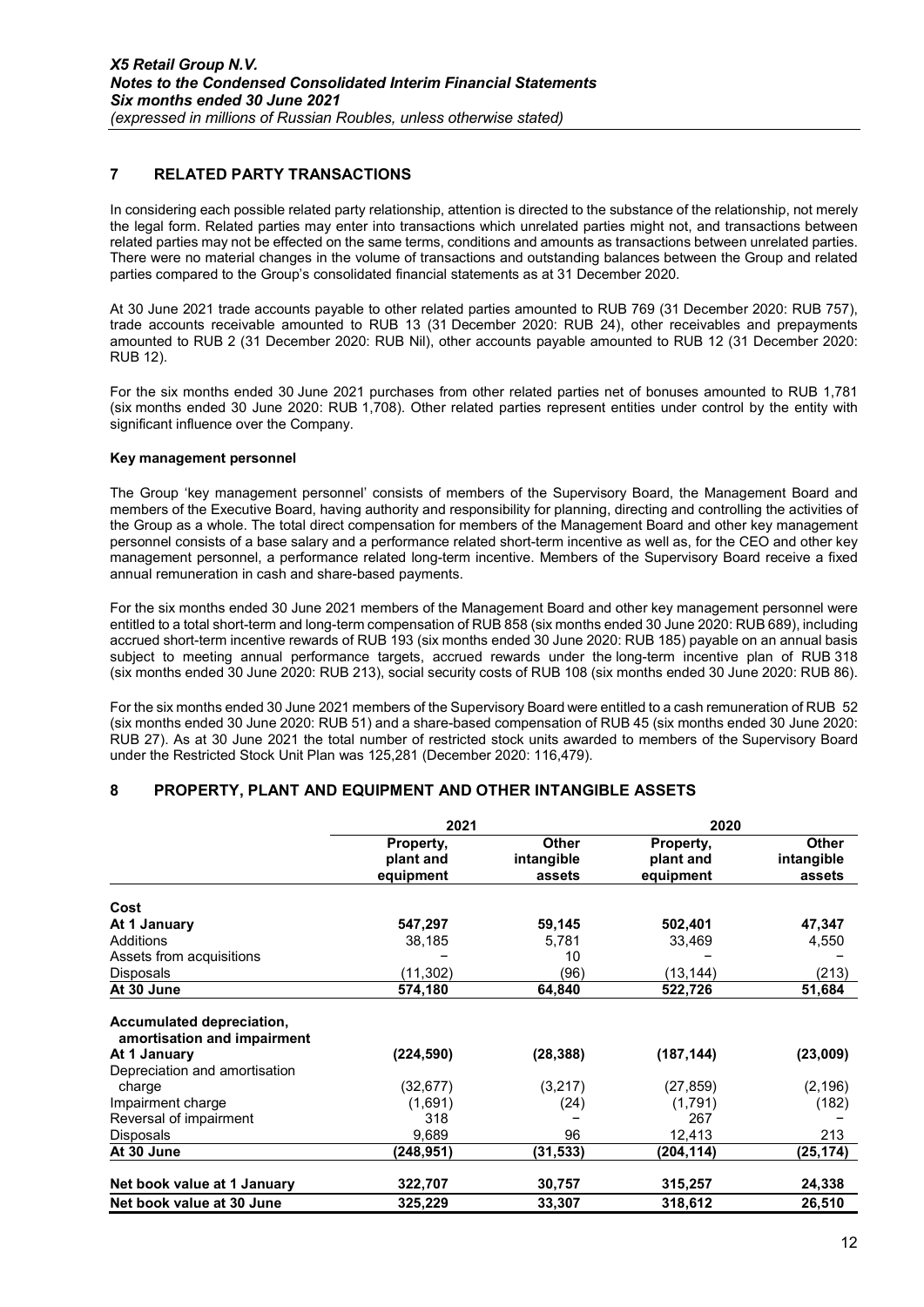## 7 RELATED PARTY TRANSACTIONS

In considering each possible related party relationship, attention is directed to the substance of the relationship, not merely the legal form. Related parties may enter into transactions which unrelated parties might not, and transactions between related parties may not be effected on the same terms, conditions and amounts as transactions between unrelated parties. There were no material changes in the volume of transactions and outstanding balances between the Group and related parties compared to the Group's consolidated financial statements as at 31 December 2020.

At 30 June 2021 trade accounts payable to other related parties amounted to RUB 769 (31 December 2020: RUB 757), trade accounts receivable amounted to RUB 13 (31 December 2020: RUB 24), other receivables and prepayments amounted to RUB 2 (31 December 2020: RUB Nil), other accounts payable amounted to RUB 12 (31 December 2020: RUB 12).

For the six months ended 30 June 2021 purchases from other related parties net of bonuses amounted to RUB 1,781 (six months ended 30 June 2020: RUB 1,708). Other related parties represent entities under control by the entity with significant influence over the Company.

**Key management personnel**

The Group 'key management personnel' consists of members of the Supervisory Board, the Management Board and members of the Executive Board, having authority and responsibility for planning, directing and controlling the activities of the Group as a whole. The total direct compensation for members of the Management Board and other key management personnel consists of a base salary and a performance related short-term incentive as well as, for the CEO and other key management personnel, a performance related long-term incentive. Members of the Supervisory Board receive a fixed annual remuneration in cash and share-based payments.

For the six months ended 30 June 2021 members of the Management Board and other key management personnel were entitled to a total short-term and long-term compensation of RUB 858 (six months ended 30 June 2020: RUB 689), including accrued short-term incentive rewards of RUB 193 (six months ended 30 June 2020: RUB 185) payable on an annual basis subject to meeting annual performance targets, accrued rewards under the long-term incentive plan of RUB 318 (six months ended 30 June 2020: RUB 213), social security costs of RUB 108 (six months ended 30 June 2020: RUB 86).

For the six months ended 30 June 2021 members of the Supervisory Board were entitled to a cash remuneration of RUB 52 (six months ended 30 June 2020: RUB 51) and a share-based compensation of RUB 45 (six months ended 30 June 2020: RUB 27). As at 30 June 2021 the total number of restricted stock units awarded to members of the Supervisory Board under the Restricted Stock Unit Plan was 125,281 (December 2020: 116,479).

## 8 PROPERTY, PLANT AND EQUIPMENT AND OTHER INTANGIBLE ASSETS

| | 2021 | | 2020 | |
|---|---|---|---|---|
| | Property, plant and equipment | Other intangible assets | Property, plant and equipment | Other intangible assets |
| **Cost** | | | | |
| **At 1 January** | **547,297** | **59,145** | **502,401** | **47,347** |
| Additions | 38,185 | 5,781 | 33,469 | 4,550 |
| Assets from acquisitions | – | 10 | – | – |
| Disposals | (11,302) | (96) | (13,144) | (213) |
| **At 30 June** | **574,180** | **64,840** | **522,726** | **51,684** |
| **Accumulated depreciation, amortisation and impairment** | | | | |
| **At 1 January** | **(224,590)** | **(28,388)** | **(187,144)** | **(23,009)** |
| Depreciation and amortisation charge | (32,677) | (3,217) | (27,859) | (2,196) |
| Impairment charge | (1,691) | (24) | (1,791) | (182) |
| Reversal of impairment | 318 | – | 267 | – |
| Disposals | 9,689 | 96 | 12,413 | 213 |
| **At 30 June** | **(248,951)** | **(31,533)** | **(204,114)** | **(25,174)** |
| **Net book value at 1 January** | **322,707** | **30,757** | **315,257** | **24,338** |
| **Net book value at 30 June** | **325,229** | **33,307** | **318,612** | **26,510** |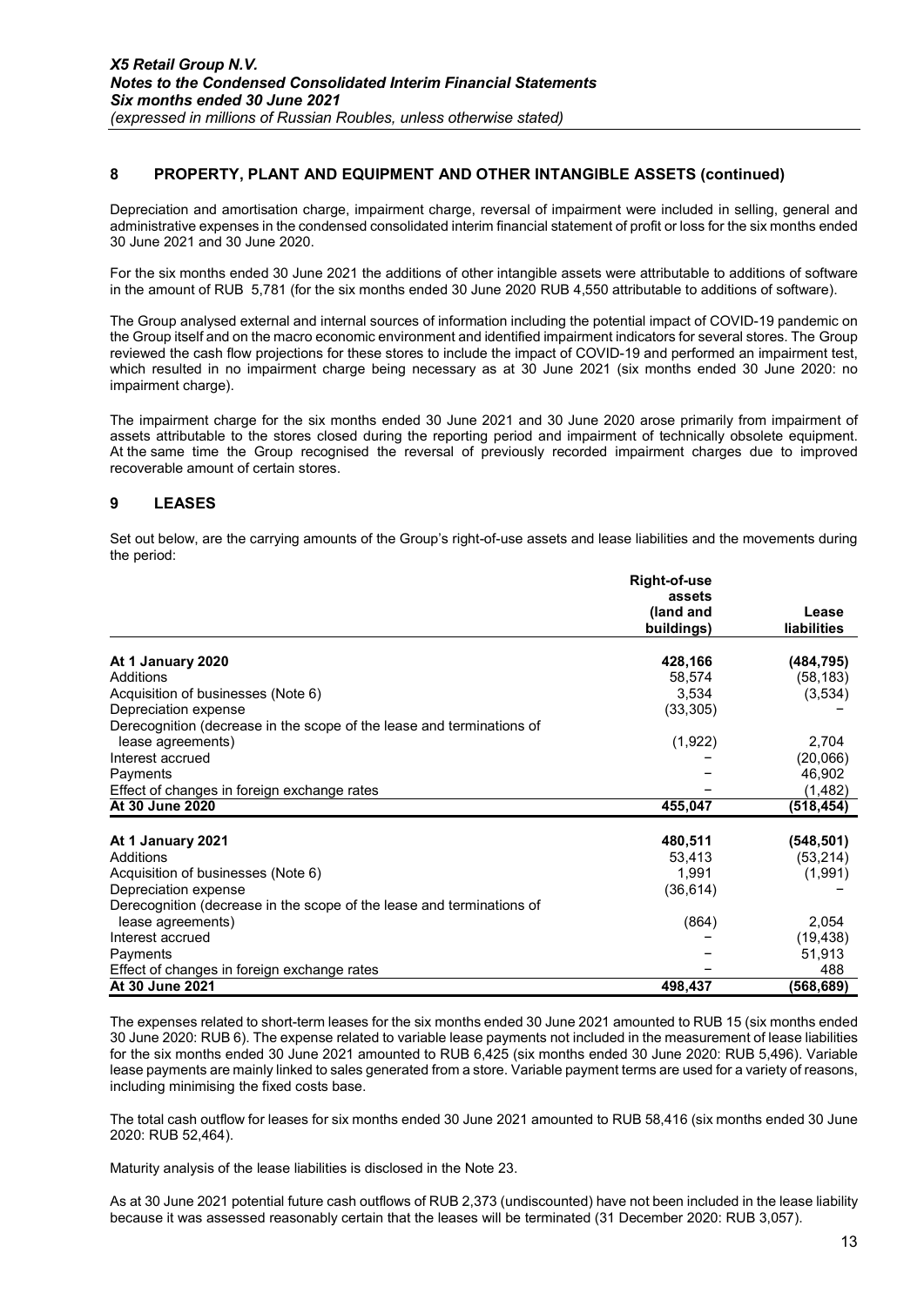## 8 PROPERTY, PLANT AND EQUIPMENT AND OTHER INTANGIBLE ASSETS (continued)

Depreciation and amortisation charge, impairment charge, reversal of impairment were included in selling, general and administrative expenses in the condensed consolidated interim financial statement of profit or loss for the six months ended 30 June 2021 and 30 June 2020.

For the six months ended 30 June 2021 the additions of other intangible assets were attributable to additions of software in the amount of RUB 5,781 (for the six months ended 30 June 2020 RUB 4,550 attributable to additions of software).

The Group analysed external and internal sources of information including the potential impact of COVID-19 pandemic on the Group itself and on the macro economic environment and identified impairment indicators for several stores. The Group reviewed the cash flow projections for these stores to include the impact of COVID-19 and performed an impairment test, which resulted in no impairment charge being necessary as at 30 June 2021 (six months ended 30 June 2020: no impairment charge).

The impairment charge for the six months ended 30 June 2021 and 30 June 2020 arose primarily from impairment of assets attributable to the stores closed during the reporting period and impairment of technically obsolete equipment. At the same time the Group recognised the reversal of previously recorded impairment charges due to improved recoverable amount of certain stores.

## 9 LEASES

Set out below, are the carrying amounts of the Group's right-of-use assets and lease liabilities and the movements during the period:

| | Right-of-use assets (land and buildings) | Lease liabilities |
|---|---|---|
| **At 1 January 2020** | **428,166** | **(484,795)** |
| Additions | 58,574 | (58,183) |
| Acquisition of businesses (Note 6) | 3,534 | (3,534) |
| Depreciation expense | (33,305) | – |
| Derecognition (decrease in the scope of the lease and terminations of lease agreements) | (1,922) | 2,704 |
| Interest accrued | – | (20,066) |
| Payments | – | 46,902 |
| Effect of changes in foreign exchange rates | – | (1,482) |
| **At 30 June 2020** | **455,047** | **(518,454)** |
| | | |
| **At 1 January 2021** | **480,511** | **(548,501)** |
| Additions | 53,413 | (53,214) |
| Acquisition of businesses (Note 6) | 1,991 | (1,991) |
| Depreciation expense | (36,614) | – |
| Derecognition (decrease in the scope of the lease and terminations of lease agreements) | (864) | 2,054 |
| Interest accrued | – | (19,438) |
| Payments | – | 51,913 |
| Effect of changes in foreign exchange rates | – | 488 |
| **At 30 June 2021** | **498,437** | **(568,689)** |

The expenses related to short-term leases for the six months ended 30 June 2021 amounted to RUB 15 (six months ended 30 June 2020: RUB 6). The expense related to variable lease payments not included in the measurement of lease liabilities for the six months ended 30 June 2021 amounted to RUB 6,425 (six months ended 30 June 2020: RUB 5,496). Variable lease payments are mainly linked to sales generated from a store. Variable payment terms are used for a variety of reasons, including minimising the fixed costs base.

The total cash outflow for leases for six months ended 30 June 2021 amounted to RUB 58,416 (six months ended 30 June 2020: RUB 52,464).

Maturity analysis of the lease liabilities is disclosed in the Note 23.

As at 30 June 2021 potential future cash outflows of RUB 2,373 (undiscounted) have not been included in the lease liability because it was assessed reasonably certain that the leases will be terminated (31 December 2020: RUB 3,057).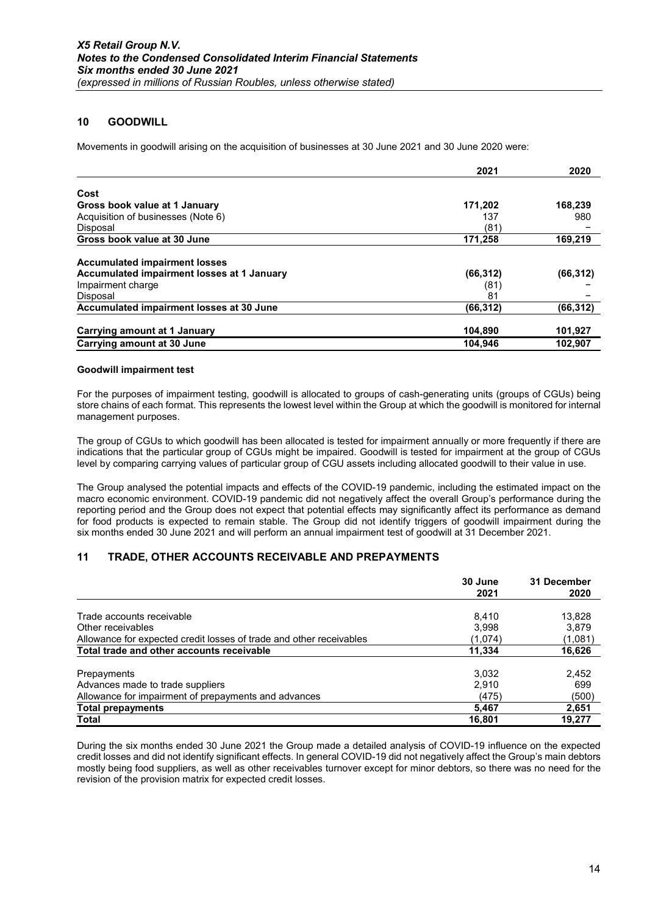## 10 GOODWILL

Movements in goodwill arising on the acquisition of businesses at 30 June 2021 and 30 June 2020 were:

| | 2021 | 2020 |
|---|---|---|
| **Cost** | | |
| **Gross book value at 1 January** | **171,202** | **168,239** |
| Acquisition of businesses (Note 6) | 137 | 980 |
| Disposal | (81) | – |
| **Gross book value at 30 June** | **171,258** | **169,219** |
| **Accumulated impairment losses** | | |
| **Accumulated impairment losses at 1 January** | **(66,312)** | **(66,312)** |
| Impairment charge | (81) | – |
| Disposal | 81 | – |
| **Accumulated impairment losses at 30 June** | **(66,312)** | **(66,312)** |
| **Carrying amount at 1 January** | **104,890** | **101,927** |
| **Carrying amount at 30 June** | **104,946** | **102,907** |

**Goodwill impairment test**

For the purposes of impairment testing, goodwill is allocated to groups of cash-generating units (groups of CGUs) being store chains of each format. This represents the lowest level within the Group at which the goodwill is monitored for internal management purposes.

The group of CGUs to which goodwill has been allocated is tested for impairment annually or more frequently if there are indications that the particular group of CGUs might be impaired. Goodwill is tested for impairment at the group of CGUs level by comparing carrying values of particular group of CGU assets including allocated goodwill to their value in use.

The Group analysed the potential impacts and effects of the COVID-19 pandemic, including the estimated impact on the macro economic environment. COVID-19 pandemic did not negatively affect the overall Group's performance during the reporting period and the Group does not expect that potential effects may significantly affect its performance as demand for food products is expected to remain stable. The Group did not identify triggers of goodwill impairment during the six months ended 30 June 2021 and will perform an annual impairment test of goodwill at 31 December 2021.

## 11 TRADE, OTHER ACCOUNTS RECEIVABLE AND PREPAYMENTS

| | 30 June 2021 | 31 December 2020 |
|---|---|---|
| Trade accounts receivable | 8,410 | 13,828 |
| Other receivables | 3,998 | 3,879 |
| Allowance for expected credit losses of trade and other receivables | (1,074) | (1,081) |
| **Total trade and other accounts receivable** | **11,334** | **16,626** |
| Prepayments | 3,032 | 2,452 |
| Advances made to trade suppliers | 2,910 | 699 |
| Allowance for impairment of prepayments and advances | (475) | (500) |
| **Total prepayments** | **5,467** | **2,651** |
| **Total** | **16,801** | **19,277** |

During the six months ended 30 June 2021 the Group made a detailed analysis of COVID-19 influence on the expected credit losses and did not identify significant effects. In general COVID-19 did not negatively affect the Group's main debtors mostly being food suppliers, as well as other receivables turnover except for minor debtors, so there was no need for the revision of the provision matrix for expected credit losses.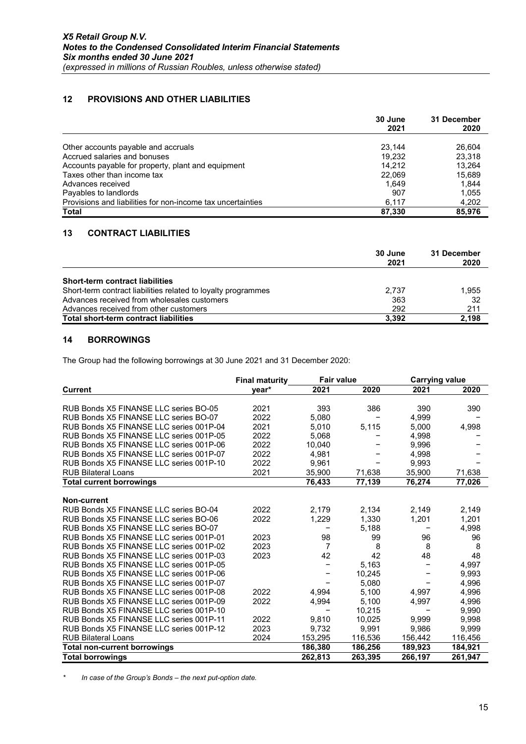## 12 PROVISIONS AND OTHER LIABILITIES

| | 30 June 2021 | 31 December 2020 |
|---|---|---|
| Other accounts payable and accruals | 23,144 | 26,604 |
| Accrued salaries and bonuses | 19,232 | 23,318 |
| Accounts payable for property, plant and equipment | 14,212 | 13,264 |
| Taxes other than income tax | 22,069 | 15,689 |
| Advances received | 1,649 | 1,844 |
| Payables to landlords | 907 | 1,055 |
| Provisions and liabilities for non-income tax uncertainties | 6,117 | 4,202 |
| **Total** | **87,330** | **85,976** |

## 13 CONTRACT LIABILITIES

| | 30 June 2021 | 31 December 2020 |
|---|---|---|
| **Short-term contract liabilities** | | |
| Short-term contract liabilities related to loyalty programmes | 2,737 | 1,955 |
| Advances received from wholesales customers | 363 | 32 |
| Advances received from other customers | 292 | 211 |
| **Total short-term contract liabilities** | **3,392** | **2,198** |

## 14 BORROWINGS

The Group had the following borrowings at 30 June 2021 and 31 December 2020:

| | Final maturity | Fair value | | Carrying value | |
|---|---|---|---|---|---|
| **Current** | **year*** | **2021** | **2020** | **2021** | **2020** |
| RUB Bonds X5 FINANSE LLC series BO-05 | 2021 | 393 | 386 | 390 | 390 |
| RUB Bonds X5 FINANSE LLC series BO-07 | 2022 | 5,080 | – | 4,999 | – |
| RUB Bonds X5 FINANSE LLC series 001P-04 | 2021 | 5,010 | 5,115 | 5,000 | 4,998 |
| RUB Bonds X5 FINANSE LLC series 001P-05 | 2022 | 5,068 | – | 4,998 | – |
| RUB Bonds X5 FINANSE LLC series 001P-06 | 2022 | 10,040 | – | 9,996 | – |
| RUB Bonds X5 FINANSE LLC series 001P-07 | 2022 | 4,981 | – | 4,998 | – |
| RUB Bonds X5 FINANSE LLC series 001P-10 | 2022 | 9,961 | – | 9,993 | – |
| RUB Bilateral Loans | 2021 | 35,900 | 71,638 | 35,900 | 71,638 |
| **Total current borrowings** | | **76,433** | **77,139** | **76,274** | **77,026** |
| **Non-current** | | | | | |
| RUB Bonds X5 FINANSE LLC series BO-04 | 2022 | 2,179 | 2,134 | 2,149 | 2,149 |
| RUB Bonds X5 FINANSE LLC series BO-06 | 2022 | 1,229 | 1,330 | 1,201 | 1,201 |
| RUB Bonds X5 FINANSE LLC series BO-07 | | – | 5,188 | – | 4,998 |
| RUB Bonds X5 FINANSE LLC series 001P-01 | 2023 | 98 | 99 | 96 | 96 |
| RUB Bonds X5 FINANSE LLC series 001P-02 | 2023 | 7 | 8 | 8 | 8 |
| RUB Bonds X5 FINANSE LLC series 001P-03 | 2023 | 42 | 42 | 48 | 48 |
| RUB Bonds X5 FINANSE LLC series 001P-05 | | – | 5,163 | – | 4,997 |
| RUB Bonds X5 FINANSE LLC series 001P-06 | | – | 10,245 | – | 9,993 |
| RUB Bonds X5 FINANSE LLC series 001P-07 | | – | 5,080 | – | 4,996 |
| RUB Bonds X5 FINANSE LLC series 001P-08 | 2022 | 4,994 | 5,100 | 4,997 | 4,996 |
| RUB Bonds X5 FINANSE LLC series 001P-09 | 2022 | 4,994 | 5,100 | 4,997 | 4,996 |
| RUB Bonds X5 FINANSE LLC series 001P-10 | | – | 10,215 | – | 9,990 |
| RUB Bonds X5 FINANSE LLC series 001P-11 | 2022 | 9,810 | 10,025 | 9,999 | 9,998 |
| RUB Bonds X5 FINANSE LLC series 001P-12 | 2023 | 9,732 | 9,991 | 9,986 | 9,999 |
| RUB Bilateral Loans | 2024 | 153,295 | 116,536 | 156,442 | 116,456 |
| **Total non-current borrowings** | | **186,380** | **186,256** | **189,923** | **184,921** |
| **Total borrowings** | | **262,813** | **263,395** | **266,197** | **261,947** |

\* *In case of the Group's Bonds – the next put-option date.*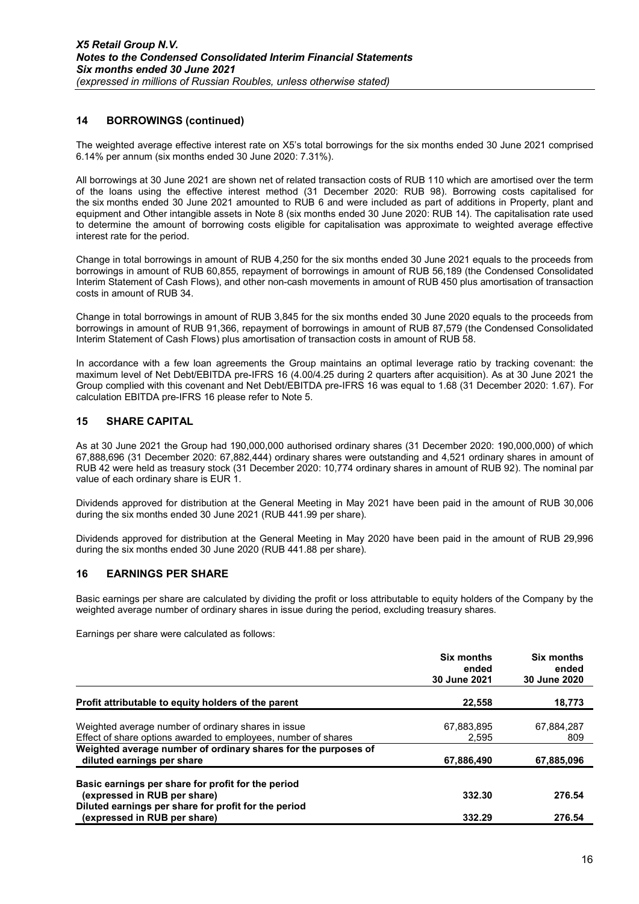## 14 BORROWINGS (continued)

The weighted average effective interest rate on X5's total borrowings for the six months ended 30 June 2021 comprised 6.14% per annum (six months ended 30 June 2020: 7.31%).

All borrowings at 30 June 2021 are shown net of related transaction costs of RUB 110 which are amortised over the term of the loans using the effective interest method (31 December 2020: RUB 98). Borrowing costs capitalised for the six months ended 30 June 2021 amounted to RUB 6 and were included as part of additions in Property, plant and equipment and Other intangible assets in Note 8 (six months ended 30 June 2020: RUB 14). The capitalisation rate used to determine the amount of borrowing costs eligible for capitalisation was approximate to weighted average effective interest rate for the period.

Change in total borrowings in amount of RUB 4,250 for the six months ended 30 June 2021 equals to the proceeds from borrowings in amount of RUB 60,855, repayment of borrowings in amount of RUB 56,189 (the Condensed Consolidated Interim Statement of Cash Flows), and other non-cash movements in amount of RUB 450 plus amortisation of transaction costs in amount of RUB 34.

Change in total borrowings in amount of RUB 3,845 for the six months ended 30 June 2020 equals to the proceeds from borrowings in amount of RUB 91,366, repayment of borrowings in amount of RUB 87,579 (the Condensed Consolidated Interim Statement of Cash Flows) plus amortisation of transaction costs in amount of RUB 58.

In accordance with a few loan agreements the Group maintains an optimal leverage ratio by tracking covenant: the maximum level of Net Debt/EBITDA pre-IFRS 16 (4.00/4.25 during 2 quarters after acquisition). As at 30 June 2021 the Group complied with this covenant and Net Debt/EBITDA pre-IFRS 16 was equal to 1.68 (31 December 2020: 1.67). For calculation EBITDA pre-IFRS 16 please refer to Note 5.

## 15 SHARE CAPITAL

As at 30 June 2021 the Group had 190,000,000 authorised ordinary shares (31 December 2020: 190,000,000) of which 67,888,696 (31 December 2020: 67,882,444) ordinary shares were outstanding and 4,521 ordinary shares in amount of RUB 42 were held as treasury stock (31 December 2020: 10,774 ordinary shares in amount of RUB 92). The nominal par value of each ordinary share is EUR 1.

Dividends approved for distribution at the General Meeting in May 2021 have been paid in the amount of RUB 30,006 during the six months ended 30 June 2021 (RUB 441.99 per share).

Dividends approved for distribution at the General Meeting in May 2020 have been paid in the amount of RUB 29,996 during the six months ended 30 June 2020 (RUB 441.88 per share).

## 16 EARNINGS PER SHARE

Basic earnings per share are calculated by dividing the profit or loss attributable to equity holders of the Company by the weighted average number of ordinary shares in issue during the period, excluding treasury shares.

Earnings per share were calculated as follows:

| | Six months ended 30 June 2021 | Six months ended 30 June 2020 |
|---|---|---|
| **Profit attributable to equity holders of the parent** | **22,558** | **18,773** |
| Weighted average number of ordinary shares in issue | 67,883,895 | 67,884,287 |
| Effect of share options awarded to employees, number of shares | 2,595 | 809 |
| **Weighted average number of ordinary shares for the purposes of diluted earnings per share** | **67,886,490** | **67,885,096** |
| **Basic earnings per share for profit for the period (expressed in RUB per share)** | **332.30** | **276.54** |
| **Diluted earnings per share for profit for the period (expressed in RUB per share)** | **332.29** | **276.54** |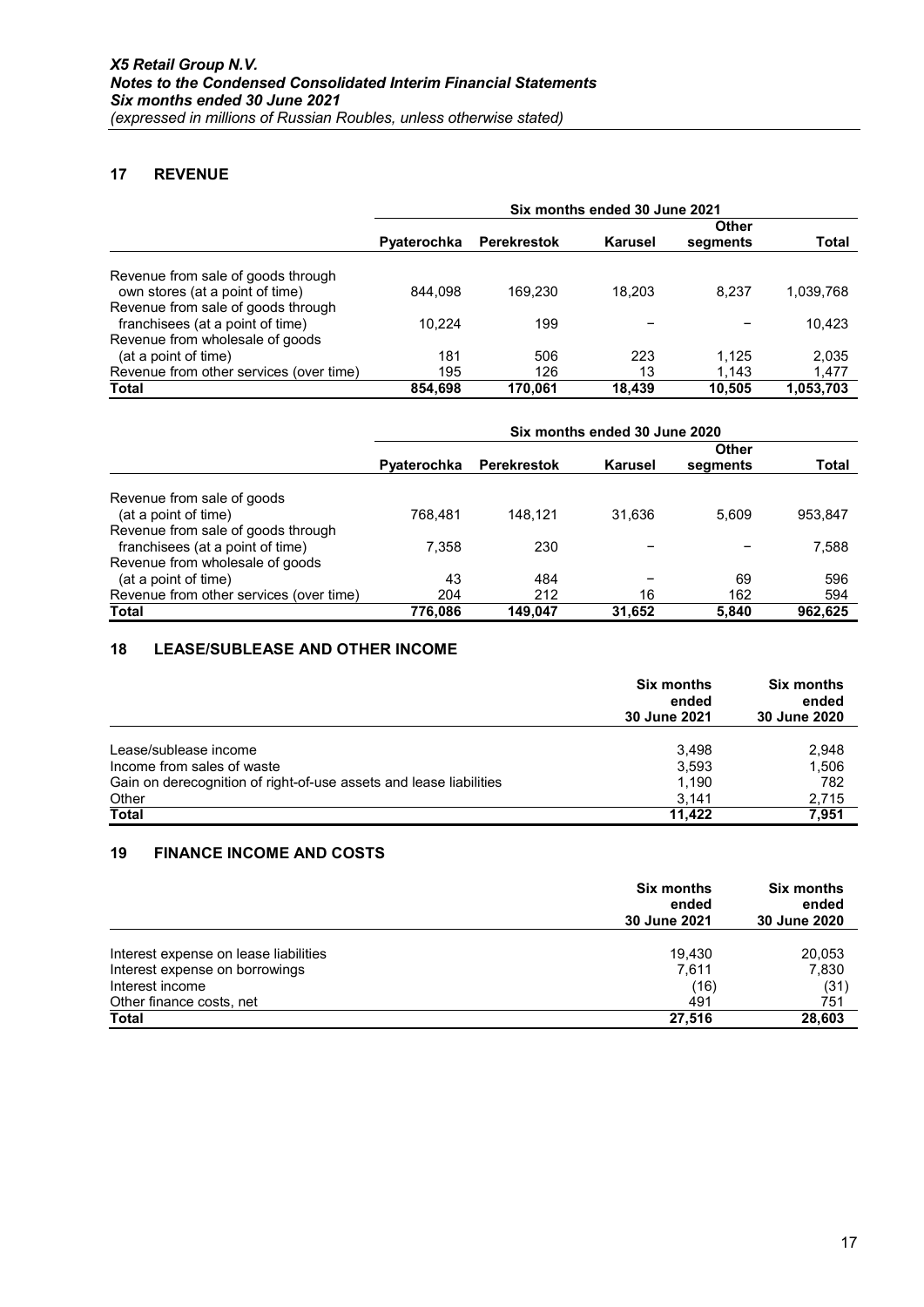## 17 REVENUE

| | Six months ended 30 June 2021 | | | | |
|---|---|---|---|---|---|
| | Pyaterochka | Perekrestok | Karusel | Other segments | Total |
| Revenue from sale of goods through own stores (at a point of time) | 844,098 | 169,230 | 18,203 | 8,237 | 1,039,768 |
| Revenue from sale of goods through franchisees (at a point of time) | 10,224 | 199 | – | – | 10,423 |
| Revenue from wholesale of goods (at a point of time) | 181 | 506 | 223 | 1,125 | 2,035 |
| Revenue from other services (over time) | 195 | 126 | 13 | 1,143 | 1,477 |
| **Total** | **854,698** | **170,061** | **18,439** | **10,505** | **1,053,703** |

| | Six months ended 30 June 2020 | | | | |
|---|---|---|---|---|---|
| | Pyaterochka | Perekrestok | Karusel | Other segments | Total |
| Revenue from sale of goods (at a point of time) | 768,481 | 148,121 | 31,636 | 5,609 | 953,847 |
| Revenue from sale of goods through franchisees (at a point of time) | 7,358 | 230 | – | – | 7,588 |
| Revenue from wholesale of goods (at a point of time) | 43 | 484 | – | 69 | 596 |
| Revenue from other services (over time) | 204 | 212 | 16 | 162 | 594 |
| **Total** | **776,086** | **149,047** | **31,652** | **5,840** | **962,625** |

## 18 LEASE/SUBLEASE AND OTHER INCOME

| | Six months ended 30 June 2021 | Six months ended 30 June 2020 |
|---|---|---|
| Lease/sublease income | 3,498 | 2,948 |
| Income from sales of waste | 3,593 | 1,506 |
| Gain on derecognition of right-of-use assets and lease liabilities | 1,190 | 782 |
| Other | 3,141 | 2,715 |
| **Total** | **11,422** | **7,951** |

## 19 FINANCE INCOME AND COSTS

| | Six months ended 30 June 2021 | Six months ended 30 June 2020 |
|---|---|---|
| Interest expense on lease liabilities | 19,430 | 20,053 |
| Interest expense on borrowings | 7,611 | 7,830 |
| Interest income | (16) | (31) |
| Other finance costs, net | 491 | 751 |
| **Total** | **27,516** | **28,603** |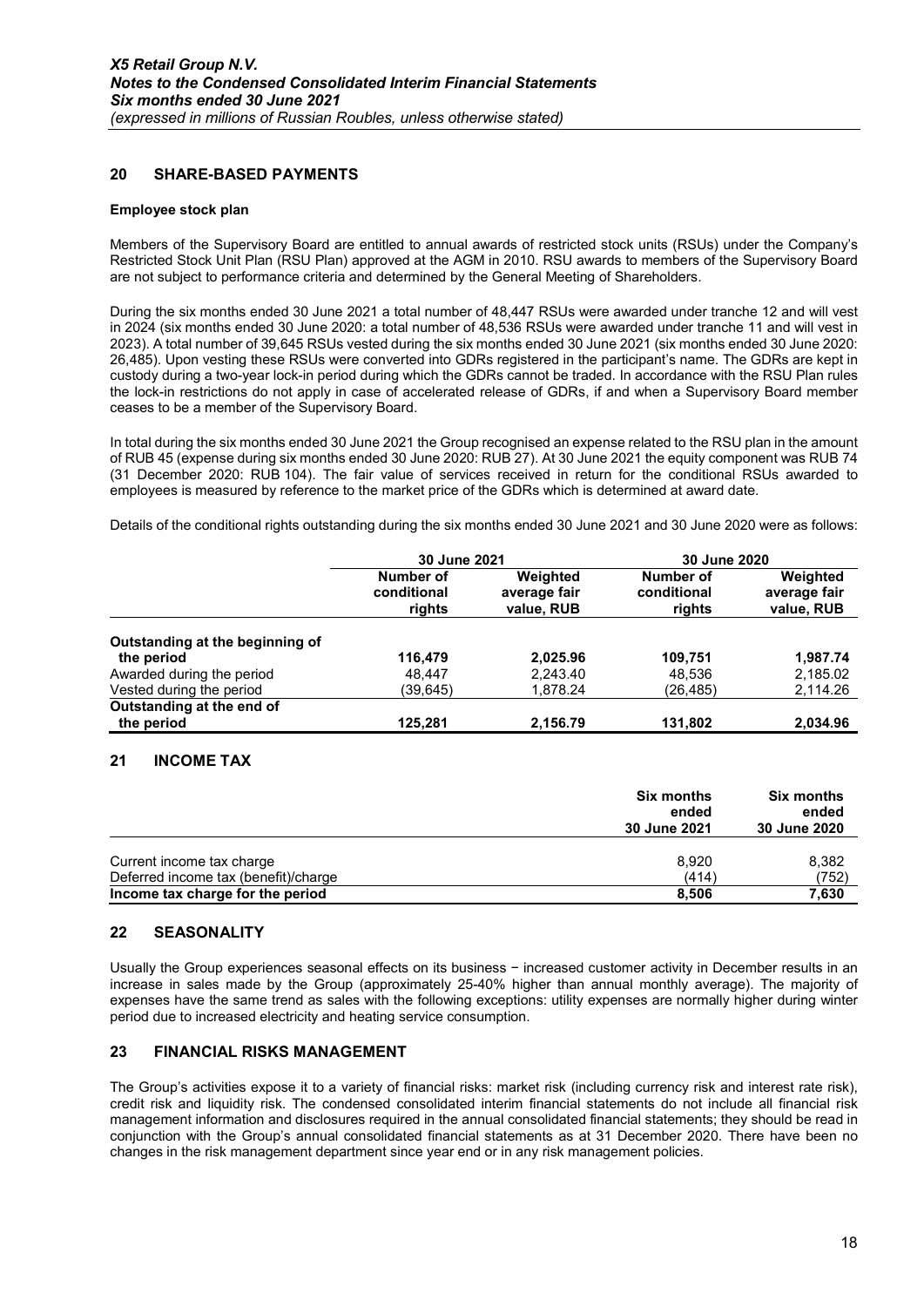## 20 SHARE-BASED PAYMENTS

### Employee stock plan

Members of the Supervisory Board are entitled to annual awards of restricted stock units (RSUs) under the Company's Restricted Stock Unit Plan (RSU Plan) approved at the AGM in 2010. RSU awards to members of the Supervisory Board are not subject to performance criteria and determined by the General Meeting of Shareholders.

During the six months ended 30 June 2021 a total number of 48,447 RSUs were awarded under tranche 12 and will vest in 2024 (six months ended 30 June 2020: a total number of 48,536 RSUs were awarded under tranche 11 and will vest in 2023). A total number of 39,645 RSUs vested during the six months ended 30 June 2021 (six months ended 30 June 2020: 26,485). Upon vesting these RSUs were converted into GDRs registered in the participant's name. The GDRs are kept in custody during a two-year lock-in period during which the GDRs cannot be traded. In accordance with the RSU Plan rules the lock-in restrictions do not apply in case of accelerated release of GDRs, if and when a Supervisory Board member ceases to be a member of the Supervisory Board.

In total during the six months ended 30 June 2021 the Group recognised an expense related to the RSU plan in the amount of RUB 45 (expense during six months ended 30 June 2020: RUB 27). At 30 June 2021 the equity component was RUB 74 (31 December 2020: RUB 104). The fair value of services received in return for the conditional RSUs awarded to employees is measured by reference to the market price of the GDRs which is determined at award date.

Details of the conditional rights outstanding during the six months ended 30 June 2021 and 30 June 2020 were as follows:

| | 30 June 2021 | | 30 June 2020 | |
|---|---|---|---|---|
| | Number of conditional rights | Weighted average fair value, RUB | Number of conditional rights | Weighted average fair value, RUB |
| **Outstanding at the beginning of the period** | **116,479** | **2,025.96** | **109,751** | **1,987.74** |
| Awarded during the period | 48,447 | 2,243.40 | 48,536 | 2,185.02 |
| Vested during the period | (39,645) | 1,878.24 | (26,485) | 2,114.26 |
| **Outstanding at the end of the period** | **125,281** | **2,156.79** | **131,802** | **2,034.96** |

## 21 INCOME TAX

| | Six months ended 30 June 2021 | Six months ended 30 June 2020 |
|---|---|---|
| Current income tax charge | 8,920 | 8,382 |
| Deferred income tax (benefit)/charge | (414) | (752) |
| **Income tax charge for the period** | **8,506** | **7,630** |

## 22 SEASONALITY

Usually the Group experiences seasonal effects on its business − increased customer activity in December results in an increase in sales made by the Group (approximately 25-40% higher than annual monthly average). The majority of expenses have the same trend as sales with the following exceptions: utility expenses are normally higher during winter period due to increased electricity and heating service consumption.

## 23 FINANCIAL RISKS MANAGEMENT

The Group's activities expose it to a variety of financial risks: market risk (including currency risk and interest rate risk), credit risk and liquidity risk. The condensed consolidated interim financial statements do not include all financial risk management information and disclosures required in the annual consolidated financial statements; they should be read in conjunction with the Group's annual consolidated financial statements as at 31 December 2020. There have been no changes in the risk management department since year end or in any risk management policies.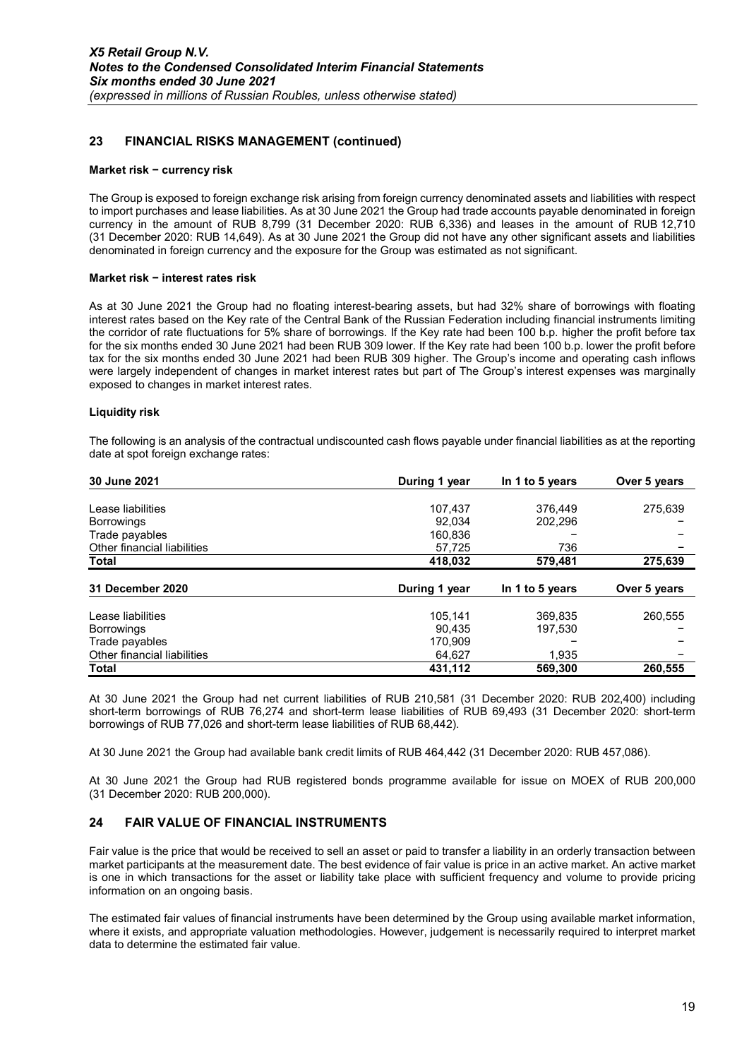## 23 FINANCIAL RISKS MANAGEMENT (continued)

**Market risk − currency risk**

The Group is exposed to foreign exchange risk arising from foreign currency denominated assets and liabilities with respect to import purchases and lease liabilities. As at 30 June 2021 the Group had trade accounts payable denominated in foreign currency in the amount of RUB 8,799 (31 December 2020: RUB 6,336) and leases in the amount of RUB 12,710 (31 December 2020: RUB 14,649). As at 30 June 2021 the Group did not have any other significant assets and liabilities denominated in foreign currency and the exposure for the Group was estimated as not significant.

**Market risk − interest rates risk**

As at 30 June 2021 the Group had no floating interest-bearing assets, but had 32% share of borrowings with floating interest rates based on the Key rate of the Central Bank of the Russian Federation including financial instruments limiting the corridor of rate fluctuations for 5% share of borrowings. If the Key rate had been 100 b.p. higher the profit before tax for the six months ended 30 June 2021 had been RUB 309 lower. If the Key rate had been 100 b.p. lower the profit before tax for the six months ended 30 June 2021 had been RUB 309 higher. The Group's income and operating cash inflows were largely independent of changes in market interest rates but part of The Group's interest expenses was marginally exposed to changes in market interest rates.

**Liquidity risk**

The following is an analysis of the contractual undiscounted cash flows payable under financial liabilities as at the reporting date at spot foreign exchange rates:

| 30 June 2021 | During 1 year | In 1 to 5 years | Over 5 years |
|---|---|---|---|
| Lease liabilities | 107,437 | 376,449 | 275,639 |
| Borrowings | 92,034 | 202,296 | − |
| Trade payables | 160,836 | − | − |
| Other financial liabilities | 57,725 | 736 | − |
| **Total** | **418,032** | **579,481** | **275,639** |
| **31 December 2020** | **During 1 year** | **In 1 to 5 years** | **Over 5 years** |
| Lease liabilities | 105,141 | 369,835 | 260,555 |
| Borrowings | 90,435 | 197,530 | − |
| Trade payables | 170,909 | − | − |
| Other financial liabilities | 64,627 | 1,935 | − |
| **Total** | **431,112** | **569,300** | **260,555** |

At 30 June 2021 the Group had net current liabilities of RUB 210,581 (31 December 2020: RUB 202,400) including short-term borrowings of RUB 76,274 and short-term lease liabilities of RUB 69,493 (31 December 2020: short-term borrowings of RUB 77,026 and short-term lease liabilities of RUB 68,442).

At 30 June 2021 the Group had available bank credit limits of RUB 464,442 (31 December 2020: RUB 457,086).

At 30 June 2021 the Group had RUB registered bonds programme available for issue on MOEX of RUB 200,000 (31 December 2020: RUB 200,000).

## 24 FAIR VALUE OF FINANCIAL INSTRUMENTS

Fair value is the price that would be received to sell an asset or paid to transfer a liability in an orderly transaction between market participants at the measurement date. The best evidence of fair value is price in an active market. An active market is one in which transactions for the asset or liability take place with sufficient frequency and volume to provide pricing information on an ongoing basis.

The estimated fair values of financial instruments have been determined by the Group using available market information, where it exists, and appropriate valuation methodologies. However, judgement is necessarily required to interpret market data to determine the estimated fair value.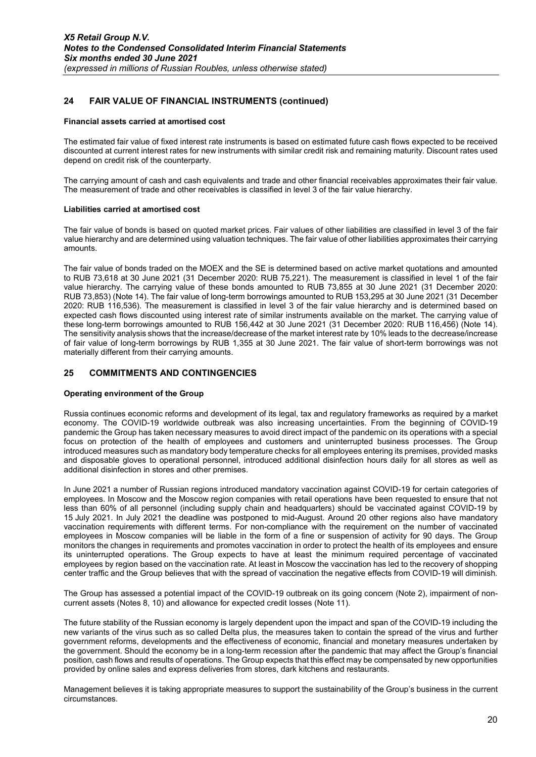## 24 FAIR VALUE OF FINANCIAL INSTRUMENTS (continued)

**Financial assets carried at amortised cost**

The estimated fair value of fixed interest rate instruments is based on estimated future cash flows expected to be received discounted at current interest rates for new instruments with similar credit risk and remaining maturity. Discount rates used depend on credit risk of the counterparty.

The carrying amount of cash and cash equivalents and trade and other financial receivables approximates their fair value. The measurement of trade and other receivables is classified in level 3 of the fair value hierarchy.

**Liabilities carried at amortised cost**

The fair value of bonds is based on quoted market prices. Fair values of other liabilities are classified in level 3 of the fair value hierarchy and are determined using valuation techniques. The fair value of other liabilities approximates their carrying amounts.

The fair value of bonds traded on the MOEX and the SE is determined based on active market quotations and amounted to RUB 73,618 at 30 June 2021 (31 December 2020: RUB 75,221). The measurement is classified in level 1 of the fair value hierarchy. The carrying value of these bonds amounted to RUB 73,855 at 30 June 2021 (31 December 2020: RUB 73,853) (Note 14). The fair value of long-term borrowings amounted to RUB 153,295 at 30 June 2021 (31 December 2020: RUB 116,536). The measurement is classified in level 3 of the fair value hierarchy and is determined based on expected cash flows discounted using interest rate of similar instruments available on the market. The carrying value of these long-term borrowings amounted to RUB 156,442 at 30 June 2021 (31 December 2020: RUB 116,456) (Note 14). The sensitivity analysis shows that the increase/decrease of the market interest rate by 10% leads to the decrease/increase of fair value of long-term borrowings by RUB 1,355 at 30 June 2021. The fair value of short-term borrowings was not materially different from their carrying amounts.

## 25 COMMITMENTS AND CONTINGENCIES

**Operating environment of the Group**

Russia continues economic reforms and development of its legal, tax and regulatory frameworks as required by a market economy. The COVID-19 worldwide outbreak was also increasing uncertainties. From the beginning of COVID-19 pandemic the Group has taken necessary measures to avoid direct impact of the pandemic on its operations with a special focus on protection of the health of employees and customers and uninterrupted business processes. The Group introduced measures such as mandatory body temperature checks for all employees entering its premises, provided masks and disposable gloves to operational personnel, introduced additional disinfection hours daily for all stores as well as additional disinfection in stores and other premises.

In June 2021 a number of Russian regions introduced mandatory vaccination against COVID-19 for certain categories of employees. In Moscow and the Moscow region companies with retail operations have been requested to ensure that not less than 60% of all personnel (including supply chain and headquarters) should be vaccinated against COVID-19 by 15 July 2021. In July 2021 the deadline was postponed to mid-August. Around 20 other regions also have mandatory vaccination requirements with different terms. For non-compliance with the requirement on the number of vaccinated employees in Moscow companies will be liable in the form of a fine or suspension of activity for 90 days. The Group monitors the changes in requirements and promotes vaccination in order to protect the health of its employees and ensure its uninterrupted operations. The Group expects to have at least the minimum required percentage of vaccinated employees by region based on the vaccination rate. At least in Moscow the vaccination has led to the recovery of shopping center traffic and the Group believes that with the spread of vaccination the negative effects from COVID-19 will diminish.

The Group has assessed a potential impact of the COVID-19 outbreak on its going concern (Note 2), impairment of non-current assets (Notes 8, 10) and allowance for expected credit losses (Note 11).

The future stability of the Russian economy is largely dependent upon the impact and span of the COVID-19 including the new variants of the virus such as so called Delta plus, the measures taken to contain the spread of the virus and further government reforms, developments and the effectiveness of economic, financial and monetary measures undertaken by the government. Should the economy be in a long-term recession after the pandemic that may affect the Group's financial position, cash flows and results of operations. The Group expects that this effect may be compensated by new opportunities provided by online sales and express deliveries from stores, dark kitchens and restaurants.

Management believes it is taking appropriate measures to support the sustainability of the Group's business in the current circumstances.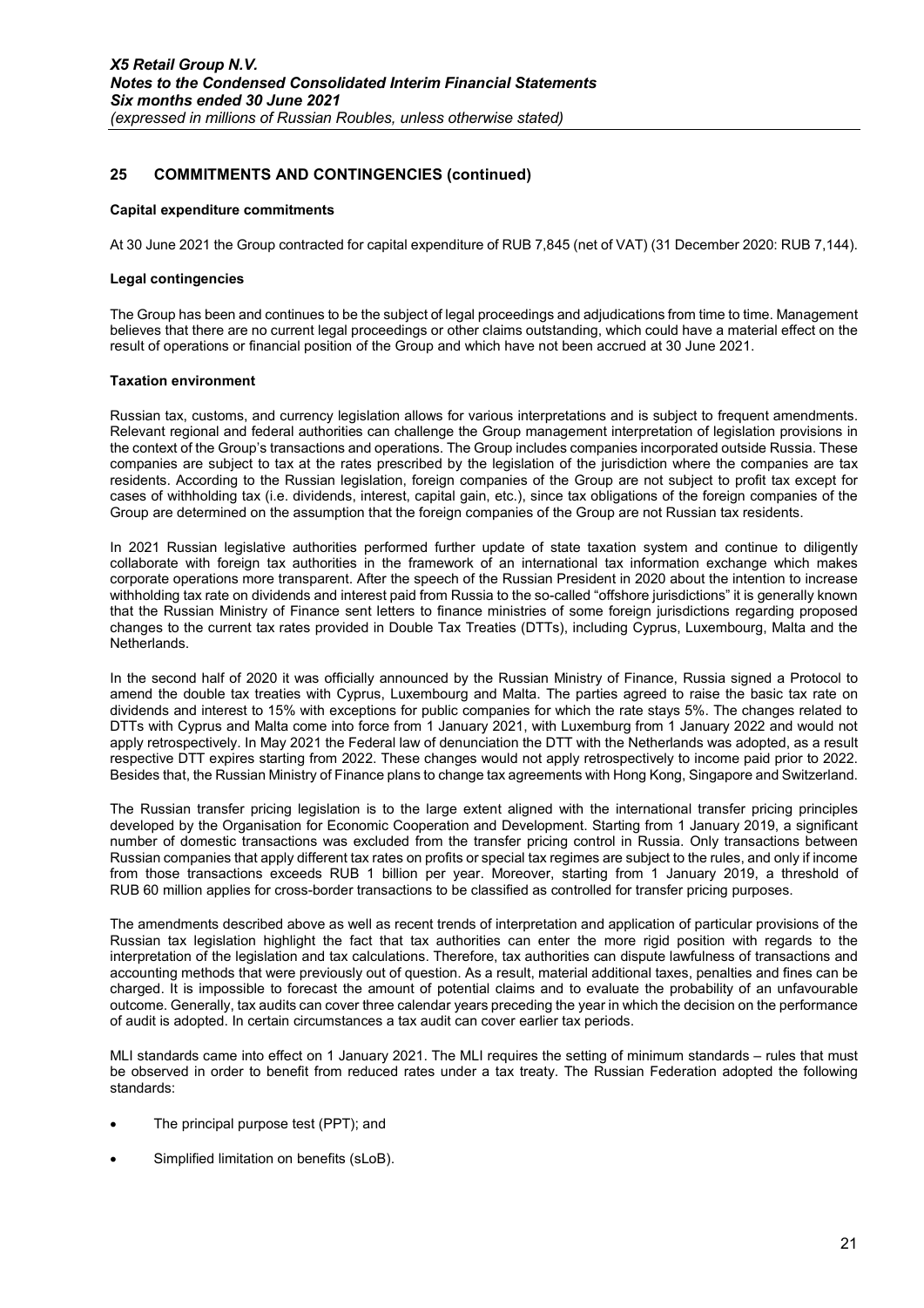## 25 COMMITMENTS AND CONTINGENCIES (continued)

**Capital expenditure commitments**

At 30 June 2021 the Group contracted for capital expenditure of RUB 7,845 (net of VAT) (31 December 2020: RUB 7,144).

**Legal contingencies**

The Group has been and continues to be the subject of legal proceedings and adjudications from time to time. Management believes that there are no current legal proceedings or other claims outstanding, which could have a material effect on the result of operations or financial position of the Group and which have not been accrued at 30 June 2021.

**Taxation environment**

Russian tax, customs, and currency legislation allows for various interpretations and is subject to frequent amendments. Relevant regional and federal authorities can challenge the Group management interpretation of legislation provisions in the context of the Group's transactions and operations. The Group includes companies incorporated outside Russia. These companies are subject to tax at the rates prescribed by the legislation of the jurisdiction where the companies are tax residents. According to the Russian legislation, foreign companies of the Group are not subject to profit tax except for cases of withholding tax (i.e. dividends, interest, capital gain, etc.), since tax obligations of the foreign companies of the Group are determined on the assumption that the foreign companies of the Group are not Russian tax residents.

In 2021 Russian legislative authorities performed further update of state taxation system and continue to diligently collaborate with foreign tax authorities in the framework of an international tax information exchange which makes corporate operations more transparent. After the speech of the Russian President in 2020 about the intention to increase withholding tax rate on dividends and interest paid from Russia to the so-called "offshore jurisdictions" it is generally known that the Russian Ministry of Finance sent letters to finance ministries of some foreign jurisdictions regarding proposed changes to the current tax rates provided in Double Tax Treaties (DTTs), including Cyprus, Luxembourg, Malta and the Netherlands.

In the second half of 2020 it was officially announced by the Russian Ministry of Finance, Russia signed a Protocol to amend the double tax treaties with Cyprus, Luxembourg and Malta. The parties agreed to raise the basic tax rate on dividends and interest to 15% with exceptions for public companies for which the rate stays 5%. The changes related to DTTs with Cyprus and Malta come into force from 1 January 2021, with Luxemburg from 1 January 2022 and would not apply retrospectively. In May 2021 the Federal law of denunciation the DTT with the Netherlands was adopted, as a result respective DTT expires starting from 2022. These changes would not apply retrospectively to income paid prior to 2022. Besides that, the Russian Ministry of Finance plans to change tax agreements with Hong Kong, Singapore and Switzerland.

The Russian transfer pricing legislation is to the large extent aligned with the international transfer pricing principles developed by the Organisation for Economic Cooperation and Development. Starting from 1 January 2019, a significant number of domestic transactions was excluded from the transfer pricing control in Russia. Only transactions between Russian companies that apply different tax rates on profits or special tax regimes are subject to the rules, and only if income from those transactions exceeds RUB 1 billion per year. Moreover, starting from 1 January 2019, a threshold of RUB 60 million applies for cross-border transactions to be classified as controlled for transfer pricing purposes.

The amendments described above as well as recent trends of interpretation and application of particular provisions of the Russian tax legislation highlight the fact that tax authorities can enter the more rigid position with regards to the interpretation of the legislation and tax calculations. Therefore, tax authorities can dispute lawfulness of transactions and accounting methods that were previously out of question. As a result, material additional taxes, penalties and fines can be charged. It is impossible to forecast the amount of potential claims and to evaluate the probability of an unfavourable outcome. Generally, tax audits can cover three calendar years preceding the year in which the decision on the performance of audit is adopted. In certain circumstances a tax audit can cover earlier tax periods.

MLI standards came into effect on 1 January 2021. The MLI requires the setting of minimum standards – rules that must be observed in order to benefit from reduced rates under a tax treaty. The Russian Federation adopted the following standards:

- The principal purpose test (PPT); and
- Simplified limitation on benefits (sLoB).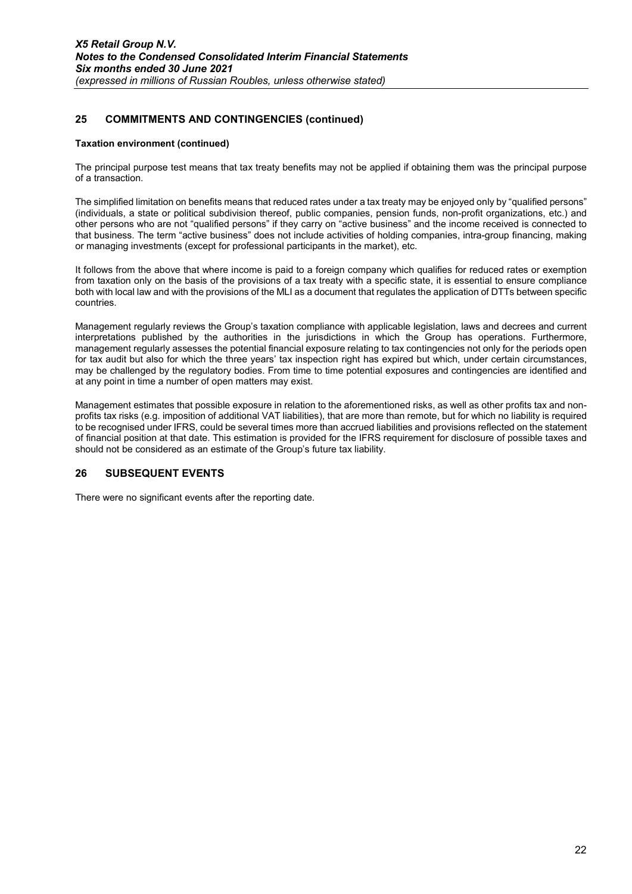## 25 COMMITMENTS AND CONTINGENCIES (continued)

**Taxation environment (continued)**

The principal purpose test means that tax treaty benefits may not be applied if obtaining them was the principal purpose of a transaction.

The simplified limitation on benefits means that reduced rates under a tax treaty may be enjoyed only by "qualified persons" (individuals, a state or political subdivision thereof, public companies, pension funds, non-profit organizations, etc.) and other persons who are not "qualified persons" if they carry on "active business" and the income received is connected to that business. The term "active business" does not include activities of holding companies, intra-group financing, making or managing investments (except for professional participants in the market), etc.

It follows from the above that where income is paid to a foreign company which qualifies for reduced rates or exemption from taxation only on the basis of the provisions of a tax treaty with a specific state, it is essential to ensure compliance both with local law and with the provisions of the MLI as a document that regulates the application of DTTs between specific countries.

Management regularly reviews the Group's taxation compliance with applicable legislation, laws and decrees and current interpretations published by the authorities in the jurisdictions in which the Group has operations. Furthermore, management regularly assesses the potential financial exposure relating to tax contingencies not only for the periods open for tax audit but also for which the three years' tax inspection right has expired but which, under certain circumstances, may be challenged by the regulatory bodies. From time to time potential exposures and contingencies are identified and at any point in time a number of open matters may exist.

Management estimates that possible exposure in relation to the aforementioned risks, as well as other profits tax and non-profits tax risks (e.g. imposition of additional VAT liabilities), that are more than remote, but for which no liability is required to be recognised under IFRS, could be several times more than accrued liabilities and provisions reflected on the statement of financial position at that date. This estimation is provided for the IFRS requirement for disclosure of possible taxes and should not be considered as an estimate of the Group's future tax liability.

## 26 SUBSEQUENT EVENTS

There were no significant events after the reporting date.